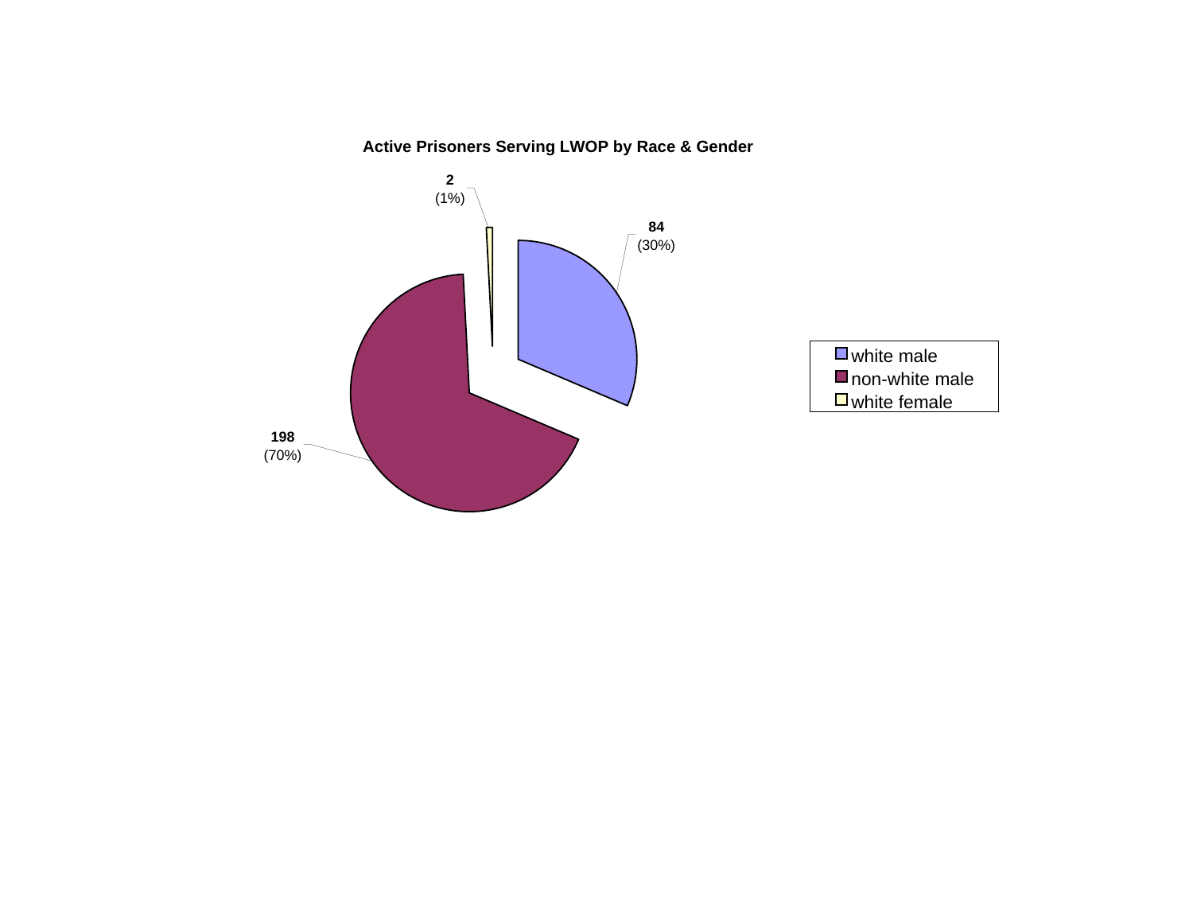**Active Prisoners Serving LWOP by Race & Gender**

| Category | Count | Percent |
|---|---|---|
| white male | 84 | (30%) |
| non-white male | 198 | (70%) |
| white female | 2 | (1%) |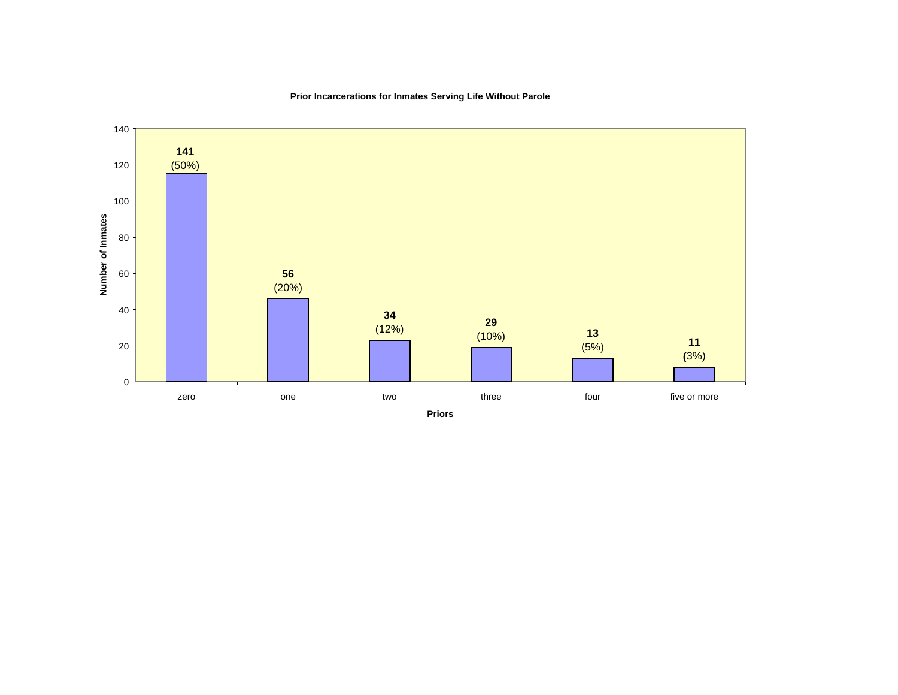**Prior Incarcerations for Inmates Serving Life Without Parole**

| Priors | Number of Inmates | Percent |
|---|---|---|
| zero | 141 | (50%) |
| one | 56 | (20%) |
| two | 34 | (12%) |
| three | 29 | (10%) |
| four | 13 | (5%) |
| five or more | 11 | (3%) |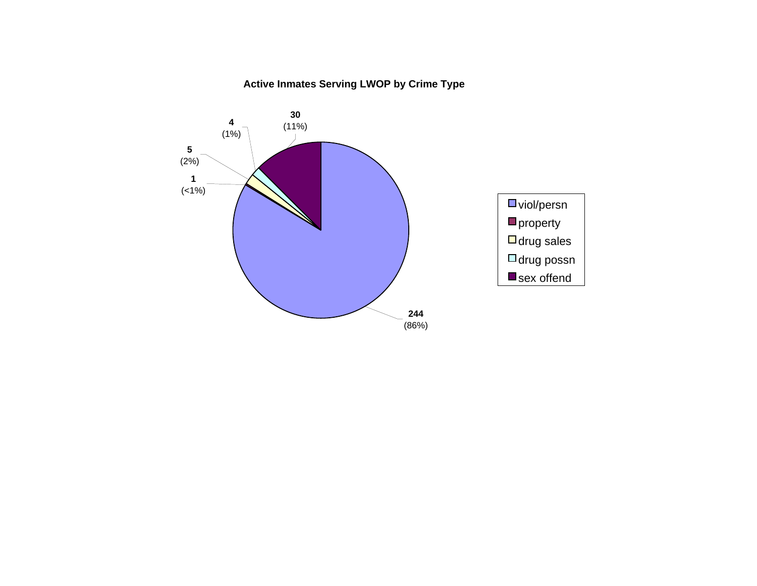**Active Inmates Serving LWOP by Crime Type**

| Crime Type | Count | Percent |
|---|---|---|
| viol/persn | 244 | (86%) |
| property | 1 | (<1%) |
| drug sales | 5 | (2%) |
| drug possn | 4 | (1%) |
| sex offend | 30 | (11%) |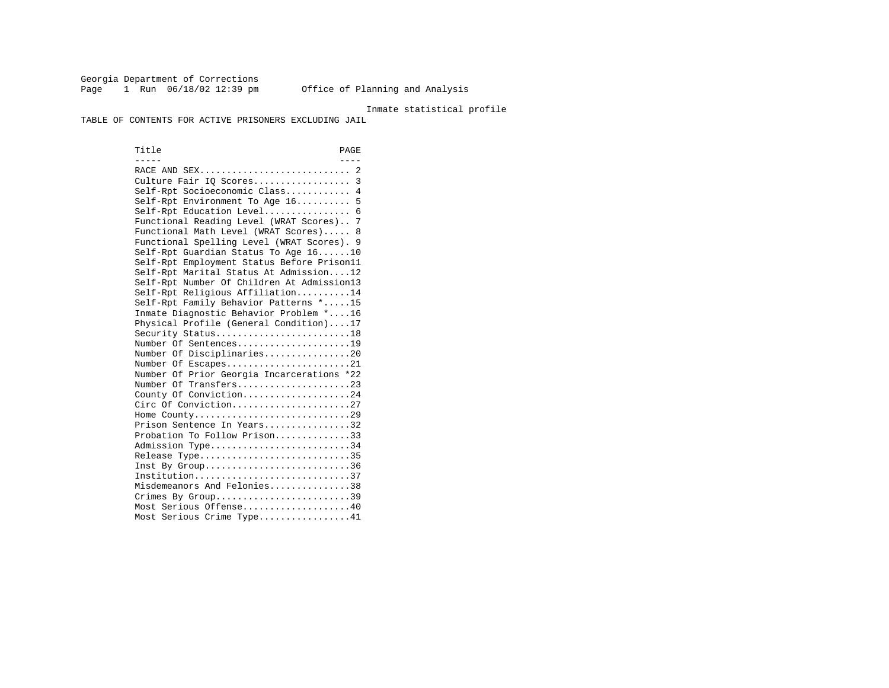Georgia Department of Corrections
Page 1 Run 06/18/02 12:39 pm Office of Planning and Analysis

Inmate statistical profile

TABLE OF CONTENTS FOR ACTIVE PRISONERS EXCLUDING JAIL

| Title | PAGE |
| --- | --- |
| RACE AND SEX | 2 |
| Culture Fair IQ Scores | 3 |
| Self-Rpt Socioeconomic Class | 4 |
| Self-Rpt Environment To Age 16 | 5 |
| Self-Rpt Education Level | 6 |
| Functional Reading Level (WRAT Scores) | 7 |
| Functional Math Level (WRAT Scores) | 8 |
| Functional Spelling Level (WRAT Scores) | 9 |
| Self-Rpt Guardian Status To Age 16 | 10 |
| Self-Rpt Employment Status Before Prison | 11 |
| Self-Rpt Marital Status At Admission | 12 |
| Self-Rpt Number Of Children At Admission | 13 |
| Self-Rpt Religious Affiliation | 14 |
| Self-Rpt Family Behavior Patterns * | 15 |
| Inmate Diagnostic Behavior Problem * | 16 |
| Physical Profile (General Condition) | 17 |
| Security Status | 18 |
| Number Of Sentences | 19 |
| Number Of Disciplinaries | 20 |
| Number Of Escapes | 21 |
| Number Of Prior Georgia Incarcerations * | 22 |
| Number Of Transfers | 23 |
| County Of Conviction | 24 |
| Circ Of Conviction | 27 |
| Home County | 29 |
| Prison Sentence In Years | 32 |
| Probation To Follow Prison | 33 |
| Admission Type | 34 |
| Release Type | 35 |
| Inst By Group | 36 |
| Institution | 37 |
| Misdemeanors And Felonies | 38 |
| Crimes By Group | 39 |
| Most Serious Offense | 40 |
| Most Serious Crime Type | 41 |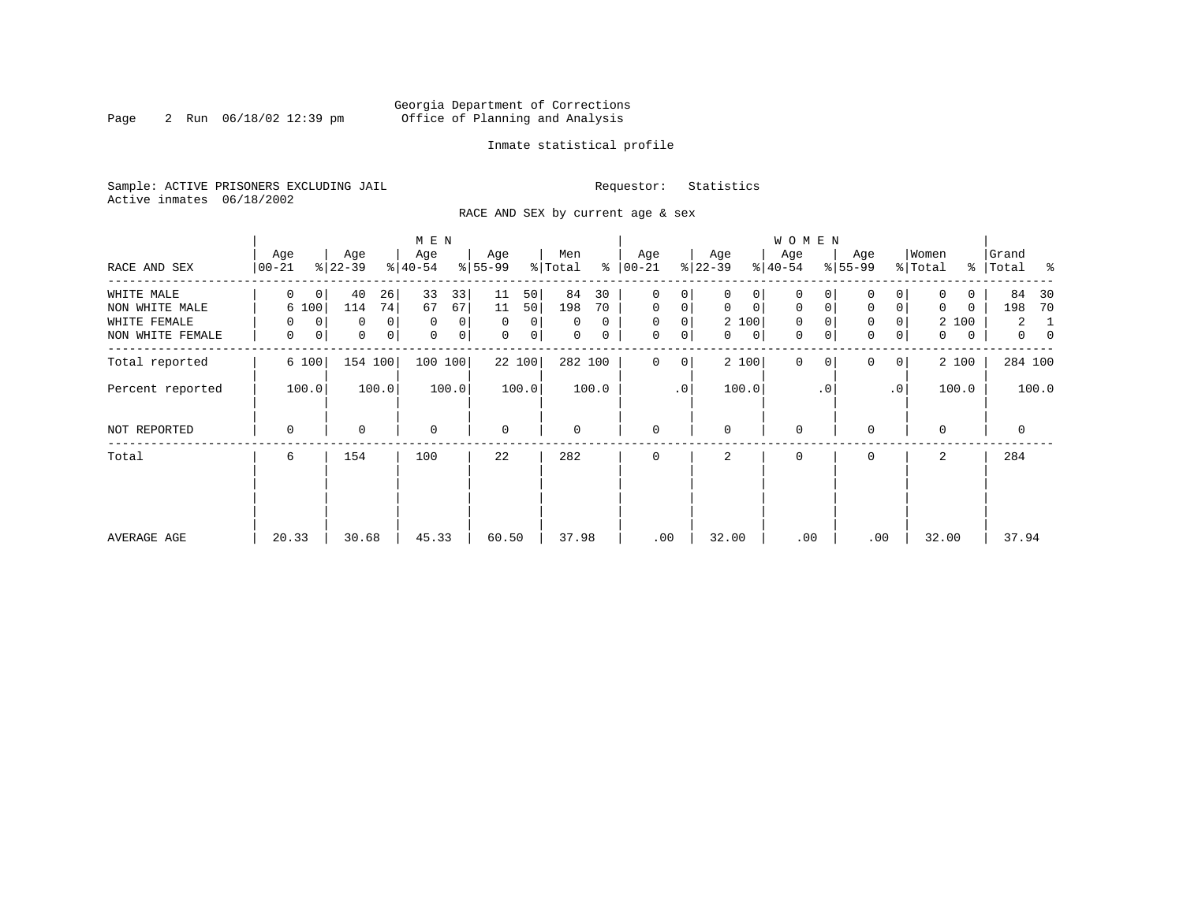Georgia Department of Corrections
Office of Planning and Analysis

Inmate statistical profile

Sample: ACTIVE PRISONERS EXCLUDING JAIL
Active inmates 06/18/2002

Requestor: Statistics

RACE AND SEX by current age & sex

| RACE AND SEX | MEN Age 00-21 | % | Age 22-39 | % | Age 40-54 | % | Age 55-99 | % | Men Total | % | WOMEN Age 00-21 | % | Age 22-39 | % | Age 40-54 | % | Age 55-99 | % | Women Total | % | Grand Total | % |
|---|---|---|---|---|---|---|---|---|---|---|---|---|---|---|---|---|---|---|---|---|---|---|
| WHITE MALE | 0 | 0 | 40 | 26 | 33 | 33 | 11 | 50 | 84 | 30 | 0 | 0 | 0 | 0 | 0 | 0 | 0 | 0 | 0 | 0 | 84 | 30 |
| NON WHITE MALE | 6 | 100 | 114 | 74 | 67 | 67 | 11 | 50 | 198 | 70 | 0 | 0 | 0 | 0 | 0 | 0 | 0 | 0 | 0 | 0 | 198 | 70 |
| WHITE FEMALE | 0 | 0 | 0 | 0 | 0 | 0 | 0 | 0 | 0 | 0 | 0 | 0 | 2 | 100 | 0 | 0 | 0 | 0 | 2 | 100 | 2 | 1 |
| NON WHITE FEMALE | 0 | 0 | 0 | 0 | 0 | 0 | 0 | 0 | 0 | 0 | 0 | 0 | 0 | 0 | 0 | 0 | 0 | 0 | 0 | 0 | 0 | 0 |
| Total reported | 6 | 100 | 154 | 100 | 100 | 100 | 22 | 100 | 282 | 100 | 0 | 0 | 2 | 100 | 0 | 0 | 0 | 0 | 2 | 100 | 284 | 100 |
| Percent reported | | 100.0 | | 100.0 | | 100.0 | | 100.0 | | 100.0 | | .0 | | 100.0 | | .0 | | .0 | | 100.0 | | 100.0 |
| NOT REPORTED | 0 | | 0 | | 0 | | 0 | | 0 | | 0 | | 0 | | 0 | | 0 | | 0 | | 0 | |
| Total | 6 | | 154 | | 100 | | 22 | | 282 | | 0 | | 2 | | 0 | | 0 | | 2 | | 284 | |
| AVERAGE AGE | 20.33 | | 30.68 | | 45.33 | | 60.50 | | 37.98 | | .00 | | 32.00 | | .00 | | .00 | | 32.00 | | 37.94 | |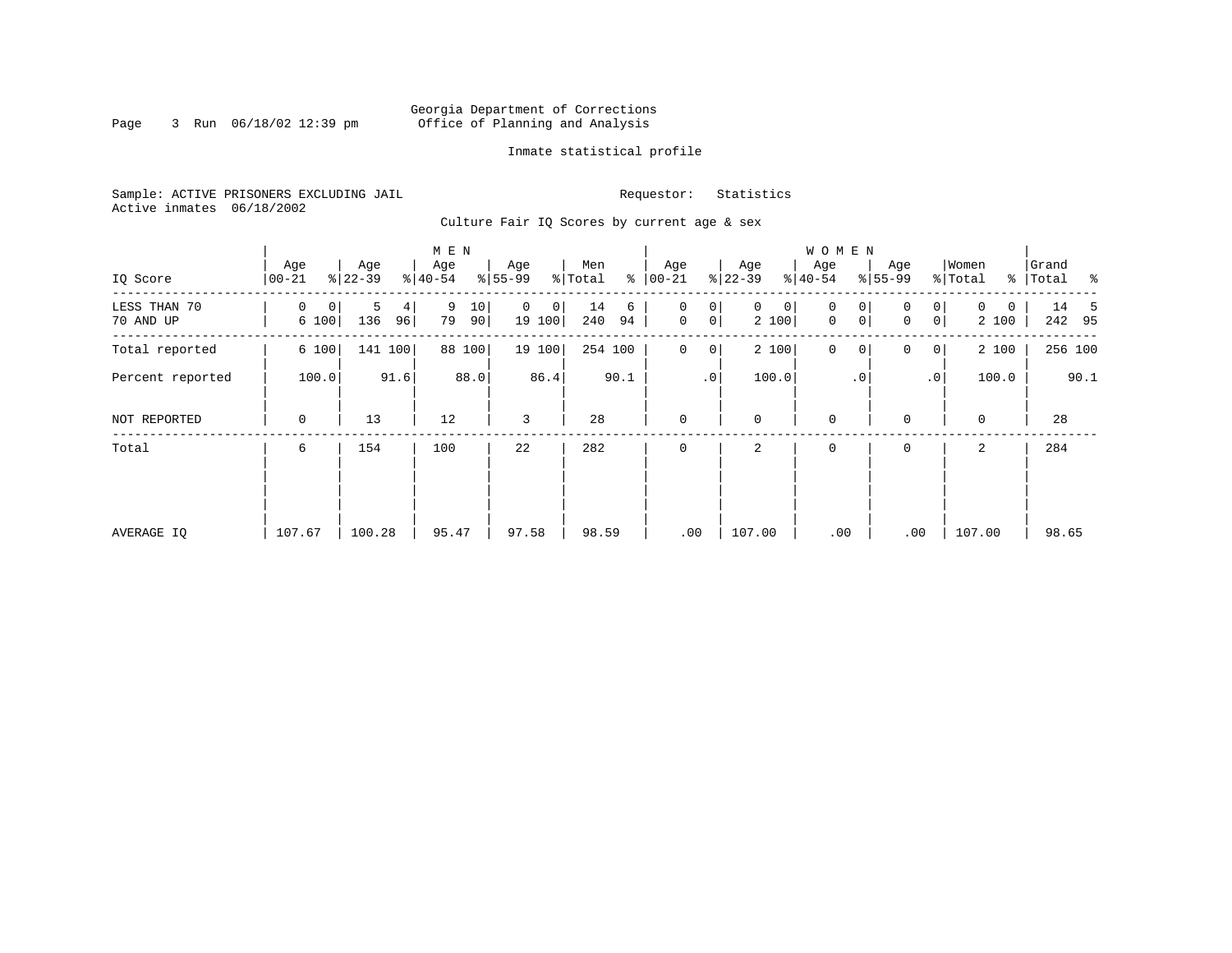Georgia Department of Corrections
Office of Planning and Analysis

Inmate statistical profile

Sample: ACTIVE PRISONERS EXCLUDING JAIL    Requestor: Statistics
Active inmates 06/18/2002

Culture Fair IQ Scores by current age & sex

| IQ Score | MEN Age 00-21 | % | Age 22-39 | % | Age 40-54 | % | Age 55-99 | % | Men Total | % | WOMEN Age 00-21 | % | Age 22-39 | % | Age 40-54 | % | Age 55-99 | % | Women Total | % | Grand Total | % |
|---|---|---|---|---|---|---|---|---|---|---|---|---|---|---|---|---|---|---|---|---|---|---|
| LESS THAN 70 | 0 | 0 | 5 | 4 | 9 | 10 | 0 | 0 | 14 | 6 | 0 | 0 | 0 | 0 | 0 | 0 | 0 | 0 | 0 | 0 | 14 | 5 |
| 70 AND UP | 6 | 100 | 136 | 96 | 79 | 90 | 19 | 100 | 240 | 94 | 0 | 0 | 2 | 100 | 0 | 0 | 0 | 0 | 2 | 100 | 242 | 95 |
| Total reported | 6 | 100 | 141 | 100 | 88 | 100 | 19 | 100 | 254 | 100 | 0 | 0 | 2 | 100 | 0 | 0 | 0 | 0 | 2 | 100 | 256 | 100 |
| Percent reported | | 100.0 | | 91.6 | | 88.0 | | 86.4 | | 90.1 | | .0 | | 100.0 | | .0 | | .0 | | 100.0 | | 90.1 |
| NOT REPORTED | 0 | | 13 | | 12 | | 3 | | 28 | | 0 | | 0 | | 0 | | 0 | | 0 | | 28 | |
| Total | 6 | | 154 | | 100 | | 22 | | 282 | | 0 | | 2 | | 0 | | 0 | | 2 | | 284 | |
| AVERAGE IQ | 107.67 | | 100.28 | | 95.47 | | 97.58 | | 98.59 | | .00 | | 107.00 | | .00 | | .00 | | 107.00 | | 98.65 | |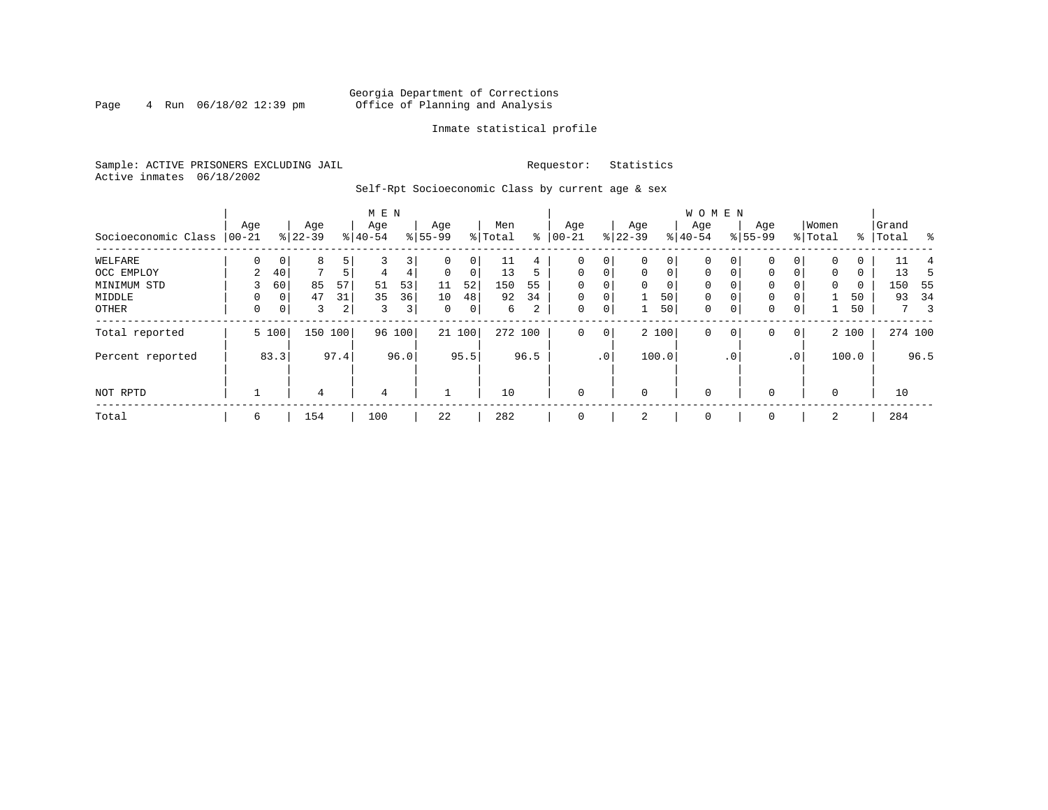Georgia Department of Corrections
Office of Planning and Analysis

Inmate statistical profile

Sample: ACTIVE PRISONERS EXCLUDING JAIL &nbsp;&nbsp;&nbsp;&nbsp; Requestor: Statistics
Active inmates 06/18/2002

Self-Rpt Socioeconomic Class by current age & sex

| | MEN | | | | | | | | | | WOMEN | | | | | | | | | | | |
|---|---|---|---|---|---|---|---|---|---|---|---|---|---|---|---|---|---|---|---|---|---|---|
| Socioeconomic Class | Age 00-21 | % | Age 22-39 | % | Age 40-54 | % | Age 55-99 | % | Men Total | % | Age 00-21 | % | Age 22-39 | % | Age 40-54 | % | Age 55-99 | % | Women Total | % | Grand Total | % |
| WELFARE | 0 | 0 | 8 | 5 | 3 | 3 | 0 | 0 | 11 | 4 | 0 | 0 | 0 | 0 | 0 | 0 | 0 | 0 | 0 | 0 | 11 | 4 |
| OCC EMPLOY | 2 | 40 | 7 | 5 | 4 | 4 | 0 | 0 | 13 | 5 | 0 | 0 | 0 | 0 | 0 | 0 | 0 | 0 | 0 | 0 | 13 | 5 |
| MINIMUM STD | 3 | 60 | 85 | 57 | 51 | 53 | 11 | 52 | 150 | 55 | 0 | 0 | 0 | 0 | 0 | 0 | 0 | 0 | 0 | 0 | 150 | 55 |
| MIDDLE | 0 | 0 | 47 | 31 | 35 | 36 | 10 | 48 | 92 | 34 | 0 | 0 | 1 | 50 | 0 | 0 | 0 | 0 | 1 | 50 | 93 | 34 |
| OTHER | 0 | 0 | 3 | 2 | 3 | 3 | 0 | 0 | 6 | 2 | 0 | 0 | 1 | 50 | 0 | 0 | 0 | 0 | 1 | 50 | 7 | 3 |
| Total reported | 5 | 100 | 150 | 100 | 96 | 100 | 21 | 100 | 272 | 100 | 0 | 0 | 2 | 100 | 0 | 0 | 0 | 0 | 2 | 100 | 274 | 100 |
| Percent reported | | 83.3 | | 97.4 | | 96.0 | | 95.5 | | 96.5 | | .0 | | 100.0 | | .0 | | .0 | | 100.0 | | 96.5 |
| NOT RPTD | 1 | | 4 | | 4 | | 1 | | 10 | | 0 | | 0 | | 0 | | 0 | | 0 | | 10 | |
| Total | 6 | | 154 | | 100 | | 22 | | 282 | | 0 | | 2 | | 0 | | 0 | | 2 | | 284 | |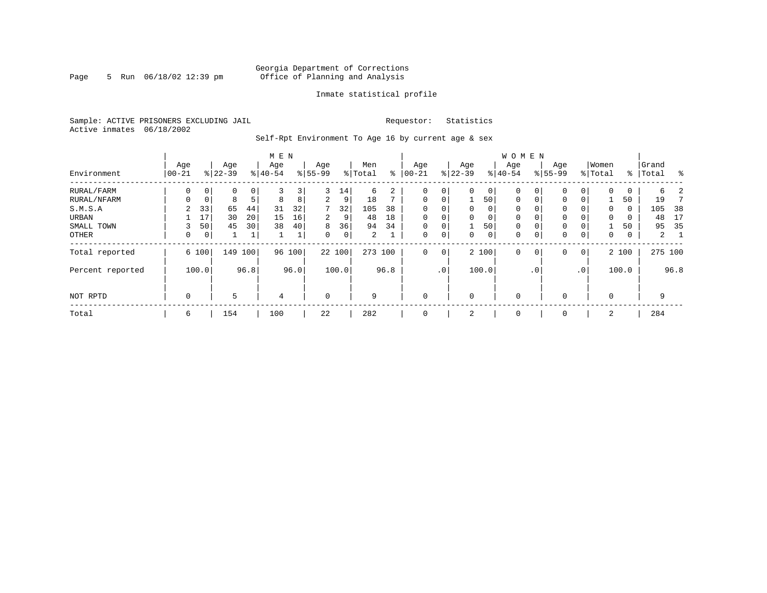Georgia Department of Corrections
Office of Planning and Analysis

Inmate statistical profile

Sample: ACTIVE PRISONERS EXCLUDING JAIL    Requestor: Statistics
Active inmates 06/18/2002

Self-Rpt Environment To Age 16 by current age & sex

| Environment | MEN Age 00-21 | % | Age 22-39 | % | Age 40-54 | % | Age 55-99 | % | Men Total | % | WOMEN Age 00-21 | % | Age 22-39 | % | Age 40-54 | % | Age 55-99 | % | Women Total | % | Grand Total | % |
|---|---|---|---|---|---|---|---|---|---|---|---|---|---|---|---|---|---|---|---|---|---|---|
| RURAL/FARM | 0 | 0 | 0 | 0 | 3 | 3 | 3 | 14 | 6 | 2 | 0 | 0 | 0 | 0 | 0 | 0 | 0 | 0 | 0 | 0 | 6 | 2 |
| RURAL/NFARM | 0 | 0 | 8 | 5 | 8 | 8 | 2 | 9 | 18 | 7 | 0 | 0 | 1 | 50 | 0 | 0 | 0 | 0 | 1 | 50 | 19 | 7 |
| S.M.S.A | 2 | 33 | 65 | 44 | 31 | 32 | 7 | 32 | 105 | 38 | 0 | 0 | 0 | 0 | 0 | 0 | 0 | 0 | 0 | 0 | 105 | 38 |
| URBAN | 1 | 17 | 30 | 20 | 15 | 16 | 2 | 9 | 48 | 18 | 0 | 0 | 0 | 0 | 0 | 0 | 0 | 0 | 0 | 0 | 48 | 17 |
| SMALL TOWN | 3 | 50 | 45 | 30 | 38 | 40 | 8 | 36 | 94 | 34 | 0 | 0 | 1 | 50 | 0 | 0 | 0 | 0 | 1 | 50 | 95 | 35 |
| OTHER | 0 | 0 | 1 | 1 | 1 | 1 | 0 | 0 | 2 | 1 | 0 | 0 | 0 | 0 | 0 | 0 | 0 | 0 | 0 | 0 | 2 | 1 |
| Total reported | 6 | 100 | 149 | 100 | 96 | 100 | 22 | 100 | 273 | 100 | 0 | 0 | 2 | 100 | 0 | 0 | 0 | 0 | 2 | 100 | 275 | 100 |
| Percent reported | | 100.0 | | 96.8 | | 96.0 | | 100.0 | | 96.8 | | .0 | | 100.0 | | .0 | | .0 | | 100.0 | | 96.8 |
| NOT RPTD | 0 | | 5 | | 4 | | 0 | | 9 | | 0 | | 0 | | 0 | | 0 | | 0 | | 9 | |
| Total | 6 | | 154 | | 100 | | 22 | | 282 | | 0 | | 2 | | 0 | | 0 | | 2 | | 284 | |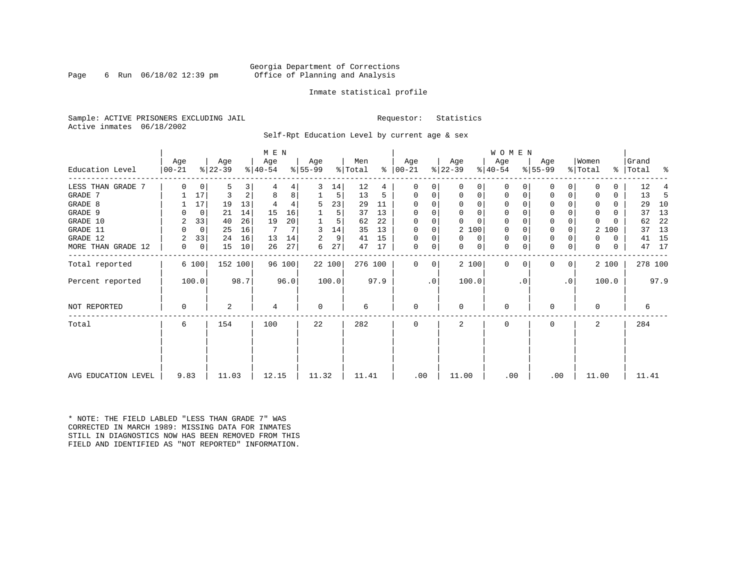Georgia Department of Corrections
Office of Planning and Analysis

Inmate statistical profile

Sample: ACTIVE PRISONERS EXCLUDING JAIL    Requestor: Statistics
Active inmates 06/18/2002

Self-Rpt Education Level by current age & sex

| Education Level | MEN Age 00-21 | % | Age 22-39 | % | Age 40-54 | % | Age 55-99 | % | Men Total | % | WOMEN Age 00-21 | % | Age 22-39 | % | Age 40-54 | % | Age 55-99 | % | Women Total | % | Grand Total | % |
|---|---|---|---|---|---|---|---|---|---|---|---|---|---|---|---|---|---|---|---|---|---|---|
| LESS THAN GRADE 7 | 0 | 0 | 5 | 3 | 4 | 4 | 3 | 14 | 12 | 4 | 0 | 0 | 0 | 0 | 0 | 0 | 0 | 0 | 0 | 0 | 12 | 4 |
| GRADE 7 | 1 | 17 | 3 | 2 | 8 | 8 | 1 | 5 | 13 | 5 | 0 | 0 | 0 | 0 | 0 | 0 | 0 | 0 | 0 | 0 | 13 | 5 |
| GRADE 8 | 1 | 17 | 19 | 13 | 4 | 4 | 5 | 23 | 29 | 11 | 0 | 0 | 0 | 0 | 0 | 0 | 0 | 0 | 0 | 0 | 29 | 10 |
| GRADE 9 | 0 | 0 | 21 | 14 | 15 | 16 | 1 | 5 | 37 | 13 | 0 | 0 | 0 | 0 | 0 | 0 | 0 | 0 | 0 | 0 | 37 | 13 |
| GRADE 10 | 2 | 33 | 40 | 26 | 19 | 20 | 1 | 5 | 62 | 22 | 0 | 0 | 0 | 0 | 0 | 0 | 0 | 0 | 0 | 0 | 62 | 22 |
| GRADE 11 | 0 | 0 | 25 | 16 | 7 | 7 | 3 | 14 | 35 | 13 | 0 | 0 | 2 | 100 | 0 | 0 | 0 | 0 | 2 | 100 | 37 | 13 |
| GRADE 12 | 2 | 33 | 24 | 16 | 13 | 14 | 2 | 9 | 41 | 15 | 0 | 0 | 0 | 0 | 0 | 0 | 0 | 0 | 0 | 0 | 41 | 15 |
| MORE THAN GRADE 12 | 0 | 0 | 15 | 10 | 26 | 27 | 6 | 27 | 47 | 17 | 0 | 0 | 0 | 0 | 0 | 0 | 0 | 0 | 0 | 0 | 47 | 17 |
| Total reported | 6 | 100 | 152 | 100 | 96 | 100 | 22 | 100 | 276 | 100 | 0 | 0 | 2 | 100 | 0 | 0 | 0 | 0 | 2 | 100 | 278 | 100 |
| Percent reported | 100.0 | | 98.7 | | 96.0 | | 100.0 | | 97.9 | | .0 | | 100.0 | | .0 | | .0 | | 100.0 | | 97.9 | |
| NOT REPORTED | 0 | | 2 | | 4 | | 0 | | 6 | | 0 | | 0 | | 0 | | 0 | | 0 | | 6 | |
| Total | 6 | | 154 | | 100 | | 22 | | 282 | | 0 | | 2 | | 0 | | 0 | | 2 | | 284 | |
| AVG EDUCATION LEVEL | 9.83 | | 11.03 | | 12.15 | | 11.32 | | 11.41 | | .00 | | 11.00 | | .00 | | .00 | | 11.00 | | 11.41 | |

* NOTE: THE FIELD LABLED "LESS THAN GRADE 7" WAS CORRECTED IN MARCH 1989: MISSING DATA FOR INMATES STILL IN DIAGNOSTICS NOW HAS BEEN REMOVED FROM THIS FIELD AND IDENTIFIED AS "NOT REPORTED" INFORMATION.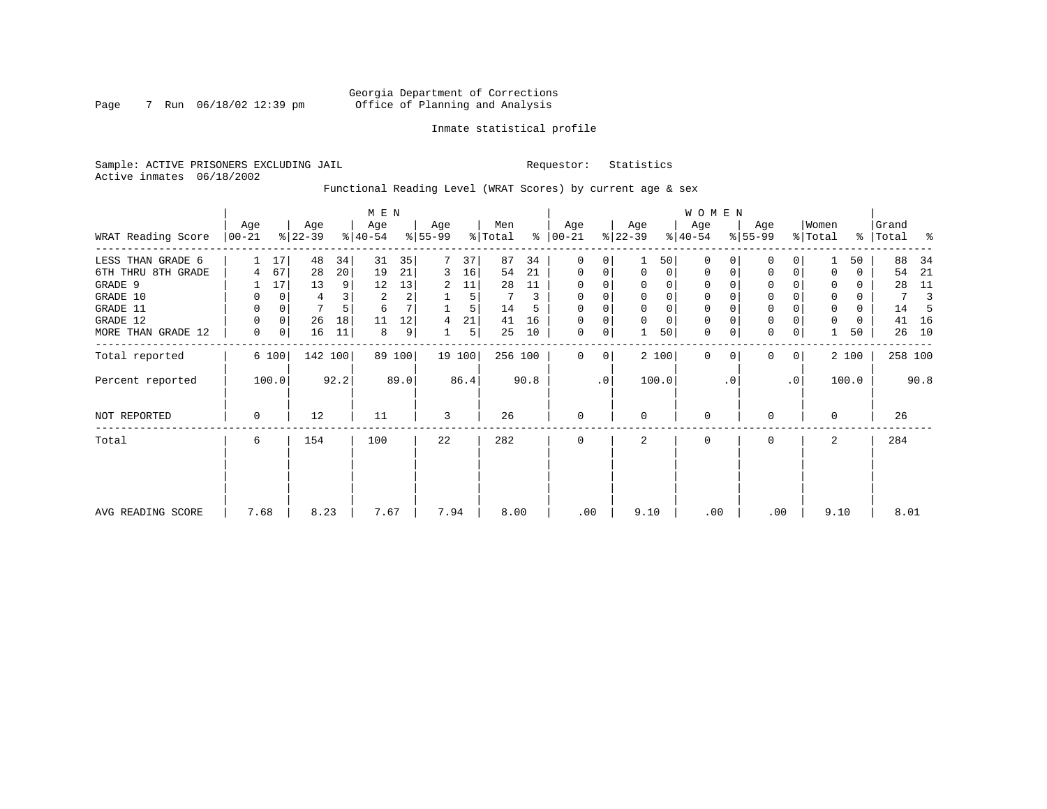Georgia Department of Corrections
Office of Planning and Analysis

Inmate statistical profile

Sample: ACTIVE PRISONERS EXCLUDING JAIL          Requestor: Statistics
Active inmates 06/18/2002

Functional Reading Level (WRAT Scores) by current age & sex

| | MEN | | | | | | | | | | WOMEN | | | | | | | | | | Grand | |
|---|---|---|---|---|---|---|---|---|---|---|---|---|---|---|---|---|---|---|---|---|---|---|
| WRAT Reading Score | Age 00-21 | % | Age 22-39 | % | Age 40-54 | % | Age 55-99 | % | Men Total | % | Age 00-21 | % | Age 22-39 | % | Age 40-54 | % | Age 55-99 | % | Women Total | % | Total | % |
| LESS THAN GRADE 6 | 1 | 17 | 48 | 34 | 31 | 35 | 7 | 37 | 87 | 34 | 0 | 0 | 1 | 50 | 0 | 0 | 0 | 0 | 1 | 50 | 88 | 34 |
| 6TH THRU 8TH GRADE | 4 | 67 | 28 | 20 | 19 | 21 | 3 | 16 | 54 | 21 | 0 | 0 | 0 | 0 | 0 | 0 | 0 | 0 | 0 | 0 | 54 | 21 |
| GRADE 9 | 1 | 17 | 13 | 9 | 12 | 13 | 2 | 11 | 28 | 11 | 0 | 0 | 0 | 0 | 0 | 0 | 0 | 0 | 0 | 0 | 28 | 11 |
| GRADE 10 | 0 | 0 | 4 | 3 | 2 | 2 | 1 | 5 | 7 | 3 | 0 | 0 | 0 | 0 | 0 | 0 | 0 | 0 | 0 | 0 | 7 | 3 |
| GRADE 11 | 0 | 0 | 7 | 5 | 6 | 7 | 1 | 5 | 14 | 5 | 0 | 0 | 0 | 0 | 0 | 0 | 0 | 0 | 0 | 0 | 14 | 5 |
| GRADE 12 | 0 | 0 | 26 | 18 | 11 | 12 | 4 | 21 | 41 | 16 | 0 | 0 | 0 | 0 | 0 | 0 | 0 | 0 | 0 | 0 | 41 | 16 |
| MORE THAN GRADE 12 | 0 | 0 | 16 | 11 | 8 | 9 | 1 | 5 | 25 | 10 | 0 | 0 | 1 | 50 | 0 | 0 | 0 | 0 | 1 | 50 | 26 | 10 |
| Total reported | 6 | 100 | 142 | 100 | 89 | 100 | 19 | 100 | 256 | 100 | 0 | 0 | 2 | 100 | 0 | 0 | 0 | 0 | 2 | 100 | 258 | 100 |
| Percent reported | | 100.0 | | 92.2 | | 89.0 | | 86.4 | | 90.8 | | .0 | | 100.0 | | .0 | | .0 | | 100.0 | | 90.8 |
| NOT REPORTED | 0 | | 12 | | 11 | | 3 | | 26 | | 0 | | 0 | | 0 | | 0 | | 0 | | 26 | |
| Total | 6 | | 154 | | 100 | | 22 | | 282 | | 0 | | 2 | | 0 | | 0 | | 2 | | 284 | |
| AVG READING SCORE | 7.68 | | 8.23 | | 7.67 | | 7.94 | | 8.00 | | .00 | | 9.10 | | .00 | | .00 | | 9.10 | | 8.01 | |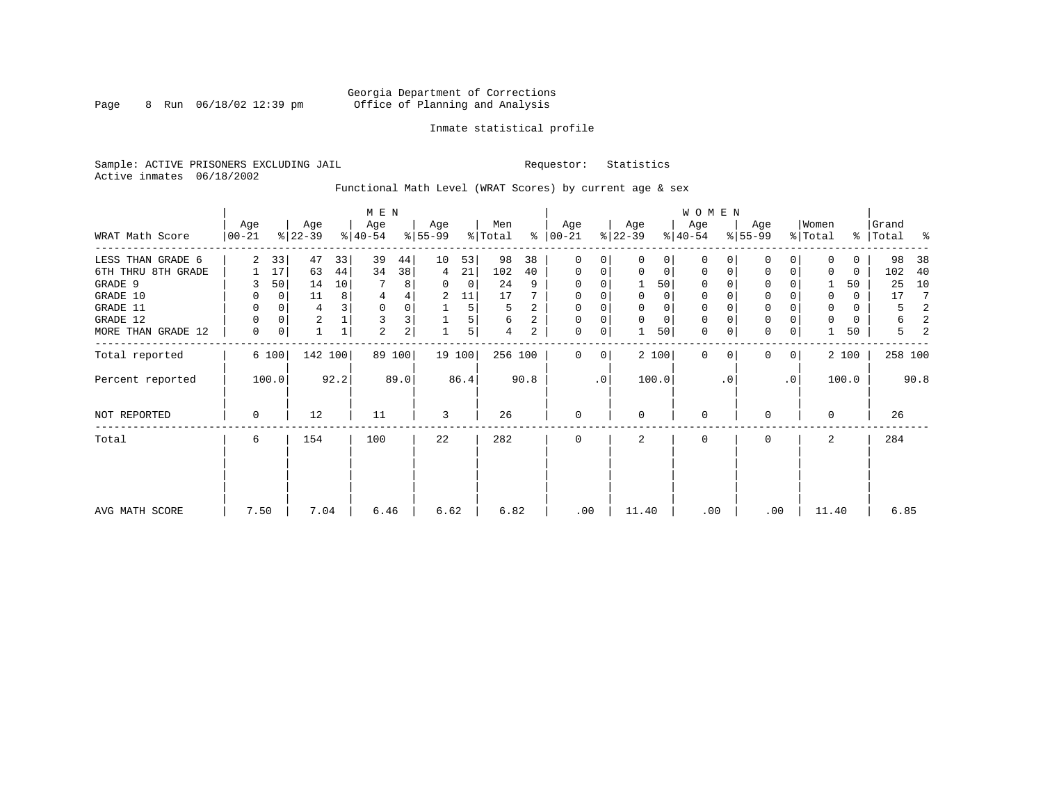Georgia Department of Corrections
Office of Planning and Analysis

Inmate statistical profile

Sample: ACTIVE PRISONERS EXCLUDING JAIL

Requestor: Statistics

Active inmates 06/18/2002

Functional Math Level (WRAT Scores) by current age & sex

| WRAT Math Score | MEN Age 00-21 | % | Age 22-39 | % | Age 40-54 | % | Age 55-99 | % | Men Total | % | WOMEN Age 00-21 | % | Age 22-39 | % | Age 40-54 | % | Age 55-99 | % | Women Total | % | Grand Total | % |
|---|---|---|---|---|---|---|---|---|---|---|---|---|---|---|---|---|---|---|---|---|---|---|
| LESS THAN GRADE 6 | 2 | 33 | 47 | 33 | 39 | 44 | 10 | 53 | 98 | 38 | 0 | 0 | 0 | 0 | 0 | 0 | 0 | 0 | 0 | 0 | 98 | 38 |
| 6TH THRU 8TH GRADE | 1 | 17 | 63 | 44 | 34 | 38 | 4 | 21 | 102 | 40 | 0 | 0 | 0 | 0 | 0 | 0 | 0 | 0 | 0 | 0 | 102 | 40 |
| GRADE 9 | 3 | 50 | 14 | 10 | 7 | 8 | 0 | 0 | 24 | 9 | 0 | 0 | 1 | 50 | 0 | 0 | 0 | 0 | 1 | 50 | 25 | 10 |
| GRADE 10 | 0 | 0 | 11 | 8 | 4 | 4 | 2 | 11 | 17 | 7 | 0 | 0 | 0 | 0 | 0 | 0 | 0 | 0 | 0 | 0 | 17 | 7 |
| GRADE 11 | 0 | 0 | 4 | 3 | 0 | 0 | 1 | 5 | 5 | 2 | 0 | 0 | 0 | 0 | 0 | 0 | 0 | 0 | 0 | 0 | 5 | 2 |
| GRADE 12 | 0 | 0 | 2 | 1 | 3 | 3 | 1 | 5 | 6 | 2 | 0 | 0 | 0 | 0 | 0 | 0 | 0 | 0 | 0 | 0 | 6 | 2 |
| MORE THAN GRADE 12 | 0 | 0 | 1 | 1 | 2 | 2 | 1 | 5 | 4 | 2 | 0 | 0 | 1 | 50 | 0 | 0 | 0 | 0 | 1 | 50 | 5 | 2 |
| Total reported | 6 | 100 | 142 | 100 | 89 | 100 | 19 | 100 | 256 | 100 | 0 | 0 | 2 | 100 | 0 | 0 | 0 | 0 | 2 | 100 | 258 | 100 |
| Percent reported | 100.0 | | 92.2 | | 89.0 | | 86.4 | | 90.8 | | .0 | | 100.0 | | .0 | | .0 | | 100.0 | | 90.8 | |
| NOT REPORTED | 0 | | 12 | | 11 | | 3 | | 26 | | 0 | | 0 | | 0 | | 0 | | 0 | | 26 | |
| Total | 6 | | 154 | | 100 | | 22 | | 282 | | 0 | | 2 | | 0 | | 0 | | 2 | | 284 | |
| AVG MATH SCORE | 7.50 | | 7.04 | | 6.46 | | 6.62 | | 6.82 | | .00 | | 11.40 | | .00 | | .00 | | 11.40 | | 6.85 | |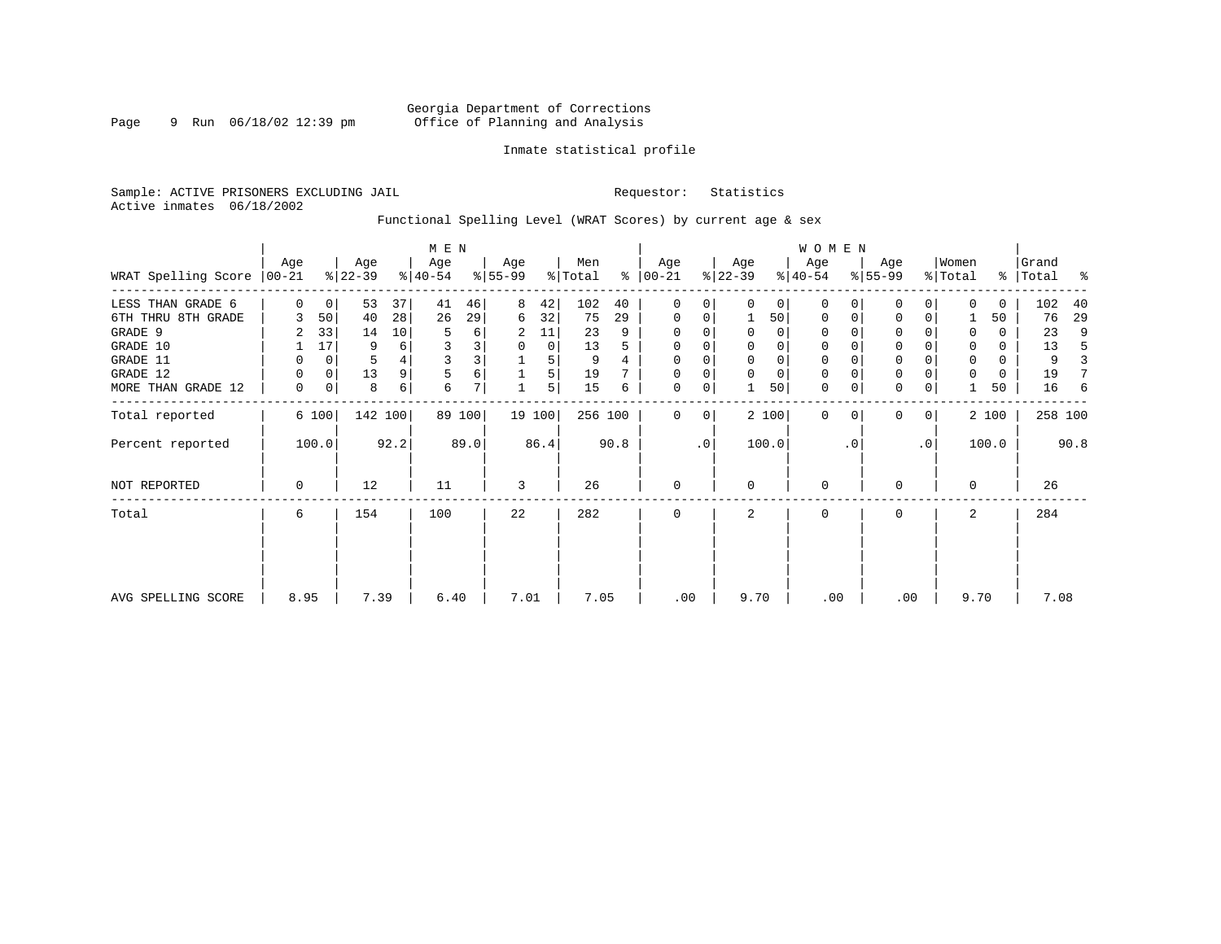Georgia Department of Corrections
Office of Planning and Analysis

Inmate statistical profile

Sample: ACTIVE PRISONERS EXCLUDING JAIL

Requestor: Statistics

Active inmates 06/18/2002

Functional Spelling Level (WRAT Scores) by current age & sex

| WRAT Spelling Score | MEN Age 00-21 | % | Age 22-39 | % | Age 40-54 | % | Age 55-99 | % | Men Total | % | WOMEN Age 00-21 | % | Age 22-39 | % | Age 40-54 | % | Age 55-99 | % | Women Total | % | Grand Total | % |
|---|---|---|---|---|---|---|---|---|---|---|---|---|---|---|---|---|---|---|---|---|---|---|
| LESS THAN GRADE 6 | 0 | 0 | 53 | 37 | 41 | 46 | 8 | 42 | 102 | 40 | 0 | 0 | 0 | 0 | 0 | 0 | 0 | 0 | 0 | 0 | 102 | 40 |
| 6TH THRU 8TH GRADE | 3 | 50 | 40 | 28 | 26 | 29 | 6 | 32 | 75 | 29 | 0 | 0 | 1 | 50 | 0 | 0 | 0 | 0 | 1 | 50 | 76 | 29 |
| GRADE 9 | 2 | 33 | 14 | 10 | 5 | 6 | 2 | 11 | 23 | 9 | 0 | 0 | 0 | 0 | 0 | 0 | 0 | 0 | 0 | 0 | 23 | 9 |
| GRADE 10 | 1 | 17 | 9 | 6 | 3 | 3 | 0 | 0 | 13 | 5 | 0 | 0 | 0 | 0 | 0 | 0 | 0 | 0 | 0 | 0 | 13 | 5 |
| GRADE 11 | 0 | 0 | 5 | 4 | 3 | 3 | 1 | 5 | 9 | 4 | 0 | 0 | 0 | 0 | 0 | 0 | 0 | 0 | 0 | 0 | 9 | 3 |
| GRADE 12 | 0 | 0 | 13 | 9 | 5 | 6 | 1 | 5 | 19 | 7 | 0 | 0 | 0 | 0 | 0 | 0 | 0 | 0 | 0 | 0 | 19 | 7 |
| MORE THAN GRADE 12 | 0 | 0 | 8 | 6 | 6 | 7 | 1 | 5 | 15 | 6 | 0 | 0 | 1 | 50 | 0 | 0 | 0 | 0 | 1 | 50 | 16 | 6 |
| Total reported | 6 | 100 | 142 | 100 | 89 | 100 | 19 | 100 | 256 | 100 | 0 | 0 | 2 | 100 | 0 | 0 | 0 | 0 | 2 | 100 | 258 | 100 |
| Percent reported | 100.0 | | 92.2 | | 89.0 | | 86.4 | | 90.8 | | .0 | | 100.0 | | .0 | | .0 | | 100.0 | | 90.8 | |
| NOT REPORTED | 0 | | 12 | | 11 | | 3 | | 26 | | 0 | | 0 | | 0 | | 0 | | 0 | | 26 | |
| Total | 6 | | 154 | | 100 | | 22 | | 282 | | 0 | | 2 | | 0 | | 0 | | 2 | | 284 | |
| AVG SPELLING SCORE | 8.95 | | 7.39 | | 6.40 | | 7.01 | | 7.05 | | .00 | | 9.70 | | .00 | | .00 | | 9.70 | | 7.08 | |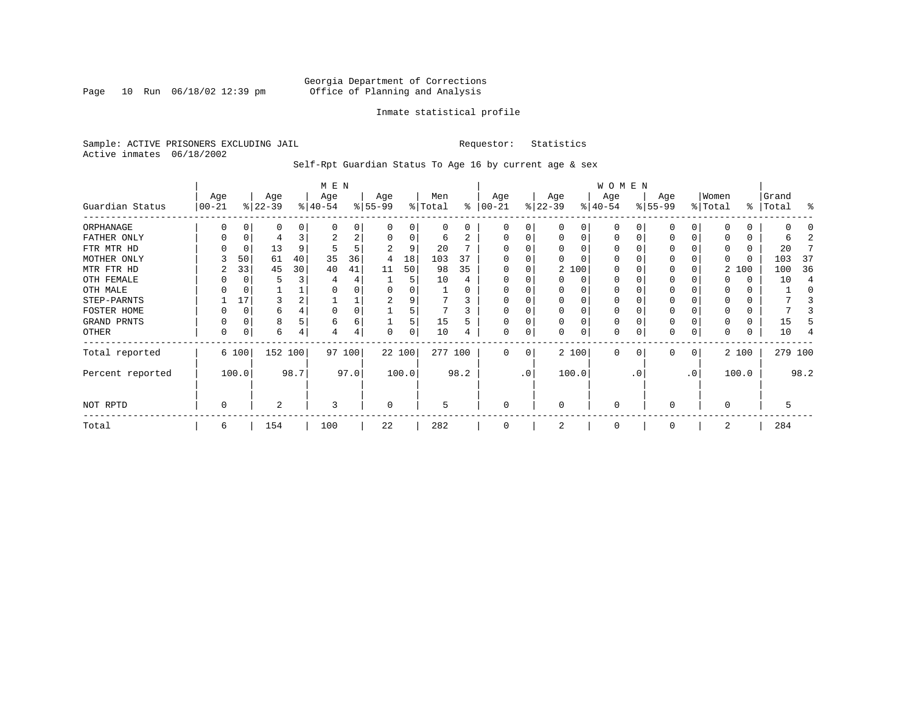Georgia Department of Corrections
Office of Planning and Analysis

Inmate statistical profile

Sample: ACTIVE PRISONERS EXCLUDING JAIL    Requestor: Statistics
Active inmates 06/18/2002

Self-Rpt Guardian Status To Age 16 by current age & sex

| Guardian Status | MEN Age 00-21 | % | Age 22-39 | % | Age 40-54 | % | Age 55-99 | % | Men Total | % | WOMEN Age 00-21 | % | Age 22-39 | % | Age 40-54 | % | Age 55-99 | % | Women Total | % | Grand Total | % |
|---|---|---|---|---|---|---|---|---|---|---|---|---|---|---|---|---|---|---|---|---|---|---|
| ORPHANAGE | 0 | 0 | 0 | 0 | 0 | 0 | 0 | 0 | 0 | 0 | 0 | 0 | 0 | 0 | 0 | 0 | 0 | 0 | 0 | 0 | 0 | 0 |
| FATHER ONLY | 0 | 0 | 4 | 3 | 2 | 2 | 0 | 0 | 6 | 2 | 0 | 0 | 0 | 0 | 0 | 0 | 0 | 0 | 0 | 0 | 6 | 2 |
| FTR MTR HD | 0 | 0 | 13 | 9 | 5 | 5 | 2 | 9 | 20 | 7 | 0 | 0 | 0 | 0 | 0 | 0 | 0 | 0 | 0 | 0 | 20 | 7 |
| MOTHER ONLY | 3 | 50 | 61 | 40 | 35 | 36 | 4 | 18 | 103 | 37 | 0 | 0 | 0 | 0 | 0 | 0 | 0 | 0 | 0 | 0 | 103 | 37 |
| MTR FTR HD | 2 | 33 | 45 | 30 | 40 | 41 | 11 | 50 | 98 | 35 | 0 | 0 | 2 | 100 | 0 | 0 | 0 | 0 | 2 | 100 | 100 | 36 |
| OTH FEMALE | 0 | 0 | 5 | 3 | 4 | 4 | 1 | 5 | 10 | 4 | 0 | 0 | 0 | 0 | 0 | 0 | 0 | 0 | 0 | 0 | 10 | 4 |
| OTH MALE | 0 | 0 | 1 | 1 | 0 | 0 | 0 | 0 | 1 | 0 | 0 | 0 | 0 | 0 | 0 | 0 | 0 | 0 | 0 | 0 | 1 | 0 |
| STEP-PARNTS | 1 | 17 | 3 | 2 | 1 | 1 | 2 | 9 | 7 | 3 | 0 | 0 | 0 | 0 | 0 | 0 | 0 | 0 | 0 | 0 | 7 | 3 |
| FOSTER HOME | 0 | 0 | 6 | 4 | 0 | 0 | 1 | 5 | 7 | 3 | 0 | 0 | 0 | 0 | 0 | 0 | 0 | 0 | 0 | 0 | 7 | 3 |
| GRAND PRNTS | 0 | 0 | 8 | 5 | 6 | 6 | 1 | 5 | 15 | 5 | 0 | 0 | 0 | 0 | 0 | 0 | 0 | 0 | 0 | 0 | 15 | 5 |
| OTHER | 0 | 0 | 6 | 4 | 4 | 4 | 0 | 0 | 10 | 4 | 0 | 0 | 0 | 0 | 0 | 0 | 0 | 0 | 0 | 0 | 10 | 4 |
| Total reported | 6 | 100 | 152 | 100 | 97 | 100 | 22 | 100 | 277 | 100 | 0 | 0 | 2 | 100 | 0 | 0 | 0 | 0 | 2 | 100 | 279 | 100 |
| Percent reported | | 100.0 | | 98.7 | | 97.0 | | 100.0 | | 98.2 | | .0 | | 100.0 | | .0 | | .0 | | 100.0 | | 98.2 |
| NOT RPTD | 0 | | 2 | | 3 | | 0 | | 5 | | 0 | | 0 | | 0 | | 0 | | 0 | | 5 | |
| Total | 6 | | 154 | | 100 | | 22 | | 282 | | 0 | | 2 | | 0 | | 0 | | 2 | | 284 | |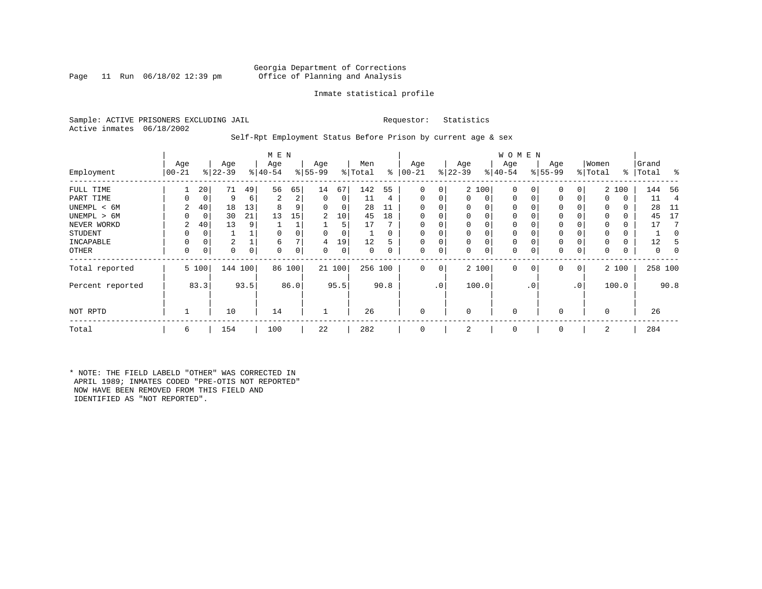Georgia Department of Corrections
Office of Planning and Analysis

Inmate statistical profile

Sample: ACTIVE PRISONERS EXCLUDING JAIL　　　　Requestor: Statistics
Active inmates 06/18/2002

Self-Rpt Employment Status Before Prison by current age & sex

| Employment | MEN Age 00-21 | % | Age 22-39 | % | Age 40-54 | % | Age 55-99 | % | Men Total | % | WOMEN Age 00-21 | % | Age 22-39 | % | Age 40-54 | % | Age 55-99 | % | Women Total | % | Grand Total | % |
|---|---|---|---|---|---|---|---|---|---|---|---|---|---|---|---|---|---|---|---|---|---|---|
| FULL TIME | 1 | 20 | 71 | 49 | 56 | 65 | 14 | 67 | 142 | 55 | 0 | 0 | 2 | 100 | 0 | 0 | 0 | 0 | 2 | 100 | 144 | 56 |
| PART TIME | 0 | 0 | 9 | 6 | 2 | 2 | 0 | 0 | 11 | 4 | 0 | 0 | 0 | 0 | 0 | 0 | 0 | 0 | 0 | 0 | 11 | 4 |
| UNEMPL < 6M | 2 | 40 | 18 | 13 | 8 | 9 | 0 | 0 | 28 | 11 | 0 | 0 | 0 | 0 | 0 | 0 | 0 | 0 | 0 | 0 | 28 | 11 |
| UNEMPL > 6M | 0 | 0 | 30 | 21 | 13 | 15 | 2 | 10 | 45 | 18 | 0 | 0 | 0 | 0 | 0 | 0 | 0 | 0 | 0 | 0 | 45 | 17 |
| NEVER WORKD | 2 | 40 | 13 | 9 | 1 | 1 | 1 | 5 | 17 | 7 | 0 | 0 | 0 | 0 | 0 | 0 | 0 | 0 | 0 | 0 | 17 | 7 |
| STUDENT | 0 | 0 | 1 | 1 | 0 | 0 | 0 | 0 | 1 | 0 | 0 | 0 | 0 | 0 | 0 | 0 | 0 | 0 | 0 | 0 | 1 | 0 |
| INCAPABLE | 0 | 0 | 2 | 1 | 6 | 7 | 4 | 19 | 12 | 5 | 0 | 0 | 0 | 0 | 0 | 0 | 0 | 0 | 0 | 0 | 12 | 5 |
| OTHER | 0 | 0 | 0 | 0 | 0 | 0 | 0 | 0 | 0 | 0 | 0 | 0 | 0 | 0 | 0 | 0 | 0 | 0 | 0 | 0 | 0 | 0 |
| Total reported | 5 | 100 | 144 | 100 | 86 | 100 | 21 | 100 | 256 | 100 | 0 | 0 | 2 | 100 | 0 | 0 | 0 | 0 | 2 | 100 | 258 | 100 |
| Percent reported | | 83.3 | | 93.5 | | 86.0 | | 95.5 | | 90.8 | | .0 | | 100.0 | | .0 | | .0 | | 100.0 | | 90.8 |
| NOT RPTD | 1 | | 10 | | 14 | | 1 | | 26 | | 0 | | 0 | | 0 | | 0 | | 0 | | 26 | |
| Total | 6 | | 154 | | 100 | | 22 | | 282 | | 0 | | 2 | | 0 | | 0 | | 2 | | 284 | |

* NOTE: THE FIELD LABELD "OTHER" WAS CORRECTED IN APRIL 1989; INMATES CODED "PRE-OTIS NOT REPORTED" NOW HAVE BEEN REMOVED FROM THIS FIELD AND IDENTIFIED AS "NOT REPORTED".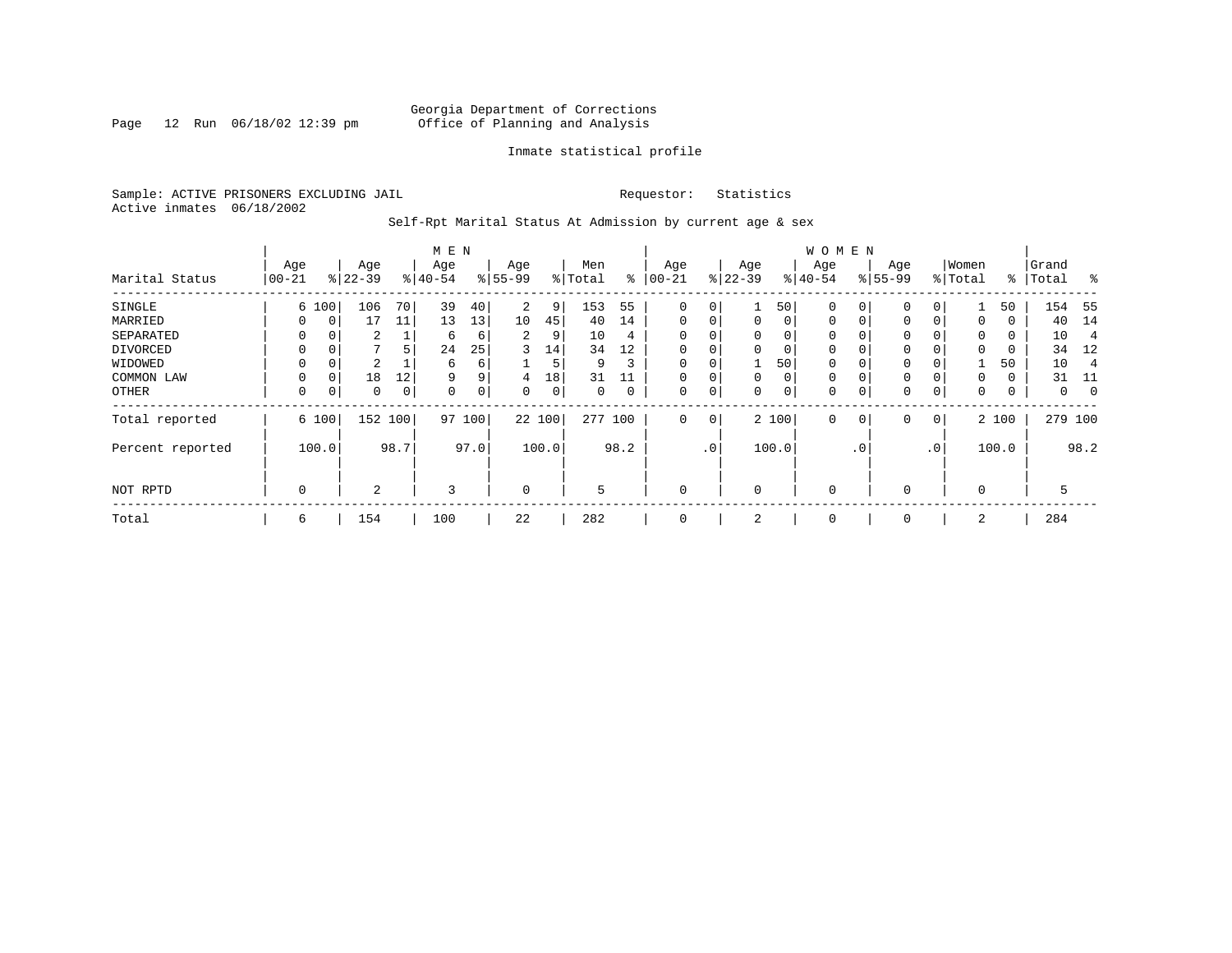Georgia Department of Corrections
Office of Planning and Analysis

Inmate statistical profile

Sample: ACTIVE PRISONERS EXCLUDING JAIL    Requestor: Statistics
Active inmates 06/18/2002

Self-Rpt Marital Status At Admission by current age & sex

| Marital Status | MEN Age 00-21 | % | Age 22-39 | % | Age 40-54 | % | Age 55-99 | % | Men Total | % | WOMEN Age 00-21 | % | Age 22-39 | % | Age 40-54 | % | Age 55-99 | % | Women Total | % | Grand Total | % |
|---|---|---|---|---|---|---|---|---|---|---|---|---|---|---|---|---|---|---|---|---|---|---|
| SINGLE | 6 | 100 | 106 | 70 | 39 | 40 | 2 | 9 | 153 | 55 | 0 | 0 | 1 | 50 | 0 | 0 | 0 | 0 | 1 | 50 | 154 | 55 |
| MARRIED | 0 | 0 | 17 | 11 | 13 | 13 | 10 | 45 | 40 | 14 | 0 | 0 | 0 | 0 | 0 | 0 | 0 | 0 | 0 | 0 | 40 | 14 |
| SEPARATED | 0 | 0 | 2 | 1 | 6 | 6 | 2 | 9 | 10 | 4 | 0 | 0 | 0 | 0 | 0 | 0 | 0 | 0 | 0 | 0 | 10 | 4 |
| DIVORCED | 0 | 0 | 7 | 5 | 24 | 25 | 3 | 14 | 34 | 12 | 0 | 0 | 0 | 0 | 0 | 0 | 0 | 0 | 0 | 0 | 34 | 12 |
| WIDOWED | 0 | 0 | 2 | 1 | 6 | 6 | 1 | 5 | 9 | 3 | 0 | 0 | 1 | 50 | 0 | 0 | 0 | 0 | 1 | 50 | 10 | 4 |
| COMMON LAW | 0 | 0 | 18 | 12 | 9 | 9 | 4 | 18 | 31 | 11 | 0 | 0 | 0 | 0 | 0 | 0 | 0 | 0 | 0 | 0 | 31 | 11 |
| OTHER | 0 | 0 | 0 | 0 | 0 | 0 | 0 | 0 | 0 | 0 | 0 | 0 | 0 | 0 | 0 | 0 | 0 | 0 | 0 | 0 | 0 | 0 |
| Total reported | 6 | 100 | 152 | 100 | 97 | 100 | 22 | 100 | 277 | 100 | 0 | 0 | 2 | 100 | 0 | 0 | 0 | 0 | 2 | 100 | 279 | 100 |
| Percent reported | | 100.0 | | 98.7 | | 97.0 | | 100.0 | | 98.2 | | .0 | | 100.0 | | .0 | | .0 | | 100.0 | | 98.2 |
| NOT RPTD | 0 | | 2 | | 3 | | 0 | | 5 | | 0 | | 0 | | 0 | | 0 | | 0 | | 5 | |
| Total | 6 | | 154 | | 100 | | 22 | | 282 | | 0 | | 2 | | 0 | | 0 | | 2 | | 284 | |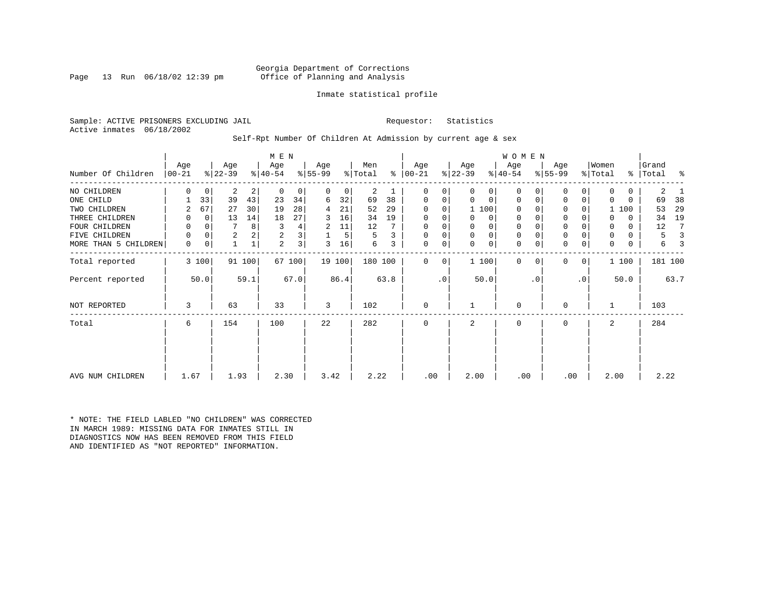Georgia Department of Corrections
Office of Planning and Analysis

Inmate statistical profile

Sample: ACTIVE PRISONERS EXCLUDING JAIL

Requestor: Statistics

Active inmates 06/18/2002

Self-Rpt Number Of Children At Admission by current age & sex

| Number Of Children | MEN Age 00-21 | % | Age 22-39 | % | Age 40-54 | % | Age 55-99 | % | Men Total | % | WOMEN Age 00-21 | % | Age 22-39 | % | Age 40-54 | % | Age 55-99 | % | Women Total | % | Grand Total | % |
|---|---|---|---|---|---|---|---|---|---|---|---|---|---|---|---|---|---|---|---|---|---|---|
| NO CHILDREN | 0 | 0 | 2 | 2 | 0 | 0 | 0 | 0 | 2 | 1 | 0 | 0 | 0 | 0 | 0 | 0 | 0 | 0 | 0 | 0 | 2 | 1 |
| ONE CHILD | 1 | 33 | 39 | 43 | 23 | 34 | 6 | 32 | 69 | 38 | 0 | 0 | 0 | 0 | 0 | 0 | 0 | 0 | 0 | 0 | 69 | 38 |
| TWO CHILDREN | 2 | 67 | 27 | 30 | 19 | 28 | 4 | 21 | 52 | 29 | 0 | 0 | 1 | 100 | 0 | 0 | 0 | 0 | 1 | 100 | 53 | 29 |
| THREE CHILDREN | 0 | 0 | 13 | 14 | 18 | 27 | 3 | 16 | 34 | 19 | 0 | 0 | 0 | 0 | 0 | 0 | 0 | 0 | 0 | 0 | 34 | 19 |
| FOUR CHILDREN | 0 | 0 | 7 | 8 | 3 | 4 | 2 | 11 | 12 | 7 | 0 | 0 | 0 | 0 | 0 | 0 | 0 | 0 | 0 | 0 | 12 | 7 |
| FIVE CHILDREN | 0 | 0 | 2 | 2 | 2 | 3 | 1 | 5 | 5 | 3 | 0 | 0 | 0 | 0 | 0 | 0 | 0 | 0 | 0 | 0 | 5 | 3 |
| MORE THAN 5 CHILDREN | 0 | 0 | 1 | 1 | 2 | 3 | 3 | 16 | 6 | 3 | 0 | 0 | 0 | 0 | 0 | 0 | 0 | 0 | 0 | 0 | 6 | 3 |
| Total reported | 3 | 100 | 91 | 100 | 67 | 100 | 19 | 100 | 180 | 100 | 0 | 0 | 1 | 100 | 0 | 0 | 0 | 0 | 1 | 100 | 181 | 100 |
| Percent reported | | 50.0 | | 59.1 | | 67.0 | | 86.4 | | 63.8 | | .0 | | 50.0 | | .0 | | .0 | | 50.0 | | 63.7 |
| NOT REPORTED | 3 | | 63 | | 33 | | 3 | | 102 | | 0 | | 1 | | 0 | | 0 | | 1 | | 103 | |
| Total | 6 | | 154 | | 100 | | 22 | | 282 | | 0 | | 2 | | 0 | | 0 | | 2 | | 284 | |
| AVG NUM CHILDREN | 1.67 | | 1.93 | | 2.30 | | 3.42 | | 2.22 | | .00 | | 2.00 | | .00 | | .00 | | 2.00 | | 2.22 | |

* NOTE: THE FIELD LABLED "NO CHILDREN" WAS CORRECTED IN MARCH 1989: MISSING DATA FOR INMATES STILL IN DIAGNOSTICS NOW HAS BEEN REMOVED FROM THIS FIELD AND IDENTIFIED AS "NOT REPORTED" INFORMATION.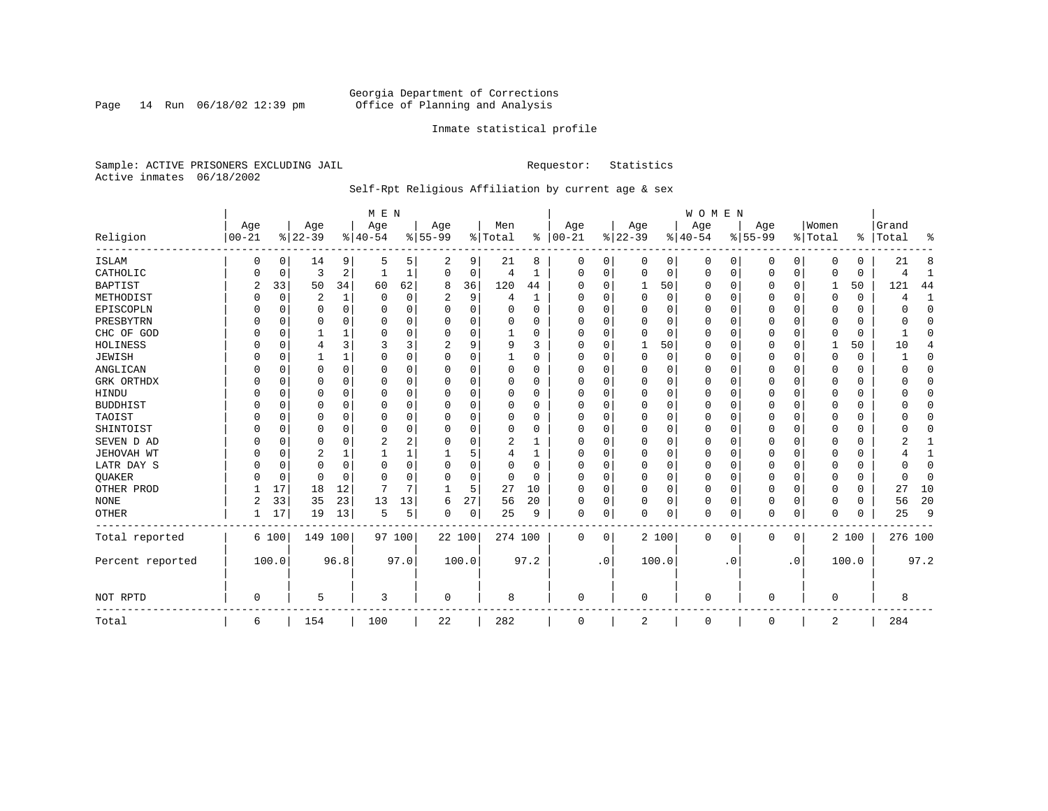Georgia Department of Corrections
Office of Planning and Analysis

Inmate statistical profile

Sample: ACTIVE PRISONERS EXCLUDING JAIL    Requestor: Statistics
Active inmates 06/18/2002

Self-Rpt Religious Affiliation by current age & sex

| Religion | MEN Age 00-21 | % | Age 22-39 | % | Age 40-54 | % | Age 55-99 | % | Men Total | % | WOMEN Age 00-21 | % | Age 22-39 | % | Age 40-54 | % | Age 55-99 | % | Women Total | % | Grand Total | % |
|---|---|---|---|---|---|---|---|---|---|---|---|---|---|---|---|---|---|---|---|---|---|---|
| ISLAM | 0 | 0 | 14 | 9 | 5 | 5 | 2 | 9 | 21 | 8 | 0 | 0 | 0 | 0 | 0 | 0 | 0 | 0 | 0 | 0 | 21 | 8 |
| CATHOLIC | 0 | 0 | 3 | 2 | 1 | 1 | 0 | 0 | 4 | 1 | 0 | 0 | 0 | 0 | 0 | 0 | 0 | 0 | 0 | 0 | 4 | 1 |
| BAPTIST | 2 | 33 | 50 | 34 | 60 | 62 | 8 | 36 | 120 | 44 | 0 | 0 | 1 | 50 | 0 | 0 | 0 | 0 | 1 | 50 | 121 | 44 |
| METHODIST | 0 | 0 | 2 | 1 | 0 | 0 | 2 | 9 | 4 | 1 | 0 | 0 | 0 | 0 | 0 | 0 | 0 | 0 | 0 | 0 | 4 | 1 |
| EPISCOPLN | 0 | 0 | 0 | 0 | 0 | 0 | 0 | 0 | 0 | 0 | 0 | 0 | 0 | 0 | 0 | 0 | 0 | 0 | 0 | 0 | 0 | 0 |
| PRESBYTRN | 0 | 0 | 0 | 0 | 0 | 0 | 0 | 0 | 0 | 0 | 0 | 0 | 0 | 0 | 0 | 0 | 0 | 0 | 0 | 0 | 0 | 0 |
| CHC OF GOD | 0 | 0 | 1 | 1 | 0 | 0 | 0 | 0 | 1 | 0 | 0 | 0 | 0 | 0 | 0 | 0 | 0 | 0 | 0 | 0 | 1 | 0 |
| HOLINESS | 0 | 0 | 4 | 3 | 3 | 3 | 2 | 9 | 9 | 3 | 0 | 0 | 1 | 50 | 0 | 0 | 0 | 0 | 1 | 50 | 10 | 4 |
| JEWISH | 0 | 0 | 1 | 1 | 0 | 0 | 0 | 0 | 1 | 0 | 0 | 0 | 0 | 0 | 0 | 0 | 0 | 0 | 0 | 0 | 1 | 0 |
| ANGLICAN | 0 | 0 | 0 | 0 | 0 | 0 | 0 | 0 | 0 | 0 | 0 | 0 | 0 | 0 | 0 | 0 | 0 | 0 | 0 | 0 | 0 | 0 |
| GRK ORTHDX | 0 | 0 | 0 | 0 | 0 | 0 | 0 | 0 | 0 | 0 | 0 | 0 | 0 | 0 | 0 | 0 | 0 | 0 | 0 | 0 | 0 | 0 |
| HINDU | 0 | 0 | 0 | 0 | 0 | 0 | 0 | 0 | 0 | 0 | 0 | 0 | 0 | 0 | 0 | 0 | 0 | 0 | 0 | 0 | 0 | 0 |
| BUDDHIST | 0 | 0 | 0 | 0 | 0 | 0 | 0 | 0 | 0 | 0 | 0 | 0 | 0 | 0 | 0 | 0 | 0 | 0 | 0 | 0 | 0 | 0 |
| TAOIST | 0 | 0 | 0 | 0 | 0 | 0 | 0 | 0 | 0 | 0 | 0 | 0 | 0 | 0 | 0 | 0 | 0 | 0 | 0 | 0 | 0 | 0 |
| SHINTOIST | 0 | 0 | 0 | 0 | 0 | 0 | 0 | 0 | 0 | 0 | 0 | 0 | 0 | 0 | 0 | 0 | 0 | 0 | 0 | 0 | 0 | 0 |
| SEVEN D AD | 0 | 0 | 0 | 0 | 2 | 2 | 0 | 0 | 2 | 1 | 0 | 0 | 0 | 0 | 0 | 0 | 0 | 0 | 0 | 0 | 2 | 1 |
| JEHOVAH WT | 0 | 0 | 2 | 1 | 1 | 1 | 1 | 5 | 4 | 1 | 0 | 0 | 0 | 0 | 0 | 0 | 0 | 0 | 0 | 0 | 4 | 1 |
| LATR DAY S | 0 | 0 | 0 | 0 | 0 | 0 | 0 | 0 | 0 | 0 | 0 | 0 | 0 | 0 | 0 | 0 | 0 | 0 | 0 | 0 | 0 | 0 |
| QUAKER | 0 | 0 | 0 | 0 | 0 | 0 | 0 | 0 | 0 | 0 | 0 | 0 | 0 | 0 | 0 | 0 | 0 | 0 | 0 | 0 | 0 | 0 |
| OTHER PROD | 1 | 17 | 18 | 12 | 7 | 7 | 1 | 5 | 27 | 10 | 0 | 0 | 0 | 0 | 0 | 0 | 0 | 0 | 0 | 0 | 27 | 10 |
| NONE | 2 | 33 | 35 | 23 | 13 | 13 | 6 | 27 | 56 | 20 | 0 | 0 | 0 | 0 | 0 | 0 | 0 | 0 | 0 | 0 | 56 | 20 |
| OTHER | 1 | 17 | 19 | 13 | 5 | 5 | 0 | 0 | 25 | 9 | 0 | 0 | 0 | 0 | 0 | 0 | 0 | 0 | 0 | 0 | 25 | 9 |
| Total reported | 6 | 100 | 149 | 100 | 97 | 100 | 22 | 100 | 274 | 100 | 0 | 0 | 2 | 100 | 0 | 0 | 0 | 0 | 2 | 100 | 276 | 100 |
| Percent reported | | 100.0 | | 96.8 | | 97.0 | | 100.0 | | 97.2 | | .0 | | 100.0 | | .0 | | .0 | | 100.0 | | 97.2 |
| NOT RPTD | 0 | | 5 | | 3 | | 0 | | 8 | | 0 | | 0 | | 0 | | 0 | | 0 | | 8 | |
| Total | 6 | | 154 | | 100 | | 22 | | 282 | | 0 | | 2 | | 0 | | 0 | | 2 | | 284 | |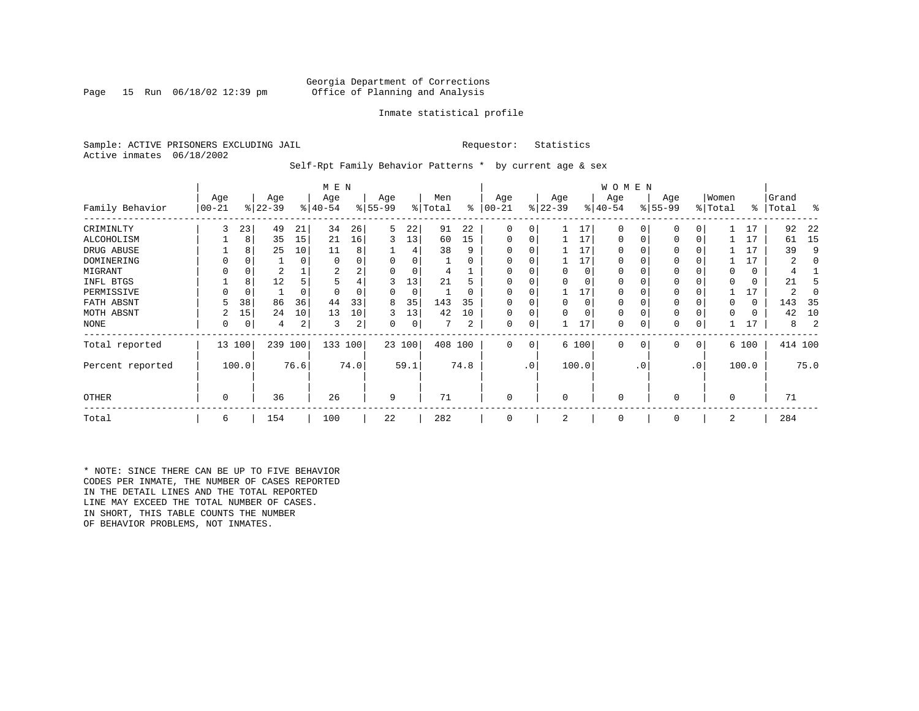Georgia Department of Corrections
Office of Planning and Analysis

Inmate statistical profile

Sample: ACTIVE PRISONERS EXCLUDING JAIL    Requestor: Statistics
Active inmates 06/18/2002

Self-Rpt Family Behavior Patterns * by current age & sex

| Family Behavior | MEN Age 00-21 | % | Age 22-39 | % | Age 40-54 | % | Age 55-99 | % | Men Total | % | WOMEN Age 00-21 | % | Age 22-39 | % | Age 40-54 | % | Age 55-99 | % | Women Total | % | Grand Total | % |
|---|---|---|---|---|---|---|---|---|---|---|---|---|---|---|---|---|---|---|---|---|---|---|
| CRIMINLTY | 3 | 23 | 49 | 21 | 34 | 26 | 5 | 22 | 91 | 22 | 0 | 0 | 1 | 17 | 0 | 0 | 0 | 0 | 1 | 17 | 92 | 22 |
| ALCOHOLISM | 1 | 8 | 35 | 15 | 21 | 16 | 3 | 13 | 60 | 15 | 0 | 0 | 1 | 17 | 0 | 0 | 0 | 0 | 1 | 17 | 61 | 15 |
| DRUG ABUSE | 1 | 8 | 25 | 10 | 11 | 8 | 1 | 4 | 38 | 9 | 0 | 0 | 1 | 17 | 0 | 0 | 0 | 0 | 1 | 17 | 39 | 9 |
| DOMINERING | 0 | 0 | 1 | 0 | 0 | 0 | 0 | 0 | 1 | 0 | 0 | 0 | 1 | 17 | 0 | 0 | 0 | 0 | 1 | 17 | 2 | 0 |
| MIGRANT | 0 | 0 | 2 | 1 | 2 | 2 | 0 | 0 | 4 | 1 | 0 | 0 | 0 | 0 | 0 | 0 | 0 | 0 | 0 | 0 | 4 | 1 |
| INFL BTGS | 1 | 8 | 12 | 5 | 5 | 4 | 3 | 13 | 21 | 5 | 0 | 0 | 0 | 0 | 0 | 0 | 0 | 0 | 0 | 0 | 21 | 5 |
| PERMISSIVE | 0 | 0 | 1 | 0 | 0 | 0 | 0 | 0 | 1 | 0 | 0 | 0 | 1 | 17 | 0 | 0 | 0 | 0 | 1 | 17 | 2 | 0 |
| FATH ABSNT | 5 | 38 | 86 | 36 | 44 | 33 | 8 | 35 | 143 | 35 | 0 | 0 | 0 | 0 | 0 | 0 | 0 | 0 | 0 | 0 | 143 | 35 |
| MOTH ABSNT | 2 | 15 | 24 | 10 | 13 | 10 | 3 | 13 | 42 | 10 | 0 | 0 | 0 | 0 | 0 | 0 | 0 | 0 | 0 | 0 | 42 | 10 |
| NONE | 0 | 0 | 4 | 2 | 3 | 2 | 0 | 0 | 7 | 2 | 0 | 0 | 1 | 17 | 0 | 0 | 0 | 0 | 1 | 17 | 8 | 2 |
| Total reported | 13 | 100 | 239 | 100 | 133 | 100 | 23 | 100 | 408 | 100 | 0 | 0 | 6 | 100 | 0 | 0 | 0 | 0 | 6 | 100 | 414 | 100 |
| Percent reported | | 100.0 | | 76.6 | | 74.0 | | 59.1 | | 74.8 | | .0 | | 100.0 | | .0 | | .0 | | 100.0 | | 75.0 |
| OTHER | 0 | | 36 | | 26 | | 9 | | 71 | | 0 | | 0 | | 0 | | 0 | | 0 | | 71 | |
| Total | 6 | | 154 | | 100 | | 22 | | 282 | | 0 | | 2 | | 0 | | 0 | | 2 | | 284 | |

* NOTE: SINCE THERE CAN BE UP TO FIVE BEHAVIOR CODES PER INMATE, THE NUMBER OF CASES REPORTED IN THE DETAIL LINES AND THE TOTAL REPORTED LINE MAY EXCEED THE TOTAL NUMBER OF CASES. IN SHORT, THIS TABLE COUNTS THE NUMBER OF BEHAVIOR PROBLEMS, NOT INMATES.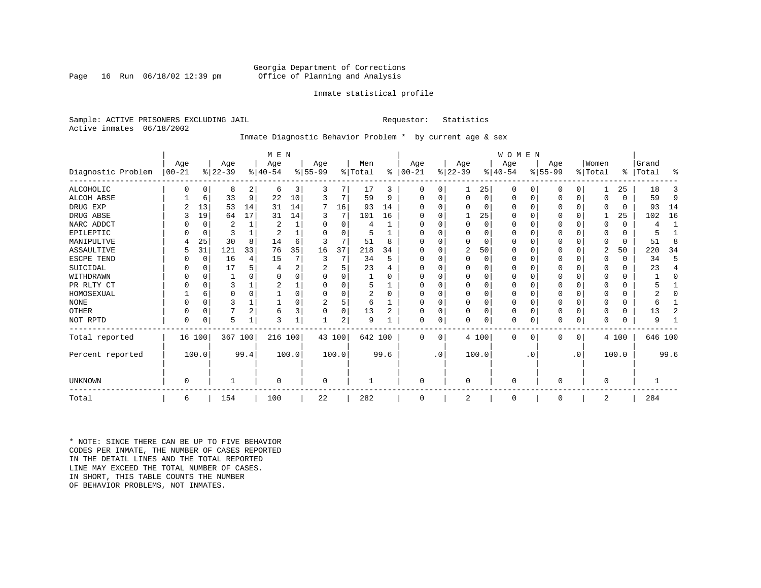Georgia Department of Corrections
Office of Planning and Analysis

Inmate statistical profile

Sample: ACTIVE PRISONERS EXCLUDING JAIL
Active inmates 06/18/2002

Requestor: Statistics

Inmate Diagnostic Behavior Problem * by current age & sex

| | MEN | | | | | | | | | | WOMEN | | | | | | | | | | | |
|---|---|---|---|---|---|---|---|---|---|---|---|---|---|---|---|---|---|---|---|---|---|---|
| Diagnostic Problem | Age 00-21 | % | Age 22-39 | % | Age 40-54 | % | Age 55-99 | % | Men Total | % | Age 00-21 | % | Age 22-39 | % | Age 40-54 | % | Age 55-99 | % | Women Total | % | Grand Total | % |
| ALCOHOLIC | 0 | 0 | 8 | 2 | 6 | 3 | 3 | 7 | 17 | 3 | 0 | 0 | 1 | 25 | 0 | 0 | 0 | 0 | 1 | 25 | 18 | 3 |
| ALCOH ABSE | 1 | 6 | 33 | 9 | 22 | 10 | 3 | 7 | 59 | 9 | 0 | 0 | 0 | 0 | 0 | 0 | 0 | 0 | 0 | 0 | 59 | 9 |
| DRUG EXP | 2 | 13 | 53 | 14 | 31 | 14 | 7 | 16 | 93 | 14 | 0 | 0 | 0 | 0 | 0 | 0 | 0 | 0 | 0 | 0 | 93 | 14 |
| DRUG ABSE | 3 | 19 | 64 | 17 | 31 | 14 | 3 | 7 | 101 | 16 | 0 | 0 | 1 | 25 | 0 | 0 | 0 | 0 | 1 | 25 | 102 | 16 |
| NARC ADDCT | 0 | 0 | 2 | 1 | 2 | 1 | 0 | 0 | 4 | 1 | 0 | 0 | 0 | 0 | 0 | 0 | 0 | 0 | 0 | 0 | 4 | 1 |
| EPILEPTIC | 0 | 0 | 3 | 1 | 2 | 1 | 0 | 0 | 5 | 1 | 0 | 0 | 0 | 0 | 0 | 0 | 0 | 0 | 0 | 0 | 5 | 1 |
| MANIPULTVE | 4 | 25 | 30 | 8 | 14 | 6 | 3 | 7 | 51 | 8 | 0 | 0 | 0 | 0 | 0 | 0 | 0 | 0 | 0 | 0 | 51 | 8 |
| ASSAULTIVE | 5 | 31 | 121 | 33 | 76 | 35 | 16 | 37 | 218 | 34 | 0 | 0 | 2 | 50 | 0 | 0 | 0 | 0 | 2 | 50 | 220 | 34 |
| ESCPE TEND | 0 | 0 | 16 | 4 | 15 | 7 | 3 | 7 | 34 | 5 | 0 | 0 | 0 | 0 | 0 | 0 | 0 | 0 | 0 | 0 | 34 | 5 |
| SUICIDAL | 0 | 0 | 17 | 5 | 4 | 2 | 2 | 5 | 23 | 4 | 0 | 0 | 0 | 0 | 0 | 0 | 0 | 0 | 0 | 0 | 23 | 4 |
| WITHDRAWN | 0 | 0 | 1 | 0 | 0 | 0 | 0 | 0 | 1 | 0 | 0 | 0 | 0 | 0 | 0 | 0 | 0 | 0 | 0 | 0 | 1 | 0 |
| PR RLTY CT | 0 | 0 | 3 | 1 | 2 | 1 | 0 | 0 | 5 | 1 | 0 | 0 | 0 | 0 | 0 | 0 | 0 | 0 | 0 | 0 | 5 | 1 |
| HOMOSEXUAL | 1 | 6 | 0 | 0 | 1 | 0 | 0 | 0 | 2 | 0 | 0 | 0 | 0 | 0 | 0 | 0 | 0 | 0 | 0 | 0 | 2 | 0 |
| NONE | 0 | 0 | 3 | 1 | 1 | 0 | 2 | 5 | 6 | 1 | 0 | 0 | 0 | 0 | 0 | 0 | 0 | 0 | 0 | 0 | 6 | 1 |
| OTHER | 0 | 0 | 7 | 2 | 6 | 3 | 0 | 0 | 13 | 2 | 0 | 0 | 0 | 0 | 0 | 0 | 0 | 0 | 0 | 0 | 13 | 2 |
| NOT RPTD | 0 | 0 | 5 | 1 | 3 | 1 | 1 | 2 | 9 | 1 | 0 | 0 | 0 | 0 | 0 | 0 | 0 | 0 | 0 | 0 | 9 | 1 |
| Total reported | 16 | 100 | 367 | 100 | 216 | 100 | 43 | 100 | 642 | 100 | 0 | 0 | 4 | 100 | 0 | 0 | 0 | 0 | 4 | 100 | 646 | 100 |
| Percent reported | | 100.0 | | 99.4 | | 100.0 | | 100.0 | | 99.6 | | .0 | | 100.0 | | .0 | | .0 | | 100.0 | | 99.6 |
| UNKNOWN | 0 | | 1 | | 0 | | 0 | | 1 | | 0 | | 0 | | 0 | | 0 | | 0 | | 1 | |
| Total | 6 | | 154 | | 100 | | 22 | | 282 | | 0 | | 2 | | 0 | | 0 | | 2 | | 284 | |

* NOTE: SINCE THERE CAN BE UP TO FIVE BEHAVIOR CODES PER INMATE, THE NUMBER OF CASES REPORTED IN THE DETAIL LINES AND THE TOTAL REPORTED LINE MAY EXCEED THE TOTAL NUMBER OF CASES. IN SHORT, THIS TABLE COUNTS THE NUMBER OF BEHAVIOR PROBLEMS, NOT INMATES.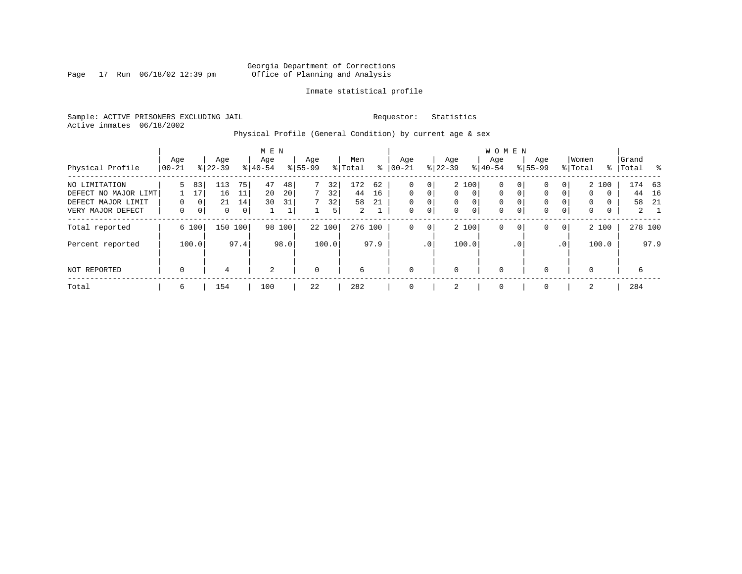Georgia Department of Corrections
Office of Planning and Analysis

Inmate statistical profile

Sample: ACTIVE PRISONERS EXCLUDING JAIL
Active inmates 06/18/2002

Requestor: Statistics

Physical Profile (General Condition) by current age & sex

| Physical Profile | MEN Age 00-21 | % | Age 22-39 | % | Age 40-54 | % | Age 55-99 | % | Men Total | % | WOMEN Age 00-21 | % | Age 22-39 | % | Age 40-54 | % | Age 55-99 | % | Women Total | % | Grand Total | % |
|---|---|---|---|---|---|---|---|---|---|---|---|---|---|---|---|---|---|---|---|---|---|---|
| NO LIMITATION | 5 | 83 | 113 | 75 | 47 | 48 | 7 | 32 | 172 | 62 | 0 | 0 | 2 | 100 | 0 | 0 | 0 | 0 | 2 | 100 | 174 | 63 |
| DEFECT NO MAJOR LIMT | 1 | 17 | 16 | 11 | 20 | 20 | 7 | 32 | 44 | 16 | 0 | 0 | 0 | 0 | 0 | 0 | 0 | 0 | 0 | 0 | 44 | 16 |
| DEFECT MAJOR LIMIT | 0 | 0 | 21 | 14 | 30 | 31 | 7 | 32 | 58 | 21 | 0 | 0 | 0 | 0 | 0 | 0 | 0 | 0 | 0 | 0 | 58 | 21 |
| VERY MAJOR DEFECT | 0 | 0 | 0 | 0 | 1 | 1 | 1 | 5 | 2 | 1 | 0 | 0 | 0 | 0 | 0 | 0 | 0 | 0 | 0 | 0 | 2 | 1 |
| Total reported | 6 | 100 | 150 | 100 | 98 | 100 | 22 | 100 | 276 | 100 | 0 | 0 | 2 | 100 | 0 | 0 | 0 | 0 | 2 | 100 | 278 | 100 |
| Percent reported | | 100.0 | | 97.4 | | 98.0 | | 100.0 | | 97.9 | | .0 | | 100.0 | | .0 | | .0 | | 100.0 | | 97.9 |
| NOT REPORTED | 0 | | 4 | | 2 | | 0 | | 6 | | 0 | | 0 | | 0 | | 0 | | 0 | | 6 | |
| Total | 6 | | 154 | | 100 | | 22 | | 282 | | 0 | | 2 | | 0 | | 0 | | 2 | | 284 | |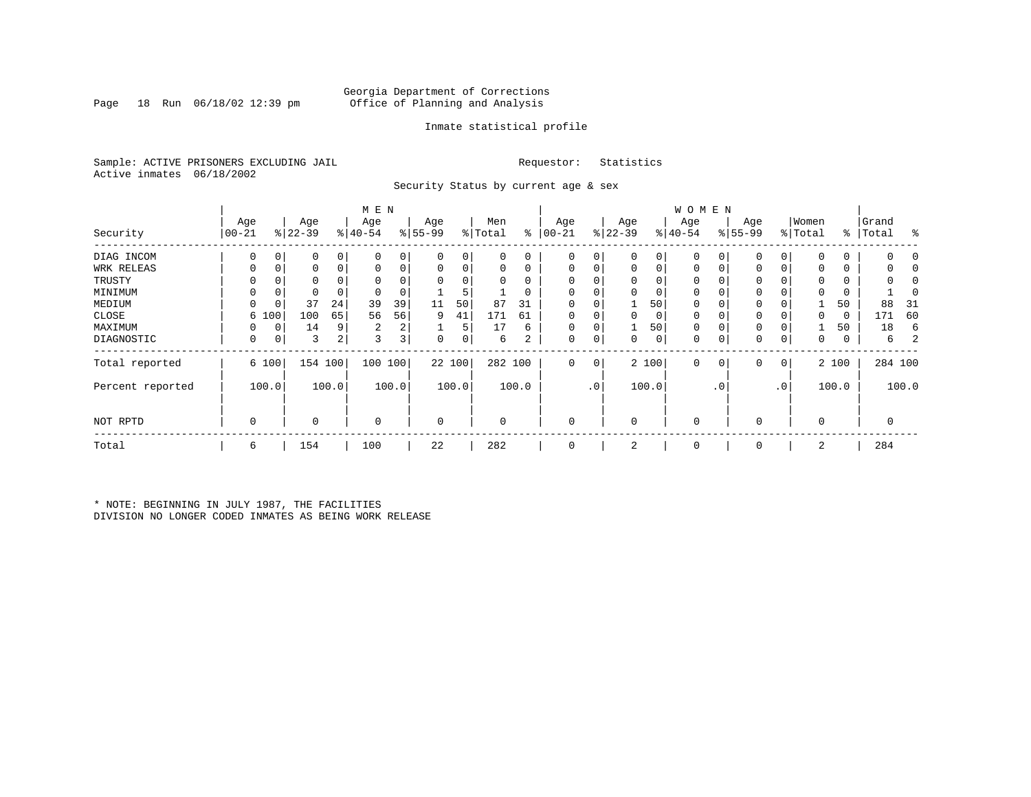Georgia Department of Corrections
Office of Planning and Analysis

Inmate statistical profile

Sample: ACTIVE PRISONERS EXCLUDING JAIL

Requestor: Statistics

Active inmates 06/18/2002

Security Status by current age & sex

| Security | MEN Age 00-21 | % | Age 22-39 | % | Age 40-54 | % | Age 55-99 | % | Men Total | % | WOMEN Age 00-21 | % | Age 22-39 | % | Age 40-54 | % | Age 55-99 | % | Women Total | % | Grand Total | % |
|---|---|---|---|---|---|---|---|---|---|---|---|---|---|---|---|---|---|---|---|---|---|---|
| DIAG INCOM | 0 | 0 | 0 | 0 | 0 | 0 | 0 | 0 | 0 | 0 | 0 | 0 | 0 | 0 | 0 | 0 | 0 | 0 | 0 | 0 | 0 | 0 |
| WRK RELEAS | 0 | 0 | 0 | 0 | 0 | 0 | 0 | 0 | 0 | 0 | 0 | 0 | 0 | 0 | 0 | 0 | 0 | 0 | 0 | 0 | 0 | 0 |
| TRUSTY | 0 | 0 | 0 | 0 | 0 | 0 | 0 | 0 | 0 | 0 | 0 | 0 | 0 | 0 | 0 | 0 | 0 | 0 | 0 | 0 | 0 | 0 |
| MINIMUM | 0 | 0 | 0 | 0 | 0 | 0 | 1 | 5 | 1 | 0 | 0 | 0 | 0 | 0 | 0 | 0 | 0 | 0 | 0 | 0 | 1 | 0 |
| MEDIUM | 0 | 0 | 37 | 24 | 39 | 39 | 11 | 50 | 87 | 31 | 0 | 0 | 1 | 50 | 0 | 0 | 0 | 0 | 1 | 50 | 88 | 31 |
| CLOSE | 6 | 100 | 100 | 65 | 56 | 56 | 9 | 41 | 171 | 61 | 0 | 0 | 0 | 0 | 0 | 0 | 0 | 0 | 0 | 0 | 171 | 60 |
| MAXIMUM | 0 | 0 | 14 | 9 | 2 | 2 | 1 | 5 | 17 | 6 | 0 | 0 | 1 | 50 | 0 | 0 | 0 | 0 | 1 | 50 | 18 | 6 |
| DIAGNOSTIC | 0 | 0 | 3 | 2 | 3 | 3 | 0 | 0 | 6 | 2 | 0 | 0 | 0 | 0 | 0 | 0 | 0 | 0 | 0 | 0 | 6 | 2 |
| Total reported | 6 | 100 | 154 | 100 | 100 | 100 | 22 | 100 | 282 | 100 | 0 | 0 | 2 | 100 | 0 | 0 | 0 | 0 | 2 | 100 | 284 | 100 |
| Percent reported | | 100.0 | | 100.0 | | 100.0 | | 100.0 | | 100.0 | | .0 | | 100.0 | | .0 | | .0 | | 100.0 | | 100.0 |
| NOT RPTD | 0 | | 0 | | 0 | | 0 | | 0 | | 0 | | 0 | | 0 | | 0 | | 0 | | 0 | |
| Total | 6 | | 154 | | 100 | | 22 | | 282 | | 0 | | 2 | | 0 | | 0 | | 2 | | 284 | |

* NOTE: BEGINNING IN JULY 1987, THE FACILITIES DIVISION NO LONGER CODED INMATES AS BEING WORK RELEASE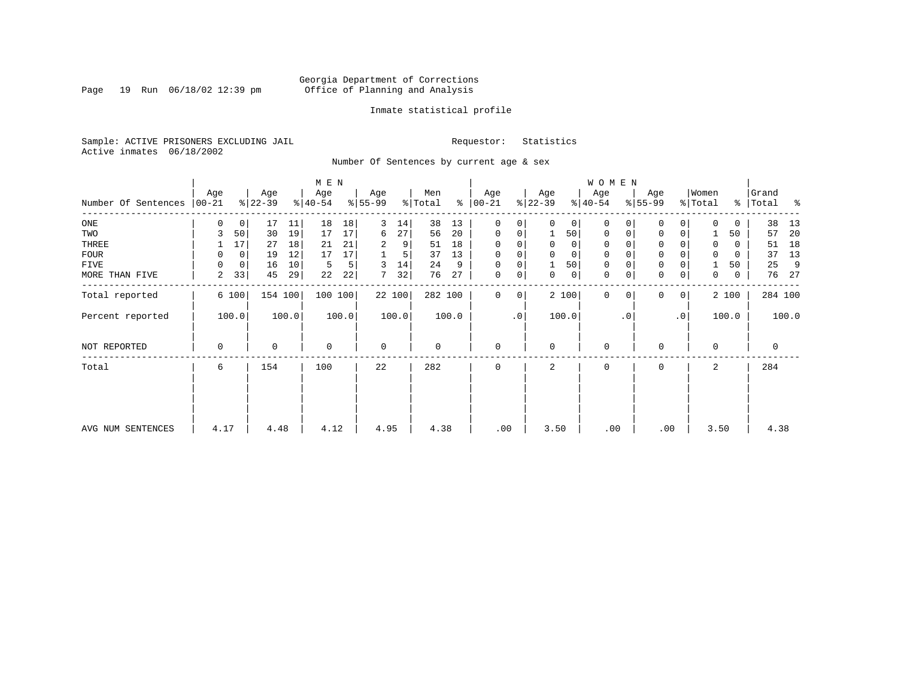Georgia Department of Corrections
Office of Planning and Analysis

Inmate statistical profile

Sample: ACTIVE PRISONERS EXCLUDING JAIL
Active inmates 06/18/2002

Requestor: Statistics

Number Of Sentences by current age & sex

| Number Of Sentences | MEN Age 00-21 | % | Age 22-39 | % | Age 40-54 | % | Age 55-99 | % | Men Total | % | WOMEN Age 00-21 | % | Age 22-39 | % | Age 40-54 | % | Age 55-99 | % | Women Total | % | Grand Total | % |
|---|---|---|---|---|---|---|---|---|---|---|---|---|---|---|---|---|---|---|---|---|---|---|
| ONE | 0 | 0 | 17 | 11 | 18 | 18 | 3 | 14 | 38 | 13 | 0 | 0 | 0 | 0 | 0 | 0 | 0 | 0 | 0 | 0 | 38 | 13 |
| TWO | 3 | 50 | 30 | 19 | 17 | 17 | 6 | 27 | 56 | 20 | 0 | 0 | 1 | 50 | 0 | 0 | 0 | 0 | 1 | 50 | 57 | 20 |
| THREE | 1 | 17 | 27 | 18 | 21 | 21 | 2 | 9 | 51 | 18 | 0 | 0 | 0 | 0 | 0 | 0 | 0 | 0 | 0 | 0 | 51 | 18 |
| FOUR | 0 | 0 | 19 | 12 | 17 | 17 | 1 | 5 | 37 | 13 | 0 | 0 | 0 | 0 | 0 | 0 | 0 | 0 | 0 | 0 | 37 | 13 |
| FIVE | 0 | 0 | 16 | 10 | 5 | 5 | 3 | 14 | 24 | 9 | 0 | 0 | 1 | 50 | 0 | 0 | 0 | 0 | 1 | 50 | 25 | 9 |
| MORE THAN FIVE | 2 | 33 | 45 | 29 | 22 | 22 | 7 | 32 | 76 | 27 | 0 | 0 | 0 | 0 | 0 | 0 | 0 | 0 | 0 | 0 | 76 | 27 |
| Total reported | 6 | 100 | 154 | 100 | 100 | 100 | 22 | 100 | 282 | 100 | 0 | 0 | 2 | 100 | 0 | 0 | 0 | 0 | 2 | 100 | 284 | 100 |
| Percent reported | | 100.0 | | 100.0 | | 100.0 | | 100.0 | | 100.0 | | .0 | | 100.0 | | .0 | | .0 | | 100.0 | | 100.0 |
| NOT REPORTED | 0 | | 0 | | 0 | | 0 | | 0 | | 0 | | 0 | | 0 | | 0 | | 0 | | 0 | |
| Total | 6 | | 154 | | 100 | | 22 | | 282 | | 0 | | 2 | | 0 | | 0 | | 2 | | 284 | |
| AVG NUM SENTENCES | 4.17 | | 4.48 | | 4.12 | | 4.95 | | 4.38 | | .00 | | 3.50 | | .00 | | .00 | | 3.50 | | 4.38 | |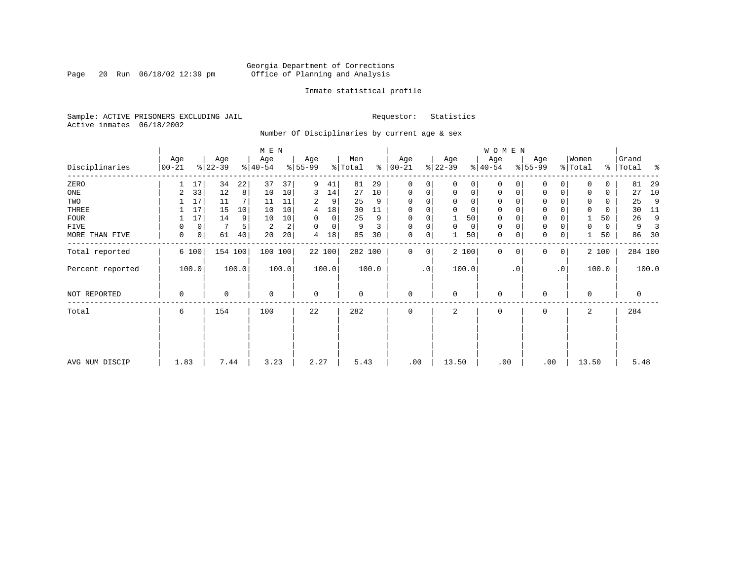Georgia Department of Corrections
Office of Planning and Analysis

Inmate statistical profile

Sample: ACTIVE PRISONERS EXCLUDING JAIL                Requestor: Statistics
Active inmates 06/18/2002

Number Of Disciplinaries by current age & sex

| Disciplinaries | MEN Age 00-21 | % | Age 22-39 | % | Age 40-54 | % | Age 55-99 | % | Men Total | % | WOMEN Age 00-21 | % | Age 22-39 | % | Age 40-54 | % | Age 55-99 | % | Women Total | % | Grand Total | % |
|---|---|---|---|---|---|---|---|---|---|---|---|---|---|---|---|---|---|---|---|---|---|---|
| ZERO | 1 | 17 | 34 | 22 | 37 | 37 | 9 | 41 | 81 | 29 | 0 | 0 | 0 | 0 | 0 | 0 | 0 | 0 | 0 | 0 | 81 | 29 |
| ONE | 2 | 33 | 12 | 8 | 10 | 10 | 3 | 14 | 27 | 10 | 0 | 0 | 0 | 0 | 0 | 0 | 0 | 0 | 0 | 0 | 27 | 10 |
| TWO | 1 | 17 | 11 | 7 | 11 | 11 | 2 | 9 | 25 | 9 | 0 | 0 | 0 | 0 | 0 | 0 | 0 | 0 | 0 | 0 | 25 | 9 |
| THREE | 1 | 17 | 15 | 10 | 10 | 10 | 4 | 18 | 30 | 11 | 0 | 0 | 0 | 0 | 0 | 0 | 0 | 0 | 0 | 0 | 30 | 11 |
| FOUR | 1 | 17 | 14 | 9 | 10 | 10 | 0 | 0 | 25 | 9 | 0 | 0 | 1 | 50 | 0 | 0 | 0 | 0 | 1 | 50 | 26 | 9 |
| FIVE | 0 | 0 | 7 | 5 | 2 | 2 | 0 | 0 | 9 | 3 | 0 | 0 | 0 | 0 | 0 | 0 | 0 | 0 | 0 | 0 | 9 | 3 |
| MORE THAN FIVE | 0 | 0 | 61 | 40 | 20 | 20 | 4 | 18 | 85 | 30 | 0 | 0 | 1 | 50 | 0 | 0 | 0 | 0 | 1 | 50 | 86 | 30 |
| Total reported | 6 | 100 | 154 | 100 | 100 | 100 | 22 | 100 | 282 | 100 | 0 | 0 | 2 | 100 | 0 | 0 | 0 | 0 | 2 | 100 | 284 | 100 |
| Percent reported | | 100.0 | | 100.0 | | 100.0 | | 100.0 | | 100.0 | | .0 | | 100.0 | | .0 | | .0 | | 100.0 | | 100.0 |
| NOT REPORTED | 0 | | 0 | | 0 | | 0 | | 0 | | 0 | | 0 | | 0 | | 0 | | 0 | | 0 | |
| Total | 6 | | 154 | | 100 | | 22 | | 282 | | 0 | | 2 | | 0 | | 0 | | 2 | | 284 | |
| AVG NUM DISCIP | 1.83 | | 7.44 | | 3.23 | | 2.27 | | 5.43 | | .00 | | 13.50 | | .00 | | .00 | | 13.50 | | 5.48 | |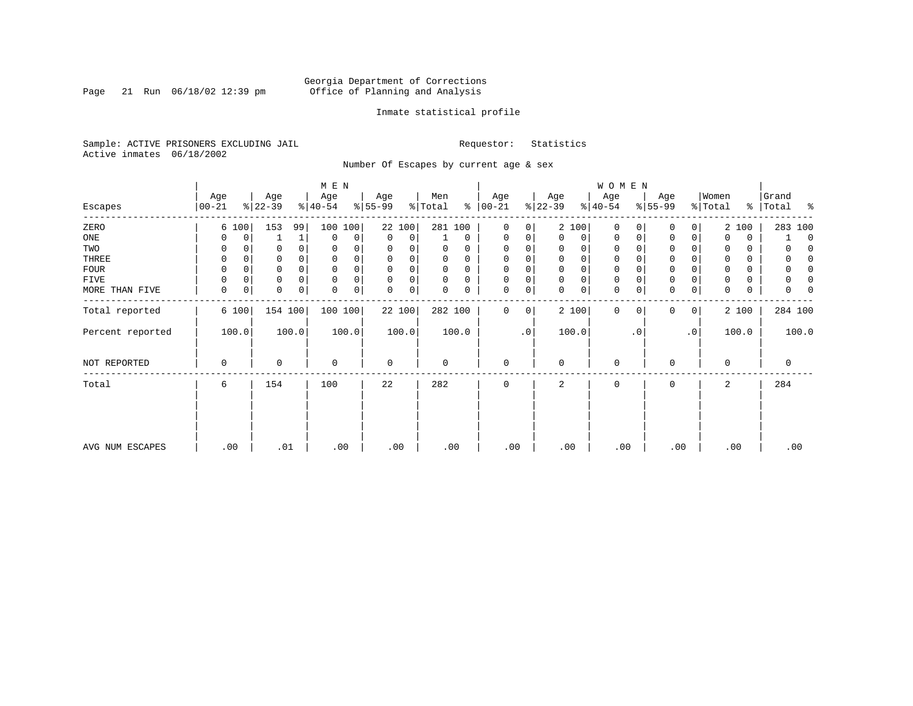Georgia Department of Corrections
Office of Planning and Analysis

Inmate statistical profile

Sample: ACTIVE PRISONERS EXCLUDING JAIL　　　Requestor: Statistics
Active inmates 06/18/2002

Number Of Escapes by current age & sex

| Escapes | MEN Age 00-21 | % | Age 22-39 | % | Age 40-54 | % | Age 55-99 | % | Men Total | % | WOMEN Age 00-21 | % | Age 22-39 | % | Age 40-54 | % | Age 55-99 | % | Women Total | % | Grand Total | % |
|---|---|---|---|---|---|---|---|---|---|---|---|---|---|---|---|---|---|---|---|---|---|---|
| ZERO | 6 | 100 | 153 | 99 | 100 | 100 | 22 | 100 | 281 | 100 | 0 | 0 | 2 | 100 | 0 | 0 | 0 | 0 | 2 | 100 | 283 | 100 |
| ONE | 0 | 0 | 1 | 1 | 0 | 0 | 0 | 0 | 1 | 0 | 0 | 0 | 0 | 0 | 0 | 0 | 0 | 0 | 0 | 0 | 1 | 0 |
| TWO | 0 | 0 | 0 | 0 | 0 | 0 | 0 | 0 | 0 | 0 | 0 | 0 | 0 | 0 | 0 | 0 | 0 | 0 | 0 | 0 | 0 | 0 |
| THREE | 0 | 0 | 0 | 0 | 0 | 0 | 0 | 0 | 0 | 0 | 0 | 0 | 0 | 0 | 0 | 0 | 0 | 0 | 0 | 0 | 0 | 0 |
| FOUR | 0 | 0 | 0 | 0 | 0 | 0 | 0 | 0 | 0 | 0 | 0 | 0 | 0 | 0 | 0 | 0 | 0 | 0 | 0 | 0 | 0 | 0 |
| FIVE | 0 | 0 | 0 | 0 | 0 | 0 | 0 | 0 | 0 | 0 | 0 | 0 | 0 | 0 | 0 | 0 | 0 | 0 | 0 | 0 | 0 | 0 |
| MORE THAN FIVE | 0 | 0 | 0 | 0 | 0 | 0 | 0 | 0 | 0 | 0 | 0 | 0 | 0 | 0 | 0 | 0 | 0 | 0 | 0 | 0 | 0 | 0 |
| Total reported | 6 | 100 | 154 | 100 | 100 | 100 | 22 | 100 | 282 | 100 | 0 | 0 | 2 | 100 | 0 | 0 | 0 | 0 | 2 | 100 | 284 | 100 |
| Percent reported | 100.0 | | 100.0 | | 100.0 | | 100.0 | | 100.0 | | .0 | | 100.0 | | .0 | | .0 | | 100.0 | | 100.0 | |
| NOT REPORTED | 0 | | 0 | | 0 | | 0 | | 0 | | 0 | | 0 | | 0 | | 0 | | 0 | | 0 | |
| Total | 6 | | 154 | | 100 | | 22 | | 282 | | 0 | | 2 | | 0 | | 0 | | 2 | | 284 | |
| AVG NUM ESCAPES | .00 | | .01 | | .00 | | .00 | | .00 | | .00 | | .00 | | .00 | | .00 | | .00 | | .00 | |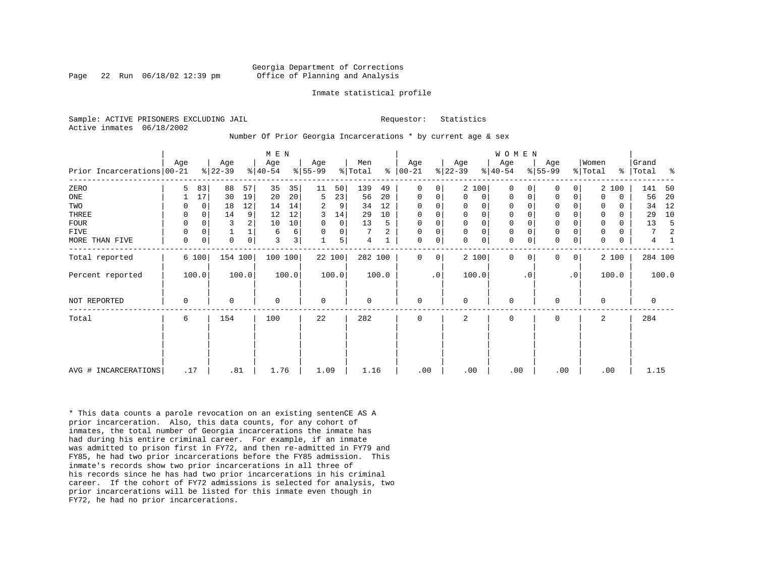Georgia Department of Corrections
Office of Planning and Analysis

Inmate statistical profile

Sample: ACTIVE PRISONERS EXCLUDING JAIL

Requestor: Statistics

Active inmates 06/18/2002

Number Of Prior Georgia Incarcerations * by current age & sex

| | MEN | | | | | | | | | | WOMEN | | | | | | | | | | | |
|---|---|---|---|---|---|---|---|---|---|---|---|---|---|---|---|---|---|---|---|---|---|---|
| Prior Incarcerations | Age 00-21 | % | Age 22-39 | % | Age 40-54 | % | Age 55-99 | % | Men Total | % | Age 00-21 | % | Age 22-39 | % | Age 40-54 | % | Age 55-99 | % | Women Total | % | Grand Total | % |
| ZERO | 5 | 83 | 88 | 57 | 35 | 35 | 11 | 50 | 139 | 49 | 0 | 0 | 2 | 100 | 0 | 0 | 0 | 0 | 2 | 100 | 141 | 50 |
| ONE | 1 | 17 | 30 | 19 | 20 | 20 | 5 | 23 | 56 | 20 | 0 | 0 | 0 | 0 | 0 | 0 | 0 | 0 | 0 | 0 | 56 | 20 |
| TWO | 0 | 0 | 18 | 12 | 14 | 14 | 2 | 9 | 34 | 12 | 0 | 0 | 0 | 0 | 0 | 0 | 0 | 0 | 0 | 0 | 34 | 12 |
| THREE | 0 | 0 | 14 | 9 | 12 | 12 | 3 | 14 | 29 | 10 | 0 | 0 | 0 | 0 | 0 | 0 | 0 | 0 | 0 | 0 | 29 | 10 |
| FOUR | 0 | 0 | 3 | 2 | 10 | 10 | 0 | 0 | 13 | 5 | 0 | 0 | 0 | 0 | 0 | 0 | 0 | 0 | 0 | 0 | 13 | 5 |
| FIVE | 0 | 0 | 1 | 1 | 6 | 6 | 0 | 0 | 7 | 2 | 0 | 0 | 0 | 0 | 0 | 0 | 0 | 0 | 0 | 0 | 7 | 2 |
| MORE THAN FIVE | 0 | 0 | 0 | 0 | 3 | 3 | 1 | 5 | 4 | 1 | 0 | 0 | 0 | 0 | 0 | 0 | 0 | 0 | 0 | 0 | 4 | 1 |
| Total reported | 6 | 100 | 154 | 100 | 100 | 100 | 22 | 100 | 282 | 100 | 0 | 0 | 2 | 100 | 0 | 0 | 0 | 0 | 2 | 100 | 284 | 100 |
| Percent reported | 100.0 | | 100.0 | | 100.0 | | 100.0 | | 100.0 | | .0 | | 100.0 | | .0 | | .0 | | 100.0 | | 100.0 | |
| NOT REPORTED | 0 | | 0 | | 0 | | 0 | | 0 | | 0 | | 0 | | 0 | | 0 | | 0 | | 0 | |
| Total | 6 | | 154 | | 100 | | 22 | | 282 | | 0 | | 2 | | 0 | | 0 | | 2 | | 284 | |
| AVG # INCARCERATIONS | .17 | | .81 | | 1.76 | | 1.09 | | 1.16 | | .00 | | .00 | | .00 | | .00 | | .00 | | 1.15 | |

* This data counts a parole revocation on an existing sentenCE AS A prior incarceration. Also, this data counts, for any cohort of inmates, the total number of Georgia incarcerations the inmate has had during his entire criminal career. For example, if an inmate was admitted to prison first in FY72, and then re-admitted in FY79 and FY85, he had two prior incarcerations before the FY85 admission. This inmate's records show two prior incarcerations in all three of his records since he has had two prior incarcerations in his criminal career. If the cohort of FY72 admissions is selected for analysis, two prior incarcerations will be listed for this inmate even though in FY72, he had no prior incarcerations.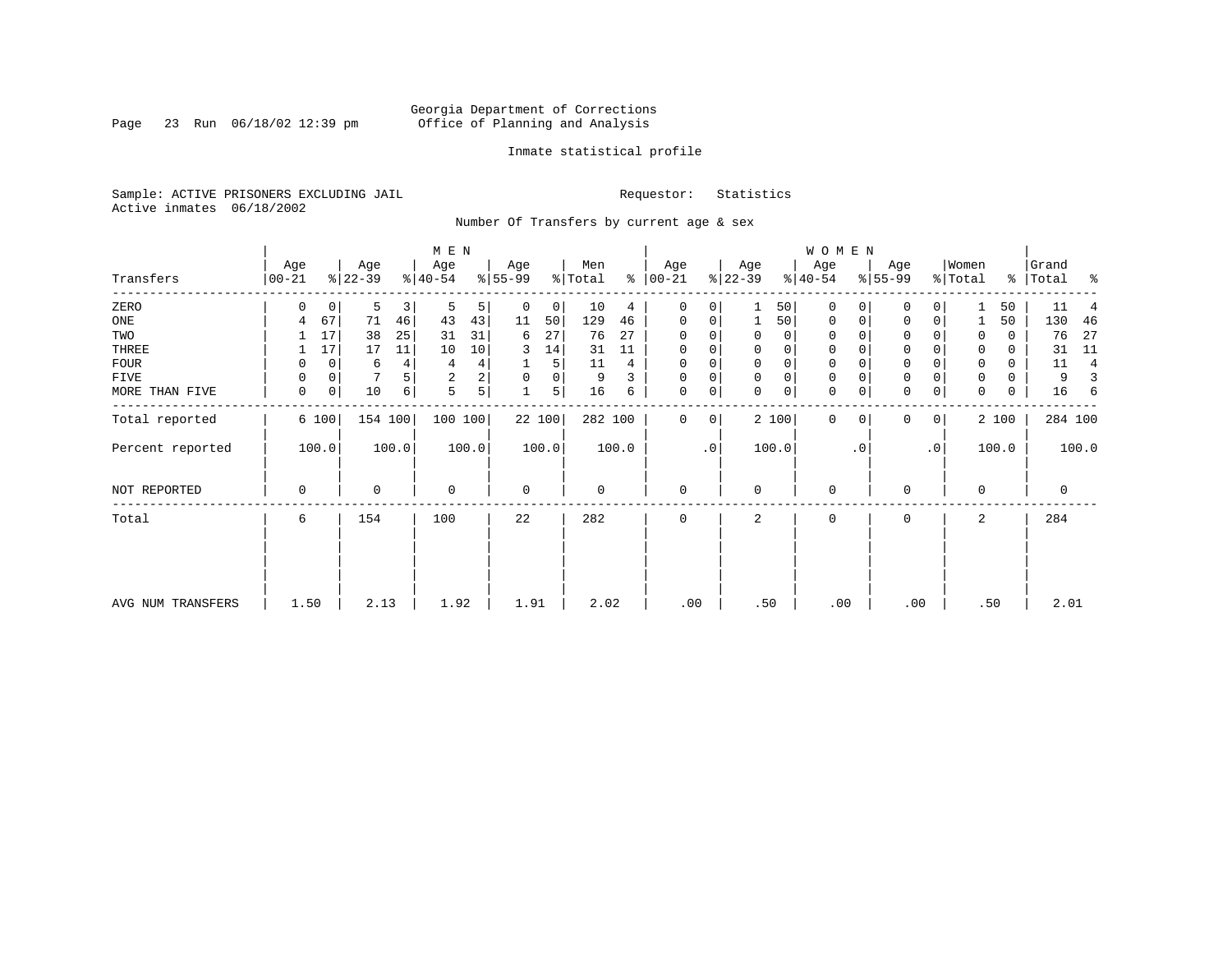Georgia Department of Corrections
Office of Planning and Analysis

Inmate statistical profile

Sample: ACTIVE PRISONERS EXCLUDING JAIL    Requestor: Statistics
Active inmates 06/18/2002

Number Of Transfers by current age & sex

| Transfers | MEN Age 00-21 | % | Age 22-39 | % | Age 40-54 | % | Age 55-99 | % | Men Total | % | WOMEN Age 00-21 | % | Age 22-39 | % | Age 40-54 | % | Age 55-99 | % | Women Total | % | Grand Total | % |
|---|---|---|---|---|---|---|---|---|---|---|---|---|---|---|---|---|---|---|---|---|---|---|
| ZERO | 0 | 0 | 5 | 3 | 5 | 5 | 0 | 0 | 10 | 4 | 0 | 0 | 1 | 50 | 0 | 0 | 0 | 0 | 1 | 50 | 11 | 4 |
| ONE | 4 | 67 | 71 | 46 | 43 | 43 | 11 | 50 | 129 | 46 | 0 | 0 | 1 | 50 | 0 | 0 | 0 | 0 | 1 | 50 | 130 | 46 |
| TWO | 1 | 17 | 38 | 25 | 31 | 31 | 6 | 27 | 76 | 27 | 0 | 0 | 0 | 0 | 0 | 0 | 0 | 0 | 0 | 0 | 76 | 27 |
| THREE | 1 | 17 | 17 | 11 | 10 | 10 | 3 | 14 | 31 | 11 | 0 | 0 | 0 | 0 | 0 | 0 | 0 | 0 | 0 | 0 | 31 | 11 |
| FOUR | 0 | 0 | 6 | 4 | 4 | 4 | 1 | 5 | 11 | 4 | 0 | 0 | 0 | 0 | 0 | 0 | 0 | 0 | 0 | 0 | 11 | 4 |
| FIVE | 0 | 0 | 7 | 5 | 2 | 2 | 0 | 0 | 9 | 3 | 0 | 0 | 0 | 0 | 0 | 0 | 0 | 0 | 0 | 0 | 9 | 3 |
| MORE THAN FIVE | 0 | 0 | 10 | 6 | 5 | 5 | 1 | 5 | 16 | 6 | 0 | 0 | 0 | 0 | 0 | 0 | 0 | 0 | 0 | 0 | 16 | 6 |
| Total reported | 6 | 100 | 154 | 100 | 100 | 100 | 22 | 100 | 282 | 100 | 0 | 0 | 2 | 100 | 0 | 0 | 0 | 0 | 2 | 100 | 284 | 100 |
| Percent reported | 100.0 | | 100.0 | | 100.0 | | 100.0 | | 100.0 | | .0 | | 100.0 | | .0 | | .0 | | 100.0 | | 100.0 | |
| NOT REPORTED | 0 | | 0 | | 0 | | 0 | | 0 | | 0 | | 0 | | 0 | | 0 | | 0 | | 0 | |
| Total | 6 | | 154 | | 100 | | 22 | | 282 | | 0 | | 2 | | 0 | | 0 | | 2 | | 284 | |
| AVG NUM TRANSFERS | 1.50 | | 2.13 | | 1.92 | | 1.91 | | 2.02 | | .00 | | .50 | | .00 | | .00 | | .50 | | 2.01 | |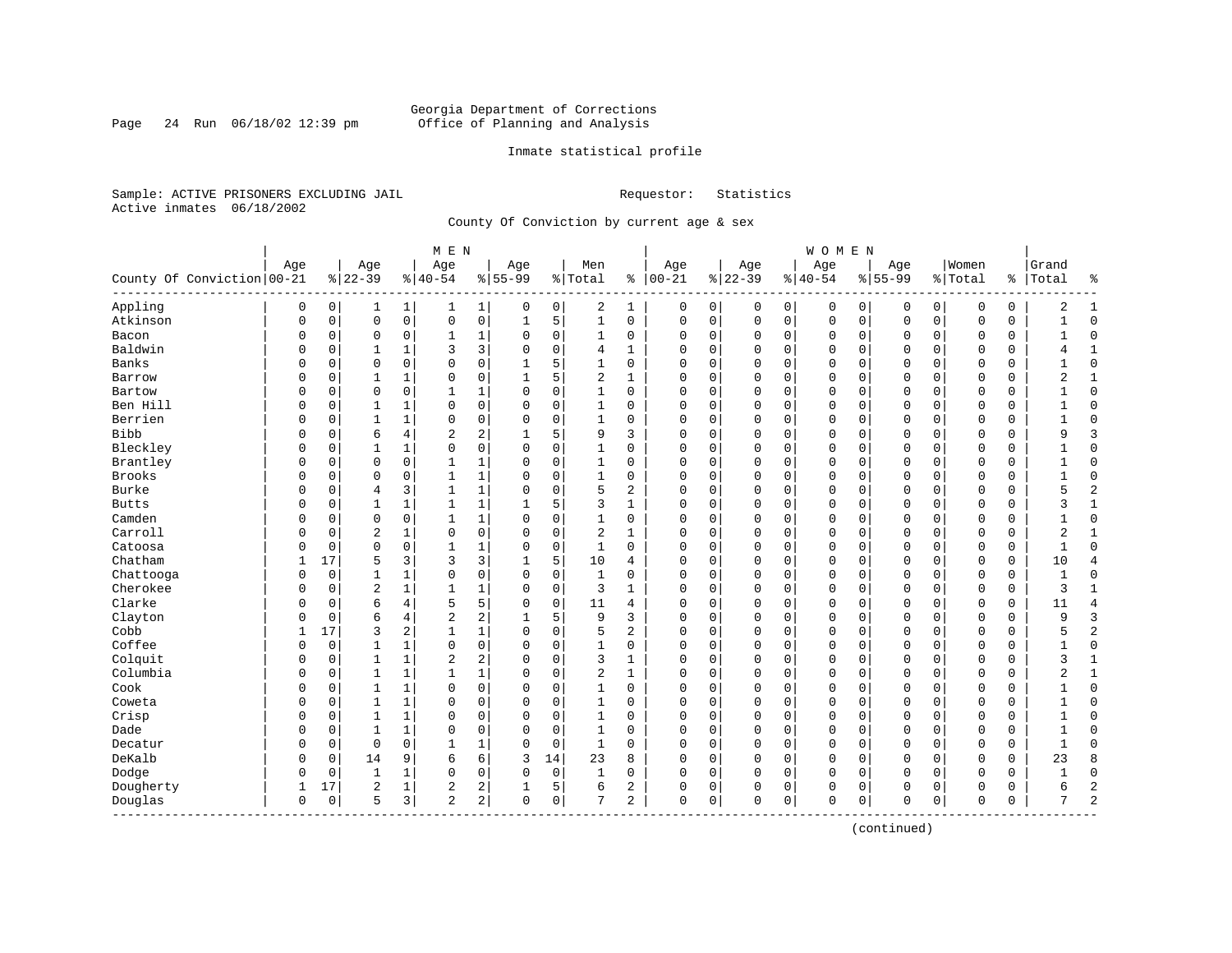Georgia Department of Corrections
Office of Planning and Analysis

Inmate statistical profile

Sample: ACTIVE PRISONERS EXCLUDING JAIL    Requestor: Statistics
Active inmates 06/18/2002

County Of Conviction by current age & sex

| County Of Conviction | MEN Age 00-21 | % | Age 22-39 | % | Age 40-54 | % | Age 55-99 | % | Men Total | % | WOMEN Age 00-21 | % | Age 22-39 | % | Age 40-54 | % | Age 55-99 | % | Women Total | % | Grand Total | % |
|---|---|---|---|---|---|---|---|---|---|---|---|---|---|---|---|---|---|---|---|---|---|---|
| Appling | 0 | 0 | 1 | 1 | 1 | 1 | 0 | 0 | 2 | 1 | 0 | 0 | 0 | 0 | 0 | 0 | 0 | 0 | 0 | 0 | 2 | 1 |
| Atkinson | 0 | 0 | 0 | 0 | 0 | 0 | 1 | 5 | 1 | 0 | 0 | 0 | 0 | 0 | 0 | 0 | 0 | 0 | 0 | 0 | 1 | 0 |
| Bacon | 0 | 0 | 0 | 0 | 1 | 1 | 0 | 0 | 1 | 0 | 0 | 0 | 0 | 0 | 0 | 0 | 0 | 0 | 0 | 0 | 1 | 0 |
| Baldwin | 0 | 0 | 1 | 1 | 3 | 3 | 0 | 0 | 4 | 1 | 0 | 0 | 0 | 0 | 0 | 0 | 0 | 0 | 0 | 0 | 4 | 1 |
| Banks | 0 | 0 | 0 | 0 | 0 | 0 | 1 | 5 | 1 | 0 | 0 | 0 | 0 | 0 | 0 | 0 | 0 | 0 | 0 | 0 | 1 | 0 |
| Barrow | 0 | 0 | 1 | 1 | 0 | 0 | 1 | 5 | 2 | 1 | 0 | 0 | 0 | 0 | 0 | 0 | 0 | 0 | 0 | 0 | 2 | 1 |
| Bartow | 0 | 0 | 0 | 0 | 1 | 1 | 0 | 0 | 1 | 0 | 0 | 0 | 0 | 0 | 0 | 0 | 0 | 0 | 0 | 0 | 1 | 0 |
| Ben Hill | 0 | 0 | 1 | 1 | 0 | 0 | 0 | 0 | 1 | 0 | 0 | 0 | 0 | 0 | 0 | 0 | 0 | 0 | 0 | 0 | 1 | 0 |
| Berrien | 0 | 0 | 1 | 1 | 0 | 0 | 0 | 0 | 1 | 0 | 0 | 0 | 0 | 0 | 0 | 0 | 0 | 0 | 0 | 0 | 1 | 0 |
| Bibb | 0 | 0 | 6 | 4 | 2 | 2 | 1 | 5 | 9 | 3 | 0 | 0 | 0 | 0 | 0 | 0 | 0 | 0 | 0 | 0 | 9 | 3 |
| Bleckley | 0 | 0 | 1 | 1 | 0 | 0 | 0 | 0 | 1 | 0 | 0 | 0 | 0 | 0 | 0 | 0 | 0 | 0 | 0 | 0 | 1 | 0 |
| Brantley | 0 | 0 | 0 | 0 | 1 | 1 | 0 | 0 | 1 | 0 | 0 | 0 | 0 | 0 | 0 | 0 | 0 | 0 | 0 | 0 | 1 | 0 |
| Brooks | 0 | 0 | 0 | 0 | 1 | 1 | 0 | 0 | 1 | 0 | 0 | 0 | 0 | 0 | 0 | 0 | 0 | 0 | 0 | 0 | 1 | 0 |
| Burke | 0 | 0 | 4 | 3 | 1 | 1 | 0 | 0 | 5 | 2 | 0 | 0 | 0 | 0 | 0 | 0 | 0 | 0 | 0 | 0 | 5 | 2 |
| Butts | 0 | 0 | 1 | 1 | 1 | 1 | 1 | 5 | 3 | 1 | 0 | 0 | 0 | 0 | 0 | 0 | 0 | 0 | 0 | 0 | 3 | 1 |
| Camden | 0 | 0 | 0 | 0 | 1 | 1 | 0 | 0 | 1 | 0 | 0 | 0 | 0 | 0 | 0 | 0 | 0 | 0 | 0 | 0 | 1 | 0 |
| Carroll | 0 | 0 | 2 | 1 | 0 | 0 | 0 | 0 | 2 | 1 | 0 | 0 | 0 | 0 | 0 | 0 | 0 | 0 | 0 | 0 | 2 | 1 |
| Catoosa | 0 | 0 | 0 | 0 | 1 | 1 | 0 | 0 | 1 | 0 | 0 | 0 | 0 | 0 | 0 | 0 | 0 | 0 | 0 | 0 | 1 | 0 |
| Chatham | 1 | 17 | 5 | 3 | 3 | 3 | 1 | 5 | 10 | 4 | 0 | 0 | 0 | 0 | 0 | 0 | 0 | 0 | 0 | 0 | 10 | 4 |
| Chattooga | 0 | 0 | 1 | 1 | 0 | 0 | 0 | 0 | 1 | 0 | 0 | 0 | 0 | 0 | 0 | 0 | 0 | 0 | 0 | 0 | 1 | 0 |
| Cherokee | 0 | 0 | 2 | 1 | 1 | 1 | 0 | 0 | 3 | 1 | 0 | 0 | 0 | 0 | 0 | 0 | 0 | 0 | 0 | 0 | 3 | 1 |
| Clarke | 0 | 0 | 6 | 4 | 5 | 5 | 0 | 0 | 11 | 4 | 0 | 0 | 0 | 0 | 0 | 0 | 0 | 0 | 0 | 0 | 11 | 4 |
| Clayton | 0 | 0 | 6 | 4 | 2 | 2 | 1 | 5 | 9 | 3 | 0 | 0 | 0 | 0 | 0 | 0 | 0 | 0 | 0 | 0 | 9 | 3 |
| Cobb | 1 | 17 | 3 | 2 | 1 | 1 | 0 | 0 | 5 | 2 | 0 | 0 | 0 | 0 | 0 | 0 | 0 | 0 | 0 | 0 | 5 | 2 |
| Coffee | 0 | 0 | 1 | 1 | 0 | 0 | 0 | 0 | 1 | 0 | 0 | 0 | 0 | 0 | 0 | 0 | 0 | 0 | 0 | 0 | 1 | 0 |
| Colquit | 0 | 0 | 1 | 1 | 2 | 2 | 0 | 0 | 3 | 1 | 0 | 0 | 0 | 0 | 0 | 0 | 0 | 0 | 0 | 0 | 3 | 1 |
| Columbia | 0 | 0 | 1 | 1 | 1 | 1 | 0 | 0 | 2 | 1 | 0 | 0 | 0 | 0 | 0 | 0 | 0 | 0 | 0 | 0 | 2 | 1 |
| Cook | 0 | 0 | 1 | 1 | 0 | 0 | 0 | 0 | 1 | 0 | 0 | 0 | 0 | 0 | 0 | 0 | 0 | 0 | 0 | 0 | 1 | 0 |
| Coweta | 0 | 0 | 1 | 1 | 0 | 0 | 0 | 0 | 1 | 0 | 0 | 0 | 0 | 0 | 0 | 0 | 0 | 0 | 0 | 0 | 1 | 0 |
| Crisp | 0 | 0 | 1 | 1 | 0 | 0 | 0 | 0 | 1 | 0 | 0 | 0 | 0 | 0 | 0 | 0 | 0 | 0 | 0 | 0 | 1 | 0 |
| Dade | 0 | 0 | 1 | 1 | 0 | 0 | 0 | 0 | 1 | 0 | 0 | 0 | 0 | 0 | 0 | 0 | 0 | 0 | 0 | 0 | 1 | 0 |
| Decatur | 0 | 0 | 0 | 0 | 1 | 1 | 0 | 0 | 1 | 0 | 0 | 0 | 0 | 0 | 0 | 0 | 0 | 0 | 0 | 0 | 1 | 0 |
| DeKalb | 0 | 0 | 14 | 9 | 6 | 6 | 3 | 14 | 23 | 8 | 0 | 0 | 0 | 0 | 0 | 0 | 0 | 0 | 0 | 0 | 23 | 8 |
| Dodge | 0 | 0 | 1 | 1 | 0 | 0 | 0 | 0 | 1 | 0 | 0 | 0 | 0 | 0 | 0 | 0 | 0 | 0 | 0 | 0 | 1 | 0 |
| Dougherty | 1 | 17 | 2 | 1 | 2 | 2 | 1 | 5 | 6 | 2 | 0 | 0 | 0 | 0 | 0 | 0 | 0 | 0 | 0 | 0 | 6 | 2 |
| Douglas | 0 | 0 | 5 | 3 | 2 | 2 | 0 | 0 | 7 | 2 | 0 | 0 | 0 | 0 | 0 | 0 | 0 | 0 | 0 | 0 | 7 | 2 |

(continued)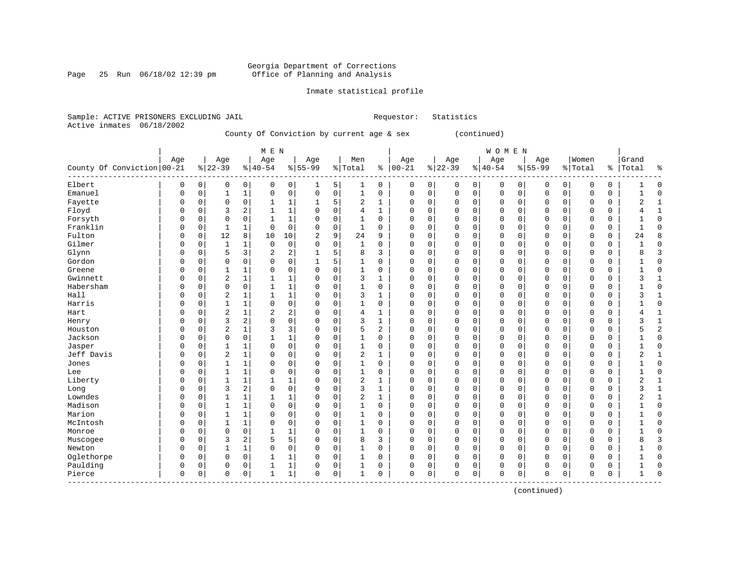Georgia Department of Corrections
Office of Planning and Analysis

Inmate statistical profile

Sample: ACTIVE PRISONERS EXCLUDING JAIL    Requestor: Statistics
Active inmates 06/18/2002

County Of Conviction by current age & sex (continued)

| County Of Conviction | MEN Age 00-21 | % | Age 22-39 | % | Age 40-54 | % | Age 55-99 | % | Men Total | % | WOMEN Age 00-21 | % | Age 22-39 | % | Age 40-54 | % | Age 55-99 | % | Women Total | % | Grand Total | % |
|---|---|---|---|---|---|---|---|---|---|---|---|---|---|---|---|---|---|---|---|---|---|---|
| Elbert | 0 | 0 | 0 | 0 | 0 | 0 | 1 | 5 | 1 | 0 | 0 | 0 | 0 | 0 | 0 | 0 | 0 | 0 | 0 | 0 | 1 | 0 |
| Emanuel | 0 | 0 | 1 | 1 | 0 | 0 | 0 | 0 | 1 | 0 | 0 | 0 | 0 | 0 | 0 | 0 | 0 | 0 | 0 | 0 | 1 | 0 |
| Fayette | 0 | 0 | 0 | 0 | 1 | 1 | 1 | 5 | 2 | 1 | 0 | 0 | 0 | 0 | 0 | 0 | 0 | 0 | 0 | 0 | 2 | 1 |
| Floyd | 0 | 0 | 3 | 2 | 1 | 1 | 0 | 0 | 4 | 1 | 0 | 0 | 0 | 0 | 0 | 0 | 0 | 0 | 0 | 0 | 4 | 1 |
| Forsyth | 0 | 0 | 0 | 0 | 1 | 1 | 0 | 0 | 1 | 0 | 0 | 0 | 0 | 0 | 0 | 0 | 0 | 0 | 0 | 0 | 1 | 0 |
| Franklin | 0 | 0 | 1 | 1 | 0 | 0 | 0 | 0 | 1 | 0 | 0 | 0 | 0 | 0 | 0 | 0 | 0 | 0 | 0 | 0 | 1 | 0 |
| Fulton | 0 | 0 | 12 | 8 | 10 | 10 | 2 | 9 | 24 | 9 | 0 | 0 | 0 | 0 | 0 | 0 | 0 | 0 | 0 | 0 | 24 | 8 |
| Gilmer | 0 | 0 | 1 | 1 | 0 | 0 | 0 | 0 | 1 | 0 | 0 | 0 | 0 | 0 | 0 | 0 | 0 | 0 | 0 | 0 | 1 | 0 |
| Glynn | 0 | 0 | 5 | 3 | 2 | 2 | 1 | 5 | 8 | 3 | 0 | 0 | 0 | 0 | 0 | 0 | 0 | 0 | 0 | 0 | 8 | 3 |
| Gordon | 0 | 0 | 0 | 0 | 0 | 0 | 1 | 5 | 1 | 0 | 0 | 0 | 0 | 0 | 0 | 0 | 0 | 0 | 0 | 0 | 1 | 0 |
| Greene | 0 | 0 | 1 | 1 | 0 | 0 | 0 | 0 | 1 | 0 | 0 | 0 | 0 | 0 | 0 | 0 | 0 | 0 | 0 | 0 | 1 | 0 |
| Gwinnett | 0 | 0 | 2 | 1 | 1 | 1 | 0 | 0 | 3 | 1 | 0 | 0 | 0 | 0 | 0 | 0 | 0 | 0 | 0 | 0 | 3 | 1 |
| Habersham | 0 | 0 | 0 | 0 | 1 | 1 | 0 | 0 | 1 | 0 | 0 | 0 | 0 | 0 | 0 | 0 | 0 | 0 | 0 | 0 | 1 | 0 |
| Hall | 0 | 0 | 2 | 1 | 1 | 1 | 0 | 0 | 3 | 1 | 0 | 0 | 0 | 0 | 0 | 0 | 0 | 0 | 0 | 0 | 3 | 1 |
| Harris | 0 | 0 | 1 | 1 | 0 | 0 | 0 | 0 | 1 | 0 | 0 | 0 | 0 | 0 | 0 | 0 | 0 | 0 | 0 | 0 | 1 | 0 |
| Hart | 0 | 0 | 2 | 1 | 2 | 2 | 0 | 0 | 4 | 1 | 0 | 0 | 0 | 0 | 0 | 0 | 0 | 0 | 0 | 0 | 4 | 1 |
| Henry | 0 | 0 | 3 | 2 | 0 | 0 | 0 | 0 | 3 | 1 | 0 | 0 | 0 | 0 | 0 | 0 | 0 | 0 | 0 | 0 | 3 | 1 |
| Houston | 0 | 0 | 2 | 1 | 3 | 3 | 0 | 0 | 5 | 2 | 0 | 0 | 0 | 0 | 0 | 0 | 0 | 0 | 0 | 0 | 5 | 2 |
| Jackson | 0 | 0 | 0 | 0 | 1 | 1 | 0 | 0 | 1 | 0 | 0 | 0 | 0 | 0 | 0 | 0 | 0 | 0 | 0 | 0 | 1 | 0 |
| Jasper | 0 | 0 | 1 | 1 | 0 | 0 | 0 | 0 | 1 | 0 | 0 | 0 | 0 | 0 | 0 | 0 | 0 | 0 | 0 | 0 | 1 | 0 |
| Jeff Davis | 0 | 0 | 2 | 1 | 0 | 0 | 0 | 0 | 2 | 1 | 0 | 0 | 0 | 0 | 0 | 0 | 0 | 0 | 0 | 0 | 2 | 1 |
| Jones | 0 | 0 | 1 | 1 | 0 | 0 | 0 | 0 | 1 | 0 | 0 | 0 | 0 | 0 | 0 | 0 | 0 | 0 | 0 | 0 | 1 | 0 |
| Lee | 0 | 0 | 1 | 1 | 0 | 0 | 0 | 0 | 1 | 0 | 0 | 0 | 0 | 0 | 0 | 0 | 0 | 0 | 0 | 0 | 1 | 0 |
| Liberty | 0 | 0 | 1 | 1 | 1 | 1 | 0 | 0 | 2 | 1 | 0 | 0 | 0 | 0 | 0 | 0 | 0 | 0 | 0 | 0 | 2 | 1 |
| Long | 0 | 0 | 3 | 2 | 0 | 0 | 0 | 0 | 3 | 1 | 0 | 0 | 0 | 0 | 0 | 0 | 0 | 0 | 0 | 0 | 3 | 1 |
| Lowndes | 0 | 0 | 1 | 1 | 1 | 1 | 0 | 0 | 2 | 1 | 0 | 0 | 0 | 0 | 0 | 0 | 0 | 0 | 0 | 0 | 2 | 1 |
| Madison | 0 | 0 | 1 | 1 | 0 | 0 | 0 | 0 | 1 | 0 | 0 | 0 | 0 | 0 | 0 | 0 | 0 | 0 | 0 | 0 | 1 | 0 |
| Marion | 0 | 0 | 1 | 1 | 0 | 0 | 0 | 0 | 1 | 0 | 0 | 0 | 0 | 0 | 0 | 0 | 0 | 0 | 0 | 0 | 1 | 0 |
| McIntosh | 0 | 0 | 1 | 1 | 0 | 0 | 0 | 0 | 1 | 0 | 0 | 0 | 0 | 0 | 0 | 0 | 0 | 0 | 0 | 0 | 1 | 0 |
| Monroe | 0 | 0 | 0 | 0 | 1 | 1 | 0 | 0 | 1 | 0 | 0 | 0 | 0 | 0 | 0 | 0 | 0 | 0 | 0 | 0 | 1 | 0 |
| Muscogee | 0 | 0 | 3 | 2 | 5 | 5 | 0 | 0 | 8 | 3 | 0 | 0 | 0 | 0 | 0 | 0 | 0 | 0 | 0 | 0 | 8 | 3 |
| Newton | 0 | 0 | 1 | 1 | 0 | 0 | 0 | 0 | 1 | 0 | 0 | 0 | 0 | 0 | 0 | 0 | 0 | 0 | 0 | 0 | 1 | 0 |
| Oglethorpe | 0 | 0 | 0 | 0 | 1 | 1 | 0 | 0 | 1 | 0 | 0 | 0 | 0 | 0 | 0 | 0 | 0 | 0 | 0 | 0 | 1 | 0 |
| Paulding | 0 | 0 | 0 | 0 | 1 | 1 | 0 | 0 | 1 | 0 | 0 | 0 | 0 | 0 | 0 | 0 | 0 | 0 | 0 | 0 | 1 | 0 |
| Pierce | 0 | 0 | 0 | 0 | 1 | 1 | 0 | 0 | 1 | 0 | 0 | 0 | 0 | 0 | 0 | 0 | 0 | 0 | 0 | 0 | 1 | 0 |

(continued)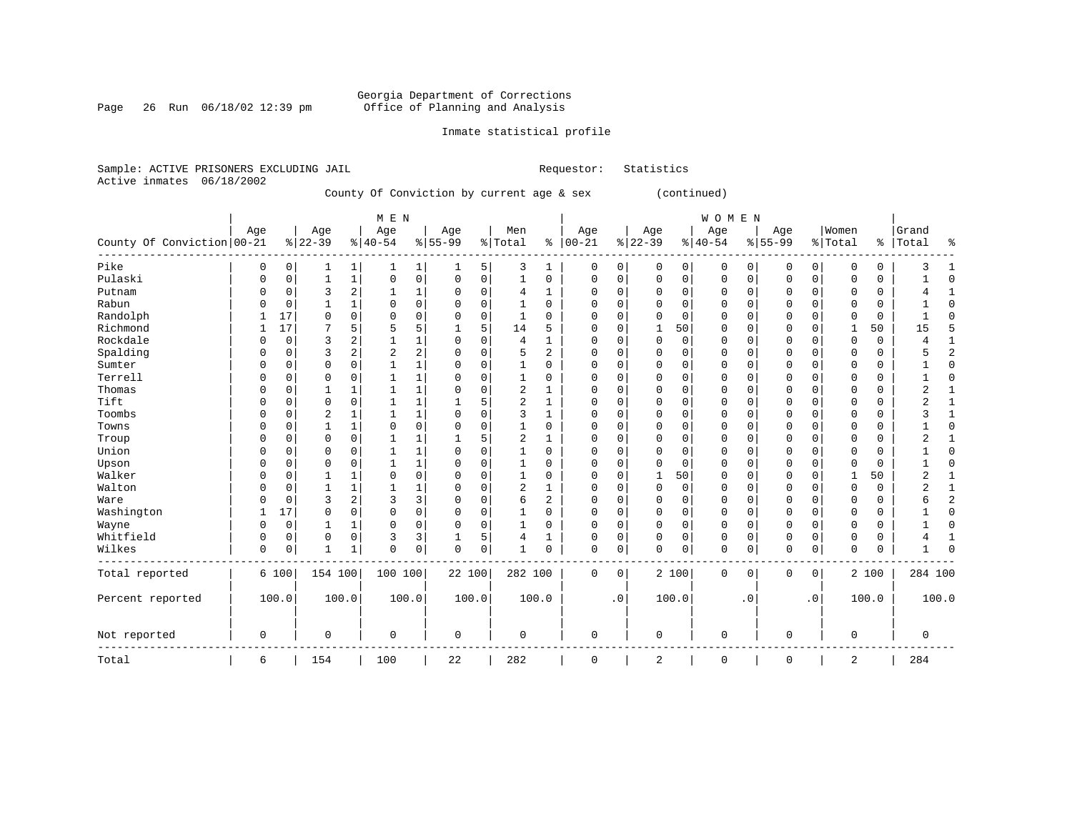Georgia Department of Corrections
Office of Planning and Analysis

Inmate statistical profile

Sample: ACTIVE PRISONERS EXCLUDING JAIL    Requestor: Statistics
Active inmates 06/18/2002

County Of Conviction by current age & sex (continued)

| County Of Conviction | MEN Age 00-21 | % | Age 22-39 | % | Age 40-54 | % | Age 55-99 | % | Men Total | % | WOMEN Age 00-21 | % | Age 22-39 | % | Age 40-54 | % | Age 55-99 | % | Women Total | % | Grand Total | % |
|---|---|---|---|---|---|---|---|---|---|---|---|---|---|---|---|---|---|---|---|---|---|---|
| Pike | 0 | 0 | 1 | 1 | 1 | 1 | 1 | 5 | 3 | 1 | 0 | 0 | 0 | 0 | 0 | 0 | 0 | 0 | 0 | 0 | 3 | 1 |
| Pulaski | 0 | 0 | 1 | 1 | 0 | 0 | 0 | 0 | 1 | 0 | 0 | 0 | 0 | 0 | 0 | 0 | 0 | 0 | 0 | 0 | 1 | 0 |
| Putnam | 0 | 0 | 3 | 2 | 1 | 1 | 0 | 0 | 4 | 1 | 0 | 0 | 0 | 0 | 0 | 0 | 0 | 0 | 0 | 0 | 4 | 1 |
| Rabun | 0 | 0 | 1 | 1 | 0 | 0 | 0 | 0 | 1 | 0 | 0 | 0 | 0 | 0 | 0 | 0 | 0 | 0 | 0 | 0 | 1 | 0 |
| Randolph | 1 | 17 | 0 | 0 | 0 | 0 | 0 | 0 | 1 | 0 | 0 | 0 | 0 | 0 | 0 | 0 | 0 | 0 | 0 | 0 | 1 | 0 |
| Richmond | 1 | 17 | 7 | 5 | 5 | 5 | 1 | 5 | 14 | 5 | 0 | 0 | 1 | 50 | 0 | 0 | 0 | 0 | 1 | 50 | 15 | 5 |
| Rockdale | 0 | 0 | 3 | 2 | 1 | 1 | 0 | 0 | 4 | 1 | 0 | 0 | 0 | 0 | 0 | 0 | 0 | 0 | 0 | 0 | 4 | 1 |
| Spalding | 0 | 0 | 3 | 2 | 2 | 2 | 0 | 0 | 5 | 2 | 0 | 0 | 0 | 0 | 0 | 0 | 0 | 0 | 0 | 0 | 5 | 2 |
| Sumter | 0 | 0 | 0 | 0 | 1 | 1 | 0 | 0 | 1 | 0 | 0 | 0 | 0 | 0 | 0 | 0 | 0 | 0 | 0 | 0 | 1 | 0 |
| Terrell | 0 | 0 | 0 | 0 | 1 | 1 | 0 | 0 | 1 | 0 | 0 | 0 | 0 | 0 | 0 | 0 | 0 | 0 | 0 | 0 | 1 | 0 |
| Thomas | 0 | 0 | 1 | 1 | 1 | 1 | 0 | 0 | 2 | 1 | 0 | 0 | 0 | 0 | 0 | 0 | 0 | 0 | 0 | 0 | 2 | 1 |
| Tift | 0 | 0 | 0 | 0 | 1 | 1 | 1 | 5 | 2 | 1 | 0 | 0 | 0 | 0 | 0 | 0 | 0 | 0 | 0 | 0 | 2 | 1 |
| Toombs | 0 | 0 | 2 | 1 | 1 | 1 | 0 | 0 | 3 | 1 | 0 | 0 | 0 | 0 | 0 | 0 | 0 | 0 | 0 | 0 | 3 | 1 |
| Towns | 0 | 0 | 1 | 1 | 0 | 0 | 0 | 0 | 1 | 0 | 0 | 0 | 0 | 0 | 0 | 0 | 0 | 0 | 0 | 0 | 1 | 0 |
| Troup | 0 | 0 | 0 | 0 | 1 | 1 | 1 | 5 | 2 | 1 | 0 | 0 | 0 | 0 | 0 | 0 | 0 | 0 | 0 | 0 | 2 | 1 |
| Union | 0 | 0 | 0 | 0 | 1 | 1 | 0 | 0 | 1 | 0 | 0 | 0 | 0 | 0 | 0 | 0 | 0 | 0 | 0 | 0 | 1 | 0 |
| Upson | 0 | 0 | 0 | 0 | 1 | 1 | 0 | 0 | 1 | 0 | 0 | 0 | 0 | 0 | 0 | 0 | 0 | 0 | 0 | 0 | 1 | 0 |
| Walker | 0 | 0 | 1 | 1 | 0 | 0 | 0 | 0 | 1 | 0 | 0 | 0 | 1 | 50 | 0 | 0 | 0 | 0 | 1 | 50 | 2 | 1 |
| Walton | 0 | 0 | 1 | 1 | 1 | 1 | 0 | 0 | 2 | 1 | 0 | 0 | 0 | 0 | 0 | 0 | 0 | 0 | 0 | 0 | 2 | 1 |
| Ware | 0 | 0 | 3 | 2 | 3 | 3 | 0 | 0 | 6 | 2 | 0 | 0 | 0 | 0 | 0 | 0 | 0 | 0 | 0 | 0 | 6 | 2 |
| Washington | 1 | 17 | 0 | 0 | 0 | 0 | 0 | 0 | 1 | 0 | 0 | 0 | 0 | 0 | 0 | 0 | 0 | 0 | 0 | 0 | 1 | 0 |
| Wayne | 0 | 0 | 1 | 1 | 0 | 0 | 0 | 0 | 1 | 0 | 0 | 0 | 0 | 0 | 0 | 0 | 0 | 0 | 0 | 0 | 1 | 0 |
| Whitfield | 0 | 0 | 0 | 0 | 3 | 3 | 1 | 5 | 4 | 1 | 0 | 0 | 0 | 0 | 0 | 0 | 0 | 0 | 0 | 0 | 4 | 1 |
| Wilkes | 0 | 0 | 1 | 1 | 0 | 0 | 0 | 0 | 1 | 0 | 0 | 0 | 0 | 0 | 0 | 0 | 0 | 0 | 0 | 0 | 1 | 0 |
| Total reported | 6 | 100 | 154 | 100 | 100 | 100 | 22 | 100 | 282 | 100 | 0 | 0 | 2 | 100 | 0 | 0 | 0 | 0 | 2 | 100 | 284 | 100 |
| Percent reported | 100.0 | | 100.0 | | 100.0 | | 100.0 | | 100.0 | | .0 | | 100.0 | | .0 | | .0 | | 100.0 | | 100.0 | |
| Not reported | 0 | | 0 | | 0 | | 0 | | 0 | | 0 | | 0 | | 0 | | 0 | | 0 | | 0 | |
| Total | 6 | | 154 | | 100 | | 22 | | 282 | | 0 | | 2 | | 0 | | 0 | | 2 | | 284 | |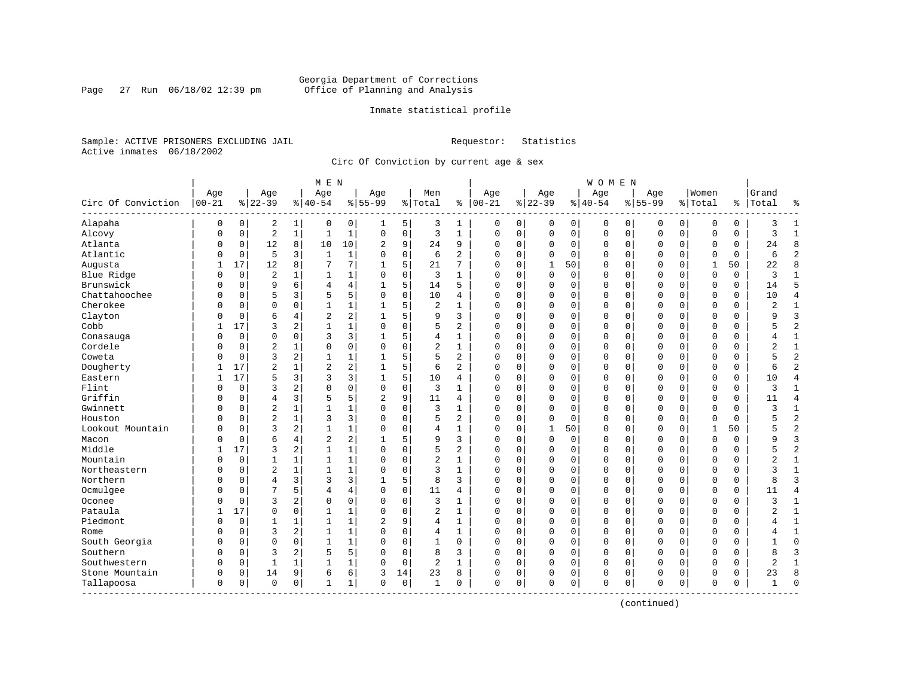Georgia Department of Corrections
Office of Planning and Analysis

Inmate statistical profile

Sample: ACTIVE PRISONERS EXCLUDING JAIL  Requestor: Statistics
Active inmates 06/18/2002

Circ Of Conviction by current age & sex

| Circ Of Conviction | MEN Age 00-21 | % | Age 22-39 | % | Age 40-54 | % | Age 55-99 | % | Men Total | % | WOMEN Age 00-21 | % | Age 22-39 | % | Age 40-54 | % | Age 55-99 | % | Women Total | % | Grand Total | % |
|---|---|---|---|---|---|---|---|---|---|---|---|---|---|---|---|---|---|---|---|---|---|---|
| Alapaha | 0 | 0 | 2 | 1 | 0 | 0 | 1 | 5 | 3 | 1 | 0 | 0 | 0 | 0 | 0 | 0 | 0 | 0 | 0 | 0 | 3 | 1 |
| Alcovy | 0 | 0 | 2 | 1 | 1 | 1 | 0 | 0 | 3 | 1 | 0 | 0 | 0 | 0 | 0 | 0 | 0 | 0 | 0 | 0 | 3 | 1 |
| Atlanta | 0 | 0 | 12 | 8 | 10 | 10 | 2 | 9 | 24 | 9 | 0 | 0 | 0 | 0 | 0 | 0 | 0 | 0 | 0 | 0 | 24 | 8 |
| Atlantic | 0 | 0 | 5 | 3 | 1 | 1 | 0 | 0 | 6 | 2 | 0 | 0 | 0 | 0 | 0 | 0 | 0 | 0 | 0 | 0 | 6 | 2 |
| Augusta | 1 | 17 | 12 | 8 | 7 | 7 | 1 | 5 | 21 | 7 | 0 | 0 | 1 | 50 | 0 | 0 | 0 | 0 | 1 | 50 | 22 | 8 |
| Blue Ridge | 0 | 0 | 2 | 1 | 1 | 1 | 0 | 0 | 3 | 1 | 0 | 0 | 0 | 0 | 0 | 0 | 0 | 0 | 0 | 0 | 3 | 1 |
| Brunswick | 0 | 0 | 9 | 6 | 4 | 4 | 1 | 5 | 14 | 5 | 0 | 0 | 0 | 0 | 0 | 0 | 0 | 0 | 0 | 0 | 14 | 5 |
| Chattahoochee | 0 | 0 | 5 | 3 | 5 | 5 | 0 | 0 | 10 | 4 | 0 | 0 | 0 | 0 | 0 | 0 | 0 | 0 | 0 | 0 | 10 | 4 |
| Cherokee | 0 | 0 | 0 | 0 | 1 | 1 | 1 | 5 | 2 | 1 | 0 | 0 | 0 | 0 | 0 | 0 | 0 | 0 | 0 | 0 | 2 | 1 |
| Clayton | 0 | 0 | 6 | 4 | 2 | 2 | 1 | 5 | 9 | 3 | 0 | 0 | 0 | 0 | 0 | 0 | 0 | 0 | 0 | 0 | 9 | 3 |
| Cobb | 1 | 17 | 3 | 2 | 1 | 1 | 0 | 0 | 5 | 2 | 0 | 0 | 0 | 0 | 0 | 0 | 0 | 0 | 0 | 0 | 5 | 2 |
| Conasauga | 0 | 0 | 0 | 0 | 3 | 3 | 1 | 5 | 4 | 1 | 0 | 0 | 0 | 0 | 0 | 0 | 0 | 0 | 0 | 0 | 4 | 1 |
| Cordele | 0 | 0 | 2 | 1 | 0 | 0 | 0 | 0 | 2 | 1 | 0 | 0 | 0 | 0 | 0 | 0 | 0 | 0 | 0 | 0 | 2 | 1 |
| Coweta | 0 | 0 | 3 | 2 | 1 | 1 | 1 | 5 | 5 | 2 | 0 | 0 | 0 | 0 | 0 | 0 | 0 | 0 | 0 | 0 | 5 | 2 |
| Dougherty | 1 | 17 | 2 | 1 | 2 | 2 | 1 | 5 | 6 | 2 | 0 | 0 | 0 | 0 | 0 | 0 | 0 | 0 | 0 | 0 | 6 | 2 |
| Eastern | 1 | 17 | 5 | 3 | 3 | 3 | 1 | 5 | 10 | 4 | 0 | 0 | 0 | 0 | 0 | 0 | 0 | 0 | 0 | 0 | 10 | 4 |
| Flint | 0 | 0 | 3 | 2 | 0 | 0 | 0 | 0 | 3 | 1 | 0 | 0 | 0 | 0 | 0 | 0 | 0 | 0 | 0 | 0 | 3 | 1 |
| Griffin | 0 | 0 | 4 | 3 | 5 | 5 | 2 | 9 | 11 | 4 | 0 | 0 | 0 | 0 | 0 | 0 | 0 | 0 | 0 | 0 | 11 | 4 |
| Gwinnett | 0 | 0 | 2 | 1 | 1 | 1 | 0 | 0 | 3 | 1 | 0 | 0 | 0 | 0 | 0 | 0 | 0 | 0 | 0 | 0 | 3 | 1 |
| Houston | 0 | 0 | 2 | 1 | 3 | 3 | 0 | 0 | 5 | 2 | 0 | 0 | 0 | 0 | 0 | 0 | 0 | 0 | 0 | 0 | 5 | 2 |
| Lookout Mountain | 0 | 0 | 3 | 2 | 1 | 1 | 0 | 0 | 4 | 1 | 0 | 0 | 1 | 50 | 0 | 0 | 0 | 0 | 1 | 50 | 5 | 2 |
| Macon | 0 | 0 | 6 | 4 | 2 | 2 | 1 | 5 | 9 | 3 | 0 | 0 | 0 | 0 | 0 | 0 | 0 | 0 | 0 | 0 | 9 | 3 |
| Middle | 1 | 17 | 3 | 2 | 1 | 1 | 0 | 0 | 5 | 2 | 0 | 0 | 0 | 0 | 0 | 0 | 0 | 0 | 0 | 0 | 5 | 2 |
| Mountain | 0 | 0 | 1 | 1 | 1 | 1 | 0 | 0 | 2 | 1 | 0 | 0 | 0 | 0 | 0 | 0 | 0 | 0 | 0 | 0 | 2 | 1 |
| Northeastern | 0 | 0 | 2 | 1 | 1 | 1 | 0 | 0 | 3 | 1 | 0 | 0 | 0 | 0 | 0 | 0 | 0 | 0 | 0 | 0 | 3 | 1 |
| Northern | 0 | 0 | 4 | 3 | 3 | 3 | 1 | 5 | 8 | 3 | 0 | 0 | 0 | 0 | 0 | 0 | 0 | 0 | 0 | 0 | 8 | 3 |
| Ocmulgee | 0 | 0 | 7 | 5 | 4 | 4 | 0 | 0 | 11 | 4 | 0 | 0 | 0 | 0 | 0 | 0 | 0 | 0 | 0 | 0 | 11 | 4 |
| Oconee | 0 | 0 | 3 | 2 | 0 | 0 | 0 | 0 | 3 | 1 | 0 | 0 | 0 | 0 | 0 | 0 | 0 | 0 | 0 | 0 | 3 | 1 |
| Pataula | 1 | 17 | 0 | 0 | 1 | 1 | 0 | 0 | 2 | 1 | 0 | 0 | 0 | 0 | 0 | 0 | 0 | 0 | 0 | 0 | 2 | 1 |
| Piedmont | 0 | 0 | 1 | 1 | 1 | 1 | 2 | 9 | 4 | 1 | 0 | 0 | 0 | 0 | 0 | 0 | 0 | 0 | 0 | 0 | 4 | 1 |
| Rome | 0 | 0 | 3 | 2 | 1 | 1 | 0 | 0 | 4 | 1 | 0 | 0 | 0 | 0 | 0 | 0 | 0 | 0 | 0 | 0 | 4 | 1 |
| South Georgia | 0 | 0 | 0 | 0 | 1 | 1 | 0 | 0 | 1 | 0 | 0 | 0 | 0 | 0 | 0 | 0 | 0 | 0 | 0 | 0 | 1 | 0 |
| Southern | 0 | 0 | 3 | 2 | 5 | 5 | 0 | 0 | 8 | 3 | 0 | 0 | 0 | 0 | 0 | 0 | 0 | 0 | 0 | 0 | 8 | 3 |
| Southwestern | 0 | 0 | 1 | 1 | 1 | 1 | 0 | 0 | 2 | 1 | 0 | 0 | 0 | 0 | 0 | 0 | 0 | 0 | 0 | 0 | 2 | 1 |
| Stone Mountain | 0 | 0 | 14 | 9 | 6 | 6 | 3 | 14 | 23 | 8 | 0 | 0 | 0 | 0 | 0 | 0 | 0 | 0 | 0 | 0 | 23 | 8 |
| Tallapoosa | 0 | 0 | 0 | 0 | 1 | 1 | 0 | 0 | 1 | 0 | 0 | 0 | 0 | 0 | 0 | 0 | 0 | 0 | 0 | 0 | 1 | 0 |

(continued)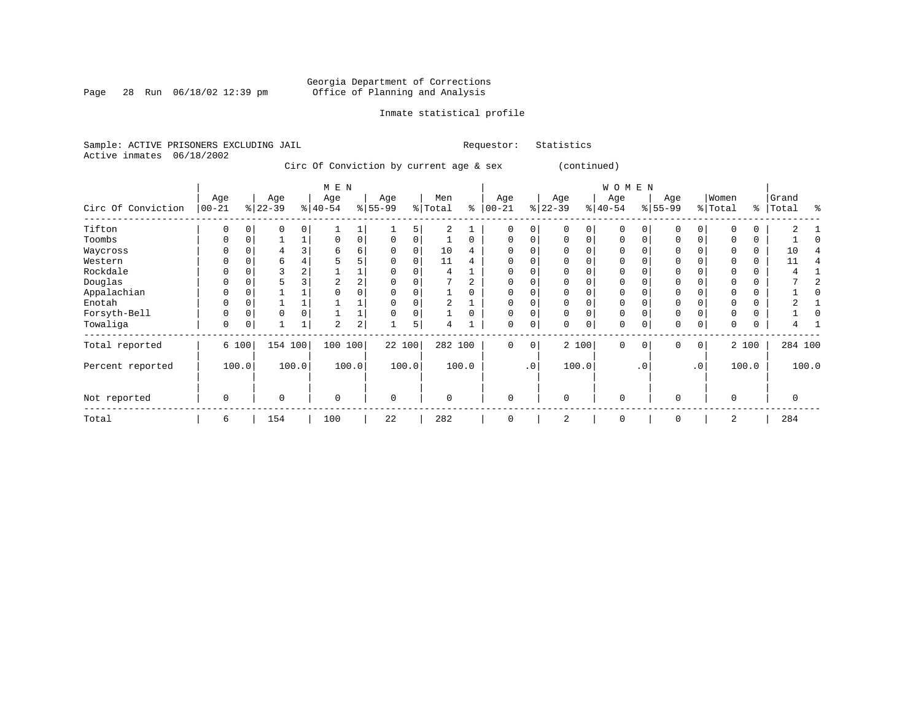Georgia Department of Corrections
Office of Planning and Analysis

Inmate statistical profile

Sample: ACTIVE PRISONERS EXCLUDING JAIL
Active inmates 06/18/2002

Requestor: Statistics

Circ Of Conviction by current age & sex (continued)

| Circ Of Conviction | MEN Age 00-21 | % | Age 22-39 | % | Age 40-54 | % | Age 55-99 | % | Men Total | % | WOMEN Age 00-21 | % | Age 22-39 | % | Age 40-54 | % | Age 55-99 | % | Women Total | % | Grand Total | % |
|---|---|---|---|---|---|---|---|---|---|---|---|---|---|---|---|---|---|---|---|---|---|---|
| Tifton | 0 | 0 | 0 | 0 | 1 | 1 | 1 | 5 | 2 | 1 | 0 | 0 | 0 | 0 | 0 | 0 | 0 | 0 | 0 | 0 | 2 | 1 |
| Toombs | 0 | 0 | 1 | 1 | 0 | 0 | 0 | 0 | 1 | 0 | 0 | 0 | 0 | 0 | 0 | 0 | 0 | 0 | 0 | 0 | 1 | 0 |
| Waycross | 0 | 0 | 4 | 3 | 6 | 6 | 0 | 0 | 10 | 4 | 0 | 0 | 0 | 0 | 0 | 0 | 0 | 0 | 0 | 0 | 10 | 4 |
| Western | 0 | 0 | 6 | 4 | 5 | 5 | 0 | 0 | 11 | 4 | 0 | 0 | 0 | 0 | 0 | 0 | 0 | 0 | 0 | 0 | 11 | 4 |
| Rockdale | 0 | 0 | 3 | 2 | 1 | 1 | 0 | 0 | 4 | 1 | 0 | 0 | 0 | 0 | 0 | 0 | 0 | 0 | 0 | 0 | 4 | 1 |
| Douglas | 0 | 0 | 5 | 3 | 2 | 2 | 0 | 0 | 7 | 2 | 0 | 0 | 0 | 0 | 0 | 0 | 0 | 0 | 0 | 0 | 7 | 2 |
| Appalachian | 0 | 0 | 1 | 1 | 0 | 0 | 0 | 0 | 1 | 0 | 0 | 0 | 0 | 0 | 0 | 0 | 0 | 0 | 0 | 0 | 1 | 0 |
| Enotah | 0 | 0 | 1 | 1 | 1 | 1 | 0 | 0 | 2 | 1 | 0 | 0 | 0 | 0 | 0 | 0 | 0 | 0 | 0 | 0 | 2 | 1 |
| Forsyth-Bell | 0 | 0 | 0 | 0 | 1 | 1 | 0 | 0 | 1 | 0 | 0 | 0 | 0 | 0 | 0 | 0 | 0 | 0 | 0 | 0 | 1 | 0 |
| Towaliga | 0 | 0 | 1 | 1 | 2 | 2 | 1 | 5 | 4 | 1 | 0 | 0 | 0 | 0 | 0 | 0 | 0 | 0 | 0 | 0 | 4 | 1 |
| Total reported | 6 | 100 | 154 | 100 | 100 | 100 | 22 | 100 | 282 | 100 | 0 | 0 | 2 | 100 | 0 | 0 | 0 | 0 | 2 | 100 | 284 | 100 |
| Percent reported | | 100.0 | | 100.0 | | 100.0 | | 100.0 | | 100.0 | | .0 | | 100.0 | | .0 | | .0 | | 100.0 | | 100.0 |
| Not reported | 0 | | 0 | | 0 | | 0 | | 0 | | 0 | | 0 | | 0 | | 0 | | 0 | | 0 | |
| Total | 6 | | 154 | | 100 | | 22 | | 282 | | 0 | | 2 | | 0 | | 0 | | 2 | | 284 | |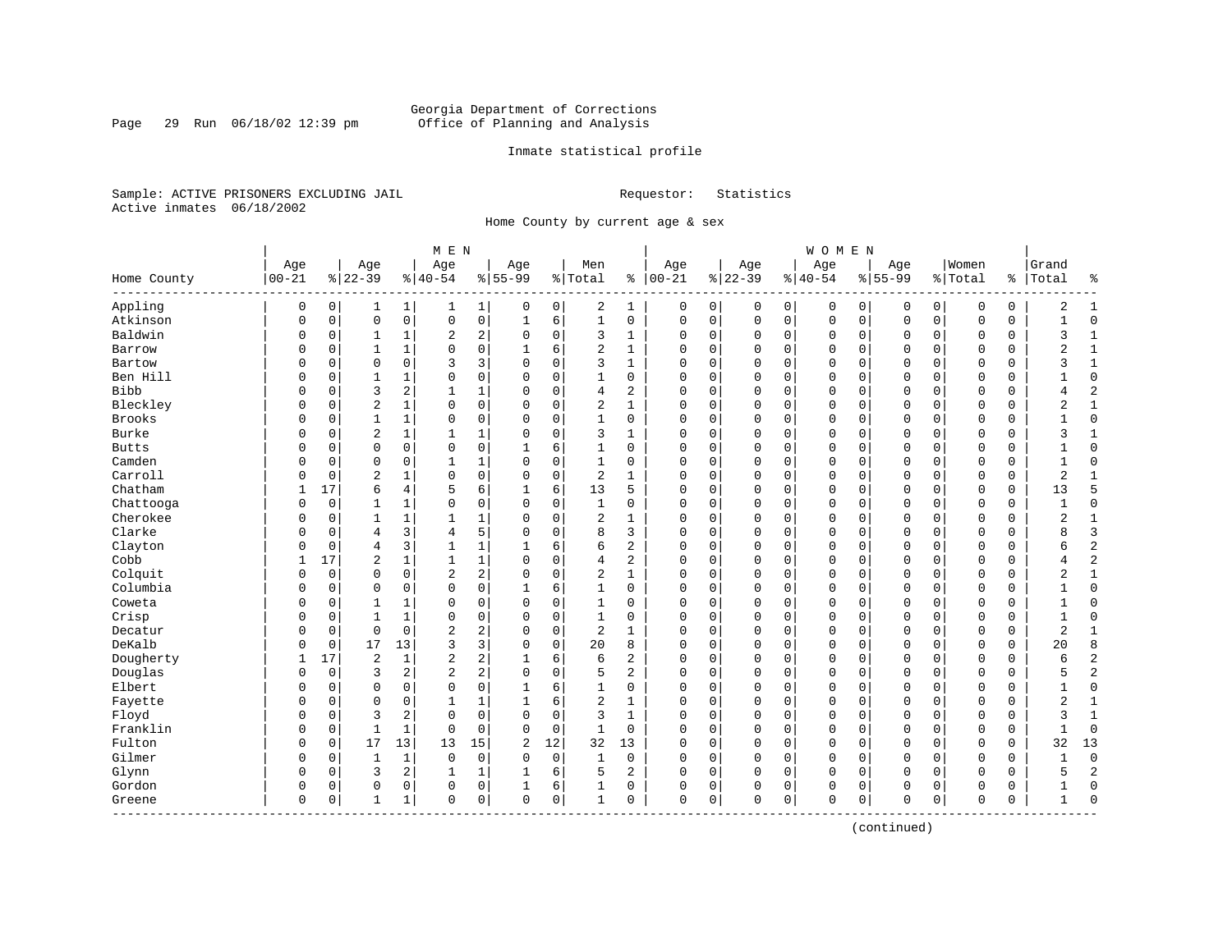Georgia Department of Corrections
Office of Planning and Analysis

Inmate statistical profile

Sample: ACTIVE PRISONERS EXCLUDING JAIL  Requestor: Statistics
Active inmates 06/18/2002

Home County by current age & sex

| Home County | MEN Age 00-21 | % | Age 22-39 | % | Age 40-54 | % | Age 55-99 | % | Men Total | % | WOMEN Age 00-21 | % | Age 22-39 | % | Age 40-54 | % | Age 55-99 | % | Women Total | % | Grand Total | % |
|---|---|---|---|---|---|---|---|---|---|---|---|---|---|---|---|---|---|---|---|---|---|---|
| Appling | 0 | 0 | 1 | 1 | 1 | 1 | 0 | 0 | 2 | 1 | 0 | 0 | 0 | 0 | 0 | 0 | 0 | 0 | 0 | 0 | 2 | 1 |
| Atkinson | 0 | 0 | 0 | 0 | 0 | 0 | 1 | 6 | 1 | 0 | 0 | 0 | 0 | 0 | 0 | 0 | 0 | 0 | 0 | 0 | 1 | 0 |
| Baldwin | 0 | 0 | 1 | 1 | 2 | 2 | 0 | 0 | 3 | 1 | 0 | 0 | 0 | 0 | 0 | 0 | 0 | 0 | 0 | 0 | 3 | 1 |
| Barrow | 0 | 0 | 1 | 1 | 0 | 0 | 1 | 6 | 2 | 1 | 0 | 0 | 0 | 0 | 0 | 0 | 0 | 0 | 0 | 0 | 2 | 1 |
| Bartow | 0 | 0 | 0 | 0 | 3 | 3 | 0 | 0 | 3 | 1 | 0 | 0 | 0 | 0 | 0 | 0 | 0 | 0 | 0 | 0 | 3 | 1 |
| Ben Hill | 0 | 0 | 1 | 1 | 0 | 0 | 0 | 0 | 1 | 0 | 0 | 0 | 0 | 0 | 0 | 0 | 0 | 0 | 0 | 0 | 1 | 0 |
| Bibb | 0 | 0 | 3 | 2 | 1 | 1 | 0 | 0 | 4 | 2 | 0 | 0 | 0 | 0 | 0 | 0 | 0 | 0 | 0 | 0 | 4 | 2 |
| Bleckley | 0 | 0 | 2 | 1 | 0 | 0 | 0 | 0 | 2 | 1 | 0 | 0 | 0 | 0 | 0 | 0 | 0 | 0 | 0 | 0 | 2 | 1 |
| Brooks | 0 | 0 | 1 | 1 | 0 | 0 | 0 | 0 | 1 | 0 | 0 | 0 | 0 | 0 | 0 | 0 | 0 | 0 | 0 | 0 | 1 | 0 |
| Burke | 0 | 0 | 2 | 1 | 1 | 1 | 0 | 0 | 3 | 1 | 0 | 0 | 0 | 0 | 0 | 0 | 0 | 0 | 0 | 0 | 3 | 1 |
| Butts | 0 | 0 | 0 | 0 | 0 | 0 | 1 | 6 | 1 | 0 | 0 | 0 | 0 | 0 | 0 | 0 | 0 | 0 | 0 | 0 | 1 | 0 |
| Camden | 0 | 0 | 0 | 0 | 1 | 1 | 0 | 0 | 1 | 0 | 0 | 0 | 0 | 0 | 0 | 0 | 0 | 0 | 0 | 0 | 1 | 0 |
| Carroll | 0 | 0 | 2 | 1 | 0 | 0 | 0 | 0 | 2 | 1 | 0 | 0 | 0 | 0 | 0 | 0 | 0 | 0 | 0 | 0 | 2 | 1 |
| Chatham | 1 | 17 | 6 | 4 | 5 | 6 | 1 | 6 | 13 | 5 | 0 | 0 | 0 | 0 | 0 | 0 | 0 | 0 | 0 | 0 | 13 | 5 |
| Chattooga | 0 | 0 | 1 | 1 | 0 | 0 | 0 | 0 | 1 | 0 | 0 | 0 | 0 | 0 | 0 | 0 | 0 | 0 | 0 | 0 | 1 | 0 |
| Cherokee | 0 | 0 | 1 | 1 | 1 | 1 | 0 | 0 | 2 | 1 | 0 | 0 | 0 | 0 | 0 | 0 | 0 | 0 | 0 | 0 | 2 | 1 |
| Clarke | 0 | 0 | 4 | 3 | 4 | 5 | 0 | 0 | 8 | 3 | 0 | 0 | 0 | 0 | 0 | 0 | 0 | 0 | 0 | 0 | 8 | 3 |
| Clayton | 0 | 0 | 4 | 3 | 1 | 1 | 1 | 6 | 6 | 2 | 0 | 0 | 0 | 0 | 0 | 0 | 0 | 0 | 0 | 0 | 6 | 2 |
| Cobb | 1 | 17 | 2 | 1 | 1 | 1 | 0 | 0 | 4 | 2 | 0 | 0 | 0 | 0 | 0 | 0 | 0 | 0 | 0 | 0 | 4 | 2 |
| Colquit | 0 | 0 | 0 | 0 | 2 | 2 | 0 | 0 | 2 | 1 | 0 | 0 | 0 | 0 | 0 | 0 | 0 | 0 | 0 | 0 | 2 | 1 |
| Columbia | 0 | 0 | 0 | 0 | 0 | 0 | 1 | 6 | 1 | 0 | 0 | 0 | 0 | 0 | 0 | 0 | 0 | 0 | 0 | 0 | 1 | 0 |
| Coweta | 0 | 0 | 1 | 1 | 0 | 0 | 0 | 0 | 1 | 0 | 0 | 0 | 0 | 0 | 0 | 0 | 0 | 0 | 0 | 0 | 1 | 0 |
| Crisp | 0 | 0 | 1 | 1 | 0 | 0 | 0 | 0 | 1 | 0 | 0 | 0 | 0 | 0 | 0 | 0 | 0 | 0 | 0 | 0 | 1 | 0 |
| Decatur | 0 | 0 | 0 | 0 | 2 | 2 | 0 | 0 | 2 | 1 | 0 | 0 | 0 | 0 | 0 | 0 | 0 | 0 | 0 | 0 | 2 | 1 |
| DeKalb | 0 | 0 | 17 | 13 | 3 | 3 | 0 | 0 | 20 | 8 | 0 | 0 | 0 | 0 | 0 | 0 | 0 | 0 | 0 | 0 | 20 | 8 |
| Dougherty | 1 | 17 | 2 | 1 | 2 | 2 | 1 | 6 | 6 | 2 | 0 | 0 | 0 | 0 | 0 | 0 | 0 | 0 | 0 | 0 | 6 | 2 |
| Douglas | 0 | 0 | 3 | 2 | 2 | 2 | 0 | 0 | 5 | 2 | 0 | 0 | 0 | 0 | 0 | 0 | 0 | 0 | 0 | 0 | 5 | 2 |
| Elbert | 0 | 0 | 0 | 0 | 0 | 0 | 1 | 6 | 1 | 0 | 0 | 0 | 0 | 0 | 0 | 0 | 0 | 0 | 0 | 0 | 1 | 0 |
| Fayette | 0 | 0 | 0 | 0 | 1 | 1 | 1 | 6 | 2 | 1 | 0 | 0 | 0 | 0 | 0 | 0 | 0 | 0 | 0 | 0 | 2 | 1 |
| Floyd | 0 | 0 | 3 | 2 | 0 | 0 | 0 | 0 | 3 | 1 | 0 | 0 | 0 | 0 | 0 | 0 | 0 | 0 | 0 | 0 | 3 | 1 |
| Franklin | 0 | 0 | 1 | 1 | 0 | 0 | 0 | 0 | 1 | 0 | 0 | 0 | 0 | 0 | 0 | 0 | 0 | 0 | 0 | 0 | 1 | 0 |
| Fulton | 0 | 0 | 17 | 13 | 13 | 15 | 2 | 12 | 32 | 13 | 0 | 0 | 0 | 0 | 0 | 0 | 0 | 0 | 0 | 0 | 32 | 13 |
| Gilmer | 0 | 0 | 1 | 1 | 0 | 0 | 0 | 0 | 1 | 0 | 0 | 0 | 0 | 0 | 0 | 0 | 0 | 0 | 0 | 0 | 1 | 0 |
| Glynn | 0 | 0 | 3 | 2 | 1 | 1 | 1 | 6 | 5 | 2 | 0 | 0 | 0 | 0 | 0 | 0 | 0 | 0 | 0 | 0 | 5 | 2 |
| Gordon | 0 | 0 | 0 | 0 | 0 | 0 | 1 | 6 | 1 | 0 | 0 | 0 | 0 | 0 | 0 | 0 | 0 | 0 | 0 | 0 | 1 | 0 |
| Greene | 0 | 0 | 1 | 1 | 0 | 0 | 0 | 0 | 1 | 0 | 0 | 0 | 0 | 0 | 0 | 0 | 0 | 0 | 0 | 0 | 1 | 0 |

(continued)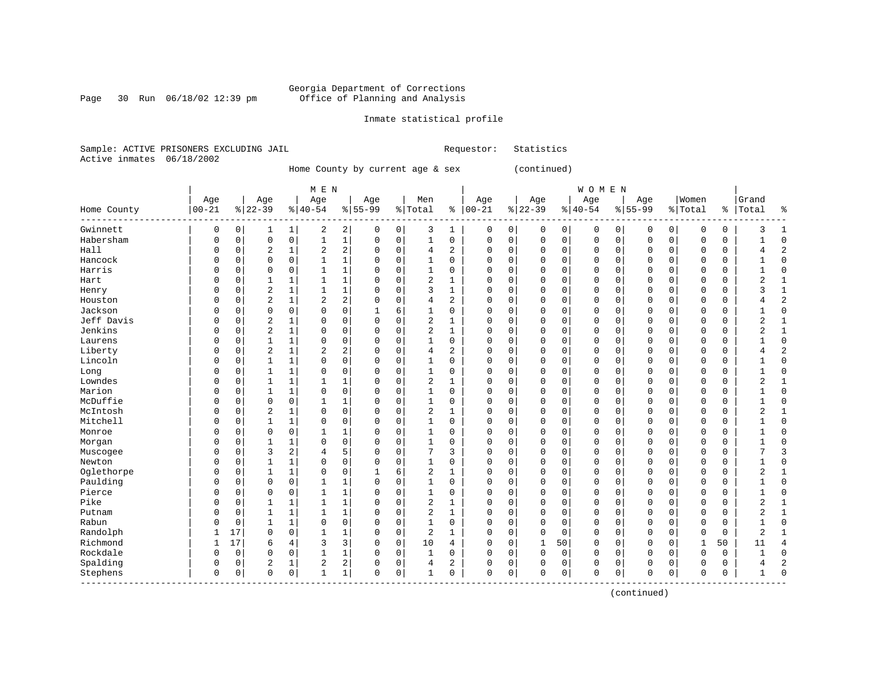Georgia Department of Corrections
Office of Planning and Analysis

Inmate statistical profile

Sample: ACTIVE PRISONERS EXCLUDING JAIL    Requestor: Statistics
Active inmates 06/18/2002

Home County by current age & sex (continued)

| Home County | MEN Age 00-21 | % | Age 22-39 | % | Age 40-54 | % | Age 55-99 | % | Men Total | % | WOMEN Age 00-21 | % | Age 22-39 | % | Age 40-54 | % | Age 55-99 | % | Women Total | % | Grand Total | % |
|---|---|---|---|---|---|---|---|---|---|---|---|---|---|---|---|---|---|---|---|---|---|---|
| Gwinnett | 0 | 0 | 1 | 1 | 2 | 2 | 0 | 0 | 3 | 1 | 0 | 0 | 0 | 0 | 0 | 0 | 0 | 0 | 0 | 0 | 3 | 1 |
| Habersham | 0 | 0 | 0 | 0 | 1 | 1 | 0 | 0 | 1 | 0 | 0 | 0 | 0 | 0 | 0 | 0 | 0 | 0 | 0 | 0 | 1 | 0 |
| Hall | 0 | 0 | 2 | 1 | 2 | 2 | 0 | 0 | 4 | 2 | 0 | 0 | 0 | 0 | 0 | 0 | 0 | 0 | 0 | 0 | 4 | 2 |
| Hancock | 0 | 0 | 0 | 0 | 1 | 1 | 0 | 0 | 1 | 0 | 0 | 0 | 0 | 0 | 0 | 0 | 0 | 0 | 0 | 0 | 1 | 0 |
| Harris | 0 | 0 | 0 | 0 | 1 | 1 | 0 | 0 | 1 | 0 | 0 | 0 | 0 | 0 | 0 | 0 | 0 | 0 | 0 | 0 | 1 | 0 |
| Hart | 0 | 0 | 1 | 1 | 1 | 1 | 0 | 0 | 2 | 1 | 0 | 0 | 0 | 0 | 0 | 0 | 0 | 0 | 0 | 0 | 2 | 1 |
| Henry | 0 | 0 | 2 | 1 | 1 | 1 | 0 | 0 | 3 | 1 | 0 | 0 | 0 | 0 | 0 | 0 | 0 | 0 | 0 | 0 | 3 | 1 |
| Houston | 0 | 0 | 2 | 1 | 2 | 2 | 0 | 0 | 4 | 2 | 0 | 0 | 0 | 0 | 0 | 0 | 0 | 0 | 0 | 0 | 4 | 2 |
| Jackson | 0 | 0 | 0 | 0 | 0 | 0 | 1 | 6 | 1 | 0 | 0 | 0 | 0 | 0 | 0 | 0 | 0 | 0 | 0 | 0 | 1 | 0 |
| Jeff Davis | 0 | 0 | 2 | 1 | 0 | 0 | 0 | 0 | 2 | 1 | 0 | 0 | 0 | 0 | 0 | 0 | 0 | 0 | 0 | 0 | 2 | 1 |
| Jenkins | 0 | 0 | 2 | 1 | 0 | 0 | 0 | 0 | 2 | 1 | 0 | 0 | 0 | 0 | 0 | 0 | 0 | 0 | 0 | 0 | 2 | 1 |
| Laurens | 0 | 0 | 1 | 1 | 0 | 0 | 0 | 0 | 1 | 0 | 0 | 0 | 0 | 0 | 0 | 0 | 0 | 0 | 0 | 0 | 1 | 0 |
| Liberty | 0 | 0 | 2 | 1 | 2 | 2 | 0 | 0 | 4 | 2 | 0 | 0 | 0 | 0 | 0 | 0 | 0 | 0 | 0 | 0 | 4 | 2 |
| Lincoln | 0 | 0 | 1 | 1 | 0 | 0 | 0 | 0 | 1 | 0 | 0 | 0 | 0 | 0 | 0 | 0 | 0 | 0 | 0 | 0 | 1 | 0 |
| Long | 0 | 0 | 1 | 1 | 0 | 0 | 0 | 0 | 1 | 0 | 0 | 0 | 0 | 0 | 0 | 0 | 0 | 0 | 0 | 0 | 1 | 0 |
| Lowndes | 0 | 0 | 1 | 1 | 1 | 1 | 0 | 0 | 2 | 1 | 0 | 0 | 0 | 0 | 0 | 0 | 0 | 0 | 0 | 0 | 2 | 1 |
| Marion | 0 | 0 | 1 | 1 | 0 | 0 | 0 | 0 | 1 | 0 | 0 | 0 | 0 | 0 | 0 | 0 | 0 | 0 | 0 | 0 | 1 | 0 |
| McDuffie | 0 | 0 | 0 | 0 | 1 | 1 | 0 | 0 | 1 | 0 | 0 | 0 | 0 | 0 | 0 | 0 | 0 | 0 | 0 | 0 | 1 | 0 |
| McIntosh | 0 | 0 | 2 | 1 | 0 | 0 | 0 | 0 | 2 | 1 | 0 | 0 | 0 | 0 | 0 | 0 | 0 | 0 | 0 | 0 | 2 | 1 |
| Mitchell | 0 | 0 | 1 | 1 | 0 | 0 | 0 | 0 | 1 | 0 | 0 | 0 | 0 | 0 | 0 | 0 | 0 | 0 | 0 | 0 | 1 | 0 |
| Monroe | 0 | 0 | 0 | 0 | 1 | 1 | 0 | 0 | 1 | 0 | 0 | 0 | 0 | 0 | 0 | 0 | 0 | 0 | 0 | 0 | 1 | 0 |
| Morgan | 0 | 0 | 1 | 1 | 0 | 0 | 0 | 0 | 1 | 0 | 0 | 0 | 0 | 0 | 0 | 0 | 0 | 0 | 0 | 0 | 1 | 0 |
| Muscogee | 0 | 0 | 3 | 2 | 4 | 5 | 0 | 0 | 7 | 3 | 0 | 0 | 0 | 0 | 0 | 0 | 0 | 0 | 0 | 0 | 7 | 3 |
| Newton | 0 | 0 | 1 | 1 | 0 | 0 | 0 | 0 | 1 | 0 | 0 | 0 | 0 | 0 | 0 | 0 | 0 | 0 | 0 | 0 | 1 | 0 |
| Oglethorpe | 0 | 0 | 1 | 1 | 0 | 0 | 1 | 6 | 2 | 1 | 0 | 0 | 0 | 0 | 0 | 0 | 0 | 0 | 0 | 0 | 2 | 1 |
| Paulding | 0 | 0 | 0 | 0 | 1 | 1 | 0 | 0 | 1 | 0 | 0 | 0 | 0 | 0 | 0 | 0 | 0 | 0 | 0 | 0 | 1 | 0 |
| Pierce | 0 | 0 | 0 | 0 | 1 | 1 | 0 | 0 | 1 | 0 | 0 | 0 | 0 | 0 | 0 | 0 | 0 | 0 | 0 | 0 | 1 | 0 |
| Pike | 0 | 0 | 1 | 1 | 1 | 1 | 0 | 0 | 2 | 1 | 0 | 0 | 0 | 0 | 0 | 0 | 0 | 0 | 0 | 0 | 2 | 1 |
| Putnam | 0 | 0 | 1 | 1 | 1 | 1 | 0 | 0 | 2 | 1 | 0 | 0 | 0 | 0 | 0 | 0 | 0 | 0 | 0 | 0 | 2 | 1 |
| Rabun | 0 | 0 | 1 | 1 | 0 | 0 | 0 | 0 | 1 | 0 | 0 | 0 | 0 | 0 | 0 | 0 | 0 | 0 | 0 | 0 | 1 | 0 |
| Randolph | 1 | 17 | 0 | 0 | 1 | 1 | 0 | 0 | 2 | 1 | 0 | 0 | 0 | 0 | 0 | 0 | 0 | 0 | 0 | 0 | 2 | 1 |
| Richmond | 1 | 17 | 6 | 4 | 3 | 3 | 0 | 0 | 10 | 4 | 0 | 0 | 1 | 50 | 0 | 0 | 0 | 0 | 1 | 50 | 11 | 4 |
| Rockdale | 0 | 0 | 0 | 0 | 1 | 1 | 0 | 0 | 1 | 0 | 0 | 0 | 0 | 0 | 0 | 0 | 0 | 0 | 0 | 0 | 1 | 0 |
| Spalding | 0 | 0 | 2 | 1 | 2 | 2 | 0 | 0 | 4 | 2 | 0 | 0 | 0 | 0 | 0 | 0 | 0 | 0 | 0 | 0 | 4 | 2 |
| Stephens | 0 | 0 | 0 | 0 | 1 | 1 | 0 | 0 | 1 | 0 | 0 | 0 | 0 | 0 | 0 | 0 | 0 | 0 | 0 | 0 | 1 | 0 |

(continued)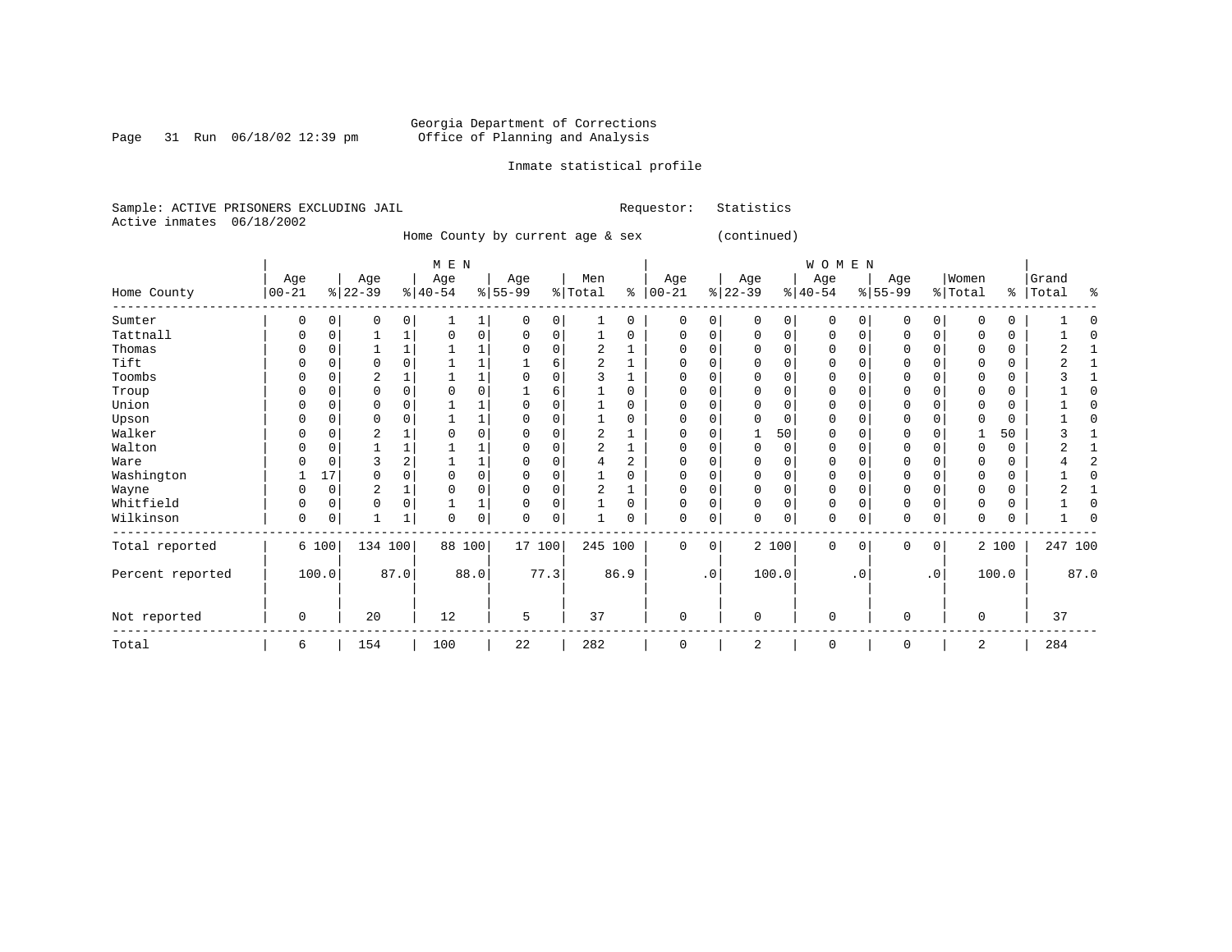Georgia Department of Corrections
Office of Planning and Analysis

Inmate statistical profile

Sample: ACTIVE PRISONERS EXCLUDING JAIL

Requestor: Statistics

Active inmates 06/18/2002

Home County by current age & sex (continued)

| Home County | MEN Age 00-21 | % | Age 22-39 | % | Age 40-54 | % | Age 55-99 | % | Men Total | % | WOMEN Age 00-21 | % | Age 22-39 | % | Age 40-54 | % | Age 55-99 | % | Women Total | % | Grand Total | % |
|---|---|---|---|---|---|---|---|---|---|---|---|---|---|---|---|---|---|---|---|---|---|---|
| Sumter | 0 | 0 | 0 | 0 | 1 | 1 | 0 | 0 | 1 | 0 | 0 | 0 | 0 | 0 | 0 | 0 | 0 | 0 | 0 | 0 | 1 | 0 |
| Tattnall | 0 | 0 | 1 | 1 | 0 | 0 | 0 | 0 | 1 | 0 | 0 | 0 | 0 | 0 | 0 | 0 | 0 | 0 | 0 | 0 | 1 | 0 |
| Thomas | 0 | 0 | 1 | 1 | 1 | 1 | 0 | 0 | 2 | 1 | 0 | 0 | 0 | 0 | 0 | 0 | 0 | 0 | 0 | 0 | 2 | 1 |
| Tift | 0 | 0 | 0 | 0 | 1 | 1 | 1 | 6 | 2 | 1 | 0 | 0 | 0 | 0 | 0 | 0 | 0 | 0 | 0 | 0 | 2 | 1 |
| Toombs | 0 | 0 | 2 | 1 | 1 | 1 | 0 | 0 | 3 | 1 | 0 | 0 | 0 | 0 | 0 | 0 | 0 | 0 | 0 | 0 | 3 | 1 |
| Troup | 0 | 0 | 0 | 0 | 0 | 0 | 1 | 6 | 1 | 0 | 0 | 0 | 0 | 0 | 0 | 0 | 0 | 0 | 0 | 0 | 1 | 0 |
| Union | 0 | 0 | 0 | 0 | 1 | 1 | 0 | 0 | 1 | 0 | 0 | 0 | 0 | 0 | 0 | 0 | 0 | 0 | 0 | 0 | 1 | 0 |
| Upson | 0 | 0 | 0 | 0 | 1 | 1 | 0 | 0 | 1 | 0 | 0 | 0 | 0 | 0 | 0 | 0 | 0 | 0 | 0 | 0 | 1 | 0 |
| Walker | 0 | 0 | 2 | 1 | 0 | 0 | 0 | 0 | 2 | 1 | 0 | 0 | 1 | 50 | 0 | 0 | 0 | 0 | 1 | 50 | 3 | 1 |
| Walton | 0 | 0 | 1 | 1 | 1 | 1 | 0 | 0 | 2 | 1 | 0 | 0 | 0 | 0 | 0 | 0 | 0 | 0 | 0 | 0 | 2 | 1 |
| Ware | 0 | 0 | 3 | 2 | 1 | 1 | 0 | 0 | 4 | 2 | 0 | 0 | 0 | 0 | 0 | 0 | 0 | 0 | 0 | 0 | 4 | 2 |
| Washington | 1 | 17 | 0 | 0 | 0 | 0 | 0 | 0 | 1 | 0 | 0 | 0 | 0 | 0 | 0 | 0 | 0 | 0 | 0 | 0 | 1 | 0 |
| Wayne | 0 | 0 | 2 | 1 | 0 | 0 | 0 | 0 | 2 | 1 | 0 | 0 | 0 | 0 | 0 | 0 | 0 | 0 | 0 | 0 | 2 | 1 |
| Whitfield | 0 | 0 | 0 | 0 | 1 | 1 | 0 | 0 | 1 | 0 | 0 | 0 | 0 | 0 | 0 | 0 | 0 | 0 | 0 | 0 | 1 | 0 |
| Wilkinson | 0 | 0 | 1 | 1 | 0 | 0 | 0 | 0 | 1 | 0 | 0 | 0 | 0 | 0 | 0 | 0 | 0 | 0 | 0 | 0 | 1 | 0 |
| Total reported | 6 | 100 | 134 | 100 | 88 | 100 | 17 | 100 | 245 | 100 | 0 | 0 | 2 | 100 | 0 | 0 | 0 | 0 | 2 | 100 | 247 | 100 |
| Percent reported | | 100.0 | | 87.0 | | 88.0 | | 77.3 | | 86.9 | | .0 | | 100.0 | | .0 | | .0 | | 100.0 | | 87.0 |
| Not reported | 0 | | 20 | | 12 | | 5 | | 37 | | 0 | | 0 | | 0 | | 0 | | 0 | | 37 | |
| Total | 6 | | 154 | | 100 | | 22 | | 282 | | 0 | | 2 | | 0 | | 0 | | 2 | | 284 | |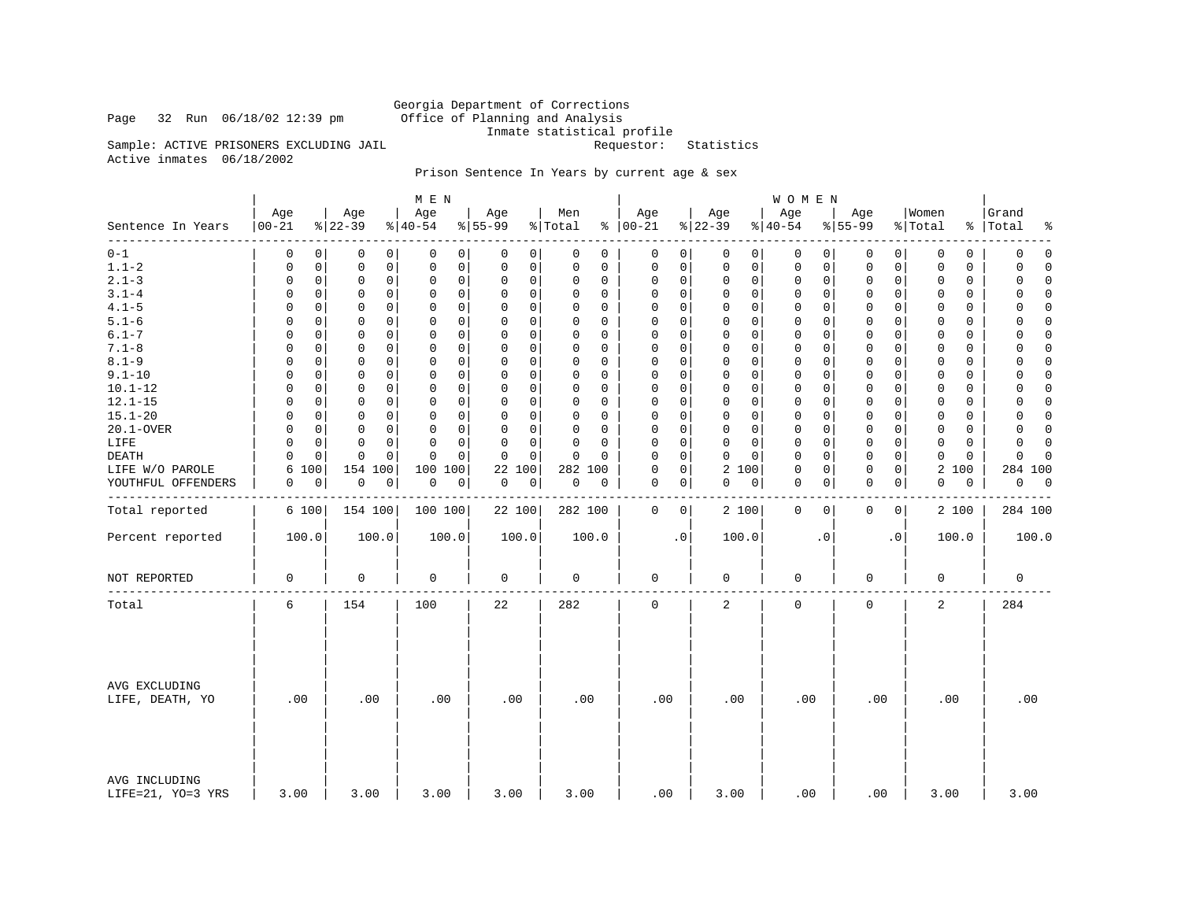Georgia Department of Corrections
Office of Planning and Analysis
Inmate statistical profile

Page 32 Run 06/18/02 12:39 pm

Sample: ACTIVE PRISONERS EXCLUDING JAIL    Requestor: Statistics

Active inmates 06/18/2002

Prison Sentence In Years by current age & sex

| | MEN | | | | | | | | | | WOMEN | | | | | | | | | | | |
|---|---|---|---|---|---|---|---|---|---|---|---|---|---|---|---|---|---|---|---|---|---|---|
| Sentence In Years | Age 00-21 | % | Age 22-39 | % | Age 40-54 | % | Age 55-99 | % | Men Total | % | Age 00-21 | % | Age 22-39 | % | Age 40-54 | % | Age 55-99 | % | Women Total | % | Grand Total | % |
| 0-1 | 0 | 0 | 0 | 0 | 0 | 0 | 0 | 0 | 0 | 0 | 0 | 0 | 0 | 0 | 0 | 0 | 0 | 0 | 0 | 0 | 0 | 0 |
| 1.1-2 | 0 | 0 | 0 | 0 | 0 | 0 | 0 | 0 | 0 | 0 | 0 | 0 | 0 | 0 | 0 | 0 | 0 | 0 | 0 | 0 | 0 | 0 |
| 2.1-3 | 0 | 0 | 0 | 0 | 0 | 0 | 0 | 0 | 0 | 0 | 0 | 0 | 0 | 0 | 0 | 0 | 0 | 0 | 0 | 0 | 0 | 0 |
| 3.1-4 | 0 | 0 | 0 | 0 | 0 | 0 | 0 | 0 | 0 | 0 | 0 | 0 | 0 | 0 | 0 | 0 | 0 | 0 | 0 | 0 | 0 | 0 |
| 4.1-5 | 0 | 0 | 0 | 0 | 0 | 0 | 0 | 0 | 0 | 0 | 0 | 0 | 0 | 0 | 0 | 0 | 0 | 0 | 0 | 0 | 0 | 0 |
| 5.1-6 | 0 | 0 | 0 | 0 | 0 | 0 | 0 | 0 | 0 | 0 | 0 | 0 | 0 | 0 | 0 | 0 | 0 | 0 | 0 | 0 | 0 | 0 |
| 6.1-7 | 0 | 0 | 0 | 0 | 0 | 0 | 0 | 0 | 0 | 0 | 0 | 0 | 0 | 0 | 0 | 0 | 0 | 0 | 0 | 0 | 0 | 0 |
| 7.1-8 | 0 | 0 | 0 | 0 | 0 | 0 | 0 | 0 | 0 | 0 | 0 | 0 | 0 | 0 | 0 | 0 | 0 | 0 | 0 | 0 | 0 | 0 |
| 8.1-9 | 0 | 0 | 0 | 0 | 0 | 0 | 0 | 0 | 0 | 0 | 0 | 0 | 0 | 0 | 0 | 0 | 0 | 0 | 0 | 0 | 0 | 0 |
| 9.1-10 | 0 | 0 | 0 | 0 | 0 | 0 | 0 | 0 | 0 | 0 | 0 | 0 | 0 | 0 | 0 | 0 | 0 | 0 | 0 | 0 | 0 | 0 |
| 10.1-12 | 0 | 0 | 0 | 0 | 0 | 0 | 0 | 0 | 0 | 0 | 0 | 0 | 0 | 0 | 0 | 0 | 0 | 0 | 0 | 0 | 0 | 0 |
| 12.1-15 | 0 | 0 | 0 | 0 | 0 | 0 | 0 | 0 | 0 | 0 | 0 | 0 | 0 | 0 | 0 | 0 | 0 | 0 | 0 | 0 | 0 | 0 |
| 15.1-20 | 0 | 0 | 0 | 0 | 0 | 0 | 0 | 0 | 0 | 0 | 0 | 0 | 0 | 0 | 0 | 0 | 0 | 0 | 0 | 0 | 0 | 0 |
| 20.1-OVER | 0 | 0 | 0 | 0 | 0 | 0 | 0 | 0 | 0 | 0 | 0 | 0 | 0 | 0 | 0 | 0 | 0 | 0 | 0 | 0 | 0 | 0 |
| LIFE | 0 | 0 | 0 | 0 | 0 | 0 | 0 | 0 | 0 | 0 | 0 | 0 | 0 | 0 | 0 | 0 | 0 | 0 | 0 | 0 | 0 | 0 |
| DEATH | 0 | 0 | 0 | 0 | 0 | 0 | 0 | 0 | 0 | 0 | 0 | 0 | 0 | 0 | 0 | 0 | 0 | 0 | 0 | 0 | 0 | 0 |
| LIFE W/O PAROLE | 6 | 100 | 154 | 100 | 100 | 100 | 22 | 100 | 282 | 100 | 0 | 0 | 2 | 100 | 0 | 0 | 0 | 0 | 2 | 100 | 284 | 100 |
| YOUTHFUL OFFENDERS | 0 | 0 | 0 | 0 | 0 | 0 | 0 | 0 | 0 | 0 | 0 | 0 | 0 | 0 | 0 | 0 | 0 | 0 | 0 | 0 | 0 | 0 |
| Total reported | 6 | 100 | 154 | 100 | 100 | 100 | 22 | 100 | 282 | 100 | 0 | 0 | 2 | 100 | 0 | 0 | 0 | 0 | 2 | 100 | 284 | 100 |
| Percent reported | 100.0 | | 100.0 | | 100.0 | | 100.0 | | 100.0 | | .0 | | 100.0 | | .0 | | .0 | | 100.0 | | 100.0 | |
| NOT REPORTED | 0 | | 0 | | 0 | | 0 | | 0 | | 0 | | 0 | | 0 | | 0 | | 0 | | 0 | |
| Total | 6 | | 154 | | 100 | | 22 | | 282 | | 0 | | 2 | | 0 | | 0 | | 2 | | 284 | |
| AVG EXCLUDING LIFE, DEATH, YO | .00 | | .00 | | .00 | | .00 | | .00 | | .00 | | .00 | | .00 | | .00 | | .00 | | .00 | |
| AVG INCLUDING LIFE=21, YO=3 YRS | 3.00 | | 3.00 | | 3.00 | | 3.00 | | 3.00 | | .00 | | 3.00 | | .00 | | .00 | | 3.00 | | 3.00 | |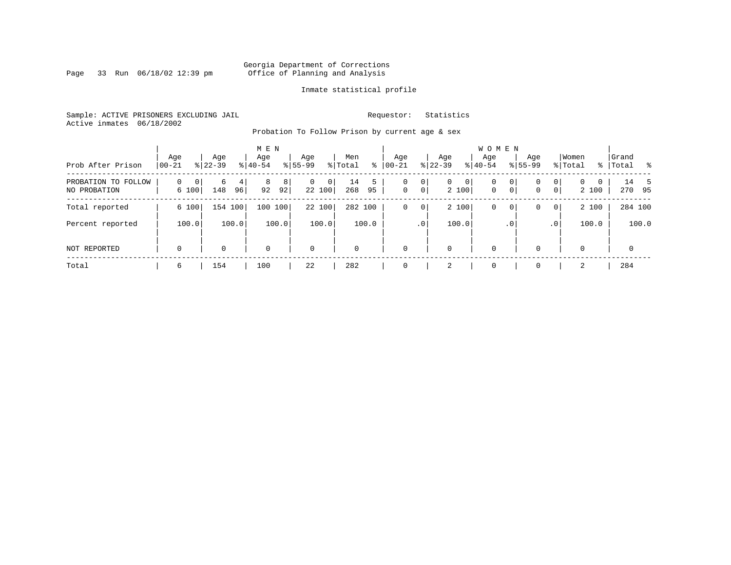Georgia Department of Corrections
Office of Planning and Analysis

Inmate statistical profile

Sample: ACTIVE PRISONERS EXCLUDING JAIL                Requestor: Statistics
Active inmates 06/18/2002

Probation To Follow Prison by current age & sex

| Prob After Prison | MEN Age 00-21 | % | Age 22-39 | % | Age 40-54 | % | Age 55-99 | % | Men Total | % | WOMEN Age 00-21 | % | Age 22-39 | % | Age 40-54 | % | Age 55-99 | % | Women Total | % | Grand Total | % |
|---|---|---|---|---|---|---|---|---|---|---|---|---|---|---|---|---|---|---|---|---|---|---|
| PROBATION TO FOLLOW | 0 | 0 | 6 | 4 | 8 | 8 | 0 | 0 | 14 | 5 | 0 | 0 | 0 | 0 | 0 | 0 | 0 | 0 | 0 | 0 | 14 | 5 |
| NO PROBATION | 6 | 100 | 148 | 96 | 92 | 92 | 22 | 100 | 268 | 95 | 0 | 0 | 2 | 100 | 0 | 0 | 0 | 0 | 2 | 100 | 270 | 95 |
| Total reported | 6 | 100 | 154 | 100 | 100 | 100 | 22 | 100 | 282 | 100 | 0 | 0 | 2 | 100 | 0 | 0 | 0 | 0 | 2 | 100 | 284 | 100 |
| Percent reported | | 100.0 | | 100.0 | | 100.0 | | 100.0 | | 100.0 | | .0 | | 100.0 | | .0 | | .0 | | 100.0 | | 100.0 |
| NOT REPORTED | 0 | | 0 | | 0 | | 0 | | 0 | | 0 | | 0 | | 0 | | 0 | | 0 | | 0 | |
| Total | 6 | | 154 | | 100 | | 22 | | 282 | | 0 | | 2 | | 0 | | 0 | | 2 | | 284 | |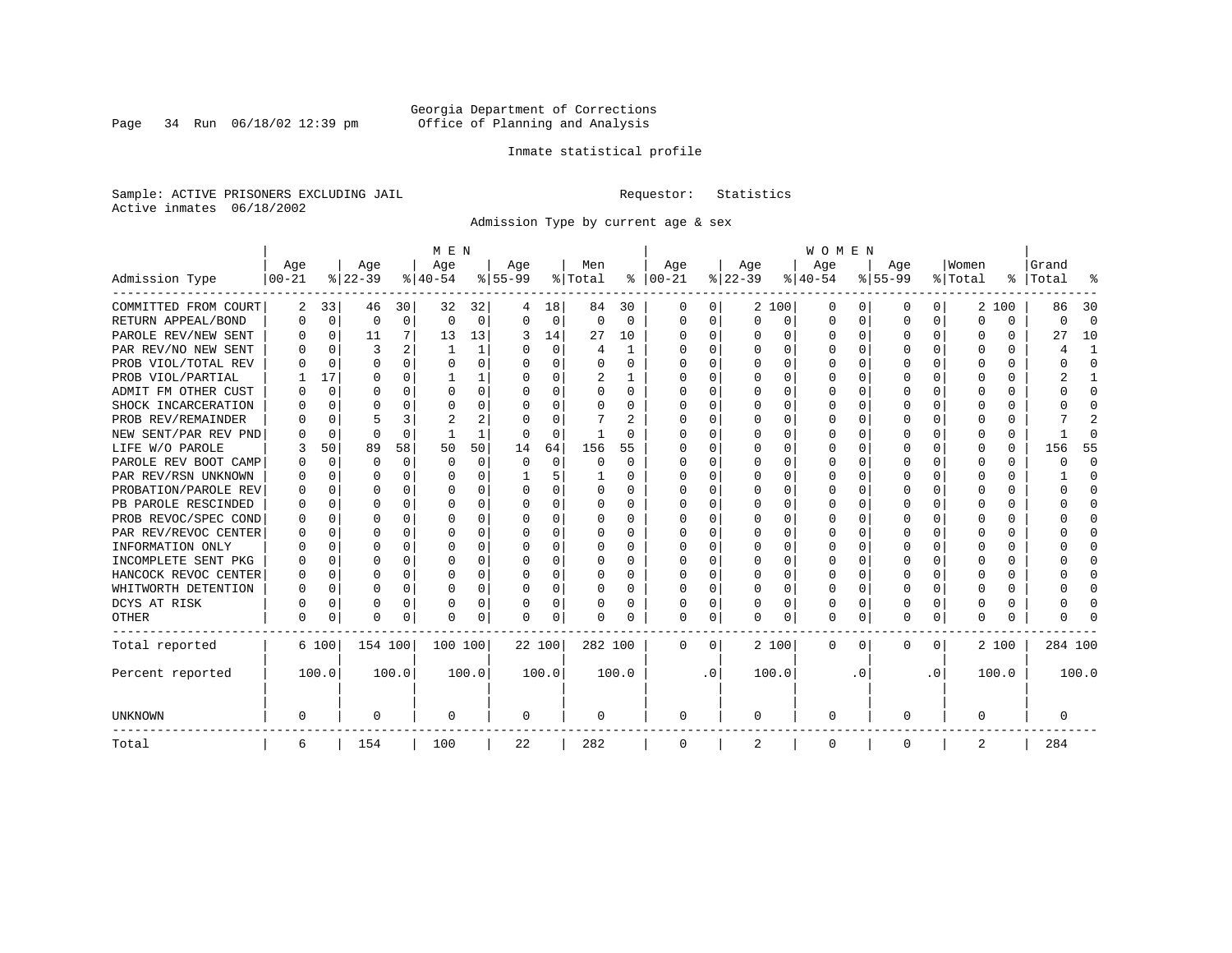Georgia Department of Corrections
Office of Planning and Analysis

Inmate statistical profile

Sample: ACTIVE PRISONERS EXCLUDING JAIL　　　Requestor: Statistics
Active inmates 06/18/2002

Admission Type by current age & sex

| Admission Type | MEN Age 00-21 | % | Age 22-39 | % | Age 40-54 | % | Age 55-99 | % | Men Total | % | WOMEN Age 00-21 | % | Age 22-39 | % | Age 40-54 | % | Age 55-99 | % | Women Total | % | Grand Total | % |
|---|---|---|---|---|---|---|---|---|---|---|---|---|---|---|---|---|---|---|---|---|---|---|
| COMMITTED FROM COURT | 2 | 33 | 46 | 30 | 32 | 32 | 4 | 18 | 84 | 30 | 0 | 0 | 2 | 100 | 0 | 0 | 0 | 0 | 2 | 100 | 86 | 30 |
| RETURN APPEAL/BOND | 0 | 0 | 0 | 0 | 0 | 0 | 0 | 0 | 0 | 0 | 0 | 0 | 0 | 0 | 0 | 0 | 0 | 0 | 0 | 0 | 0 | 0 |
| PAROLE REV/NEW SENT | 0 | 0 | 11 | 7 | 13 | 13 | 3 | 14 | 27 | 10 | 0 | 0 | 0 | 0 | 0 | 0 | 0 | 0 | 0 | 0 | 27 | 10 |
| PAR REV/NO NEW SENT | 0 | 0 | 3 | 2 | 1 | 1 | 0 | 0 | 4 | 1 | 0 | 0 | 0 | 0 | 0 | 0 | 0 | 0 | 0 | 0 | 4 | 1 |
| PROB VIOL/TOTAL REV | 0 | 0 | 0 | 0 | 0 | 0 | 0 | 0 | 0 | 0 | 0 | 0 | 0 | 0 | 0 | 0 | 0 | 0 | 0 | 0 | 0 | 0 |
| PROB VIOL/PARTIAL | 1 | 17 | 0 | 0 | 1 | 1 | 0 | 0 | 2 | 1 | 0 | 0 | 0 | 0 | 0 | 0 | 0 | 0 | 0 | 0 | 2 | 1 |
| ADMIT FM OTHER CUST | 0 | 0 | 0 | 0 | 0 | 0 | 0 | 0 | 0 | 0 | 0 | 0 | 0 | 0 | 0 | 0 | 0 | 0 | 0 | 0 | 0 | 0 |
| SHOCK INCARCERATION | 0 | 0 | 0 | 0 | 0 | 0 | 0 | 0 | 0 | 0 | 0 | 0 | 0 | 0 | 0 | 0 | 0 | 0 | 0 | 0 | 0 | 0 |
| PROB REV/REMAINDER | 0 | 0 | 5 | 3 | 2 | 2 | 0 | 0 | 7 | 2 | 0 | 0 | 0 | 0 | 0 | 0 | 0 | 0 | 0 | 0 | 7 | 2 |
| NEW SENT/PAR REV PND | 0 | 0 | 0 | 0 | 1 | 1 | 0 | 0 | 1 | 0 | 0 | 0 | 0 | 0 | 0 | 0 | 0 | 0 | 0 | 0 | 1 | 0 |
| LIFE W/O PAROLE | 3 | 50 | 89 | 58 | 50 | 50 | 14 | 64 | 156 | 55 | 0 | 0 | 0 | 0 | 0 | 0 | 0 | 0 | 0 | 0 | 156 | 55 |
| PAROLE REV BOOT CAMP | 0 | 0 | 0 | 0 | 0 | 0 | 0 | 0 | 0 | 0 | 0 | 0 | 0 | 0 | 0 | 0 | 0 | 0 | 0 | 0 | 0 | 0 |
| PAR REV/RSN UNKNOWN | 0 | 0 | 0 | 0 | 0 | 0 | 1 | 5 | 1 | 0 | 0 | 0 | 0 | 0 | 0 | 0 | 0 | 0 | 0 | 0 | 1 | 0 |
| PROBATION/PAROLE REV | 0 | 0 | 0 | 0 | 0 | 0 | 0 | 0 | 0 | 0 | 0 | 0 | 0 | 0 | 0 | 0 | 0 | 0 | 0 | 0 | 0 | 0 |
| PB PAROLE RESCINDED | 0 | 0 | 0 | 0 | 0 | 0 | 0 | 0 | 0 | 0 | 0 | 0 | 0 | 0 | 0 | 0 | 0 | 0 | 0 | 0 | 0 | 0 |
| PROB REVOC/SPEC COND | 0 | 0 | 0 | 0 | 0 | 0 | 0 | 0 | 0 | 0 | 0 | 0 | 0 | 0 | 0 | 0 | 0 | 0 | 0 | 0 | 0 | 0 |
| PAR REV/REVOC CENTER | 0 | 0 | 0 | 0 | 0 | 0 | 0 | 0 | 0 | 0 | 0 | 0 | 0 | 0 | 0 | 0 | 0 | 0 | 0 | 0 | 0 | 0 |
| INFORMATION ONLY | 0 | 0 | 0 | 0 | 0 | 0 | 0 | 0 | 0 | 0 | 0 | 0 | 0 | 0 | 0 | 0 | 0 | 0 | 0 | 0 | 0 | 0 |
| INCOMPLETE SENT PKG | 0 | 0 | 0 | 0 | 0 | 0 | 0 | 0 | 0 | 0 | 0 | 0 | 0 | 0 | 0 | 0 | 0 | 0 | 0 | 0 | 0 | 0 |
| HANCOCK REVOC CENTER | 0 | 0 | 0 | 0 | 0 | 0 | 0 | 0 | 0 | 0 | 0 | 0 | 0 | 0 | 0 | 0 | 0 | 0 | 0 | 0 | 0 | 0 |
| WHITWORTH DETENTION | 0 | 0 | 0 | 0 | 0 | 0 | 0 | 0 | 0 | 0 | 0 | 0 | 0 | 0 | 0 | 0 | 0 | 0 | 0 | 0 | 0 | 0 |
| DCYS AT RISK | 0 | 0 | 0 | 0 | 0 | 0 | 0 | 0 | 0 | 0 | 0 | 0 | 0 | 0 | 0 | 0 | 0 | 0 | 0 | 0 | 0 | 0 |
| OTHER | 0 | 0 | 0 | 0 | 0 | 0 | 0 | 0 | 0 | 0 | 0 | 0 | 0 | 0 | 0 | 0 | 0 | 0 | 0 | 0 | 0 | 0 |
| Total reported | 6 | 100 | 154 | 100 | 100 | 100 | 22 | 100 | 282 | 100 | 0 | 0 | 2 | 100 | 0 | 0 | 0 | 0 | 2 | 100 | 284 | 100 |
| Percent reported | | 100.0 | | 100.0 | | 100.0 | | 100.0 | | 100.0 | | .0 | | 100.0 | | .0 | | .0 | | 100.0 | | 100.0 |
| UNKNOWN | 0 | | 0 | | 0 | | 0 | | 0 | | 0 | | 0 | | 0 | | 0 | | 0 | | 0 | |
| Total | 6 | | 154 | | 100 | | 22 | | 282 | | 0 | | 2 | | 0 | | 0 | | 2 | | 284 | |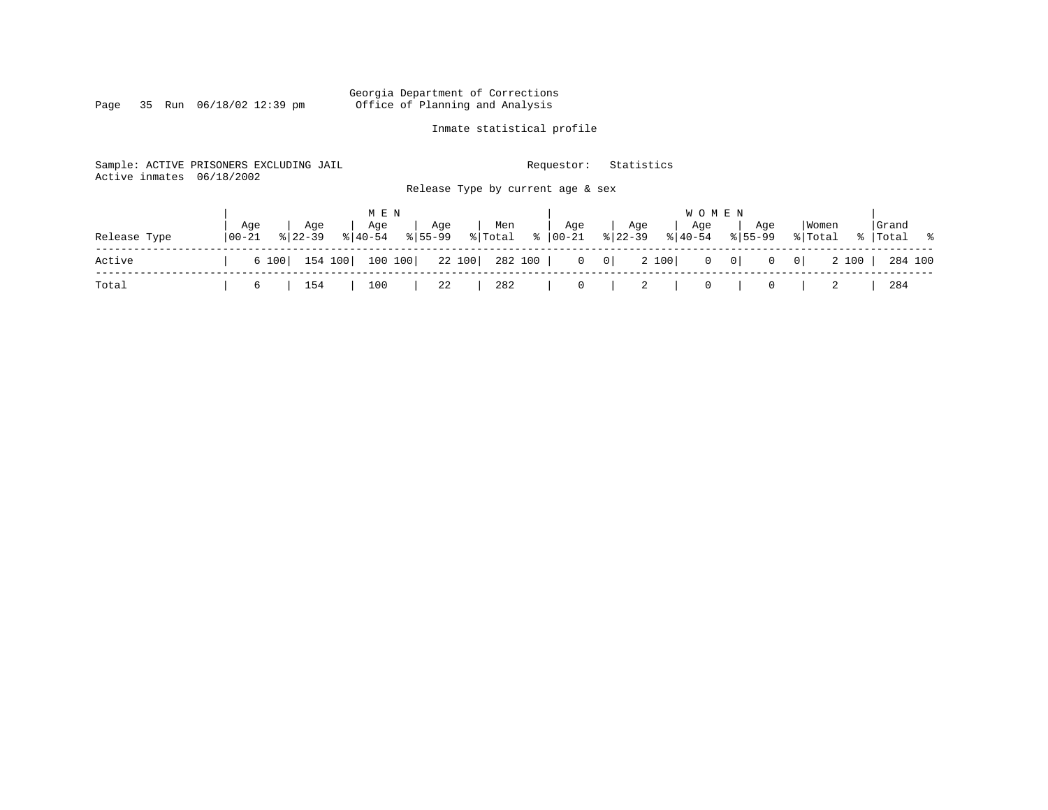Georgia Department of Corrections
Office of Planning and Analysis

Inmate statistical profile

Sample: ACTIVE PRISONERS EXCLUDING JAIL    Requestor: Statistics
Active inmates 06/18/2002

Release Type by current age & sex

| Release Type | MEN Age 00-21 | % | Age 22-39 | % | Age 40-54 | % | Age 55-99 | % | Men Total | % | WOMEN Age 00-21 | % | Age 22-39 | % | Age 40-54 | % | Age 55-99 | % | Women Total | % | Grand Total | % |
|---|---|---|---|---|---|---|---|---|---|---|---|---|---|---|---|---|---|---|---|---|---|---|
| Active | 6 | 100 | 154 | 100 | 100 | 100 | 22 | 100 | 282 | 100 | 0 | 0 | 2 | 100 | 0 | 0 | 0 | 0 | 2 | 100 | 284 | 100 |
| Total | 6 | | 154 | | 100 | | 22 | | 282 | | 0 | | 2 | | 0 | | 0 | | 2 | | 284 | |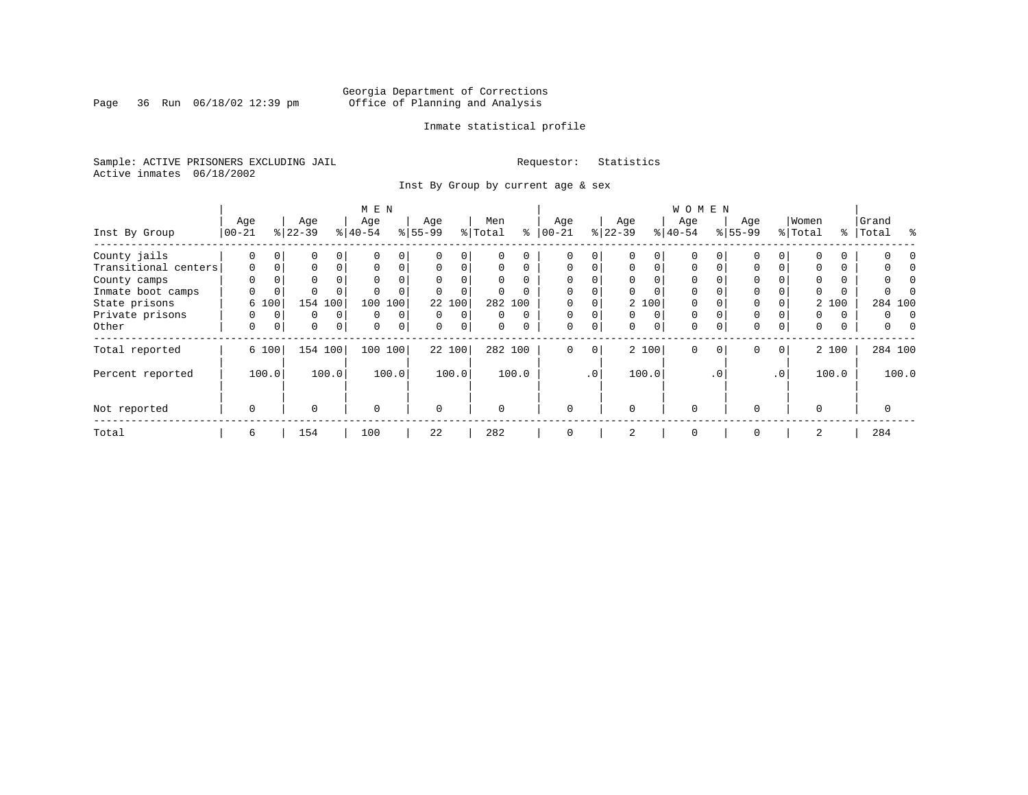Georgia Department of Corrections
Office of Planning and Analysis

Inmate statistical profile

Sample: ACTIVE PRISONERS EXCLUDING JAIL     Requestor: Statistics
Active inmates 06/18/2002

Inst By Group by current age & sex

| Inst By Group | MEN Age 00-21 | % | Age 22-39 | % | Age 40-54 | % | Age 55-99 | % | Men Total | % | WOMEN Age 00-21 | % | Age 22-39 | % | Age 40-54 | % | Age 55-99 | % | Women Total | % | Grand Total | % |
|---|---|---|---|---|---|---|---|---|---|---|---|---|---|---|---|---|---|---|---|---|---|---|
| County jails | 0 | 0 | 0 | 0 | 0 | 0 | 0 | 0 | 0 | 0 | 0 | 0 | 0 | 0 | 0 | 0 | 0 | 0 | 0 | 0 | 0 | 0 |
| Transitional centers | 0 | 0 | 0 | 0 | 0 | 0 | 0 | 0 | 0 | 0 | 0 | 0 | 0 | 0 | 0 | 0 | 0 | 0 | 0 | 0 | 0 | 0 |
| County camps | 0 | 0 | 0 | 0 | 0 | 0 | 0 | 0 | 0 | 0 | 0 | 0 | 0 | 0 | 0 | 0 | 0 | 0 | 0 | 0 | 0 | 0 |
| Inmate boot camps | 0 | 0 | 0 | 0 | 0 | 0 | 0 | 0 | 0 | 0 | 0 | 0 | 0 | 0 | 0 | 0 | 0 | 0 | 0 | 0 | 0 | 0 |
| State prisons | 6 | 100 | 154 | 100 | 100 | 100 | 22 | 100 | 282 | 100 | 0 | 0 | 2 | 100 | 0 | 0 | 0 | 0 | 2 | 100 | 284 | 100 |
| Private prisons | 0 | 0 | 0 | 0 | 0 | 0 | 0 | 0 | 0 | 0 | 0 | 0 | 0 | 0 | 0 | 0 | 0 | 0 | 0 | 0 | 0 | 0 |
| Other | 0 | 0 | 0 | 0 | 0 | 0 | 0 | 0 | 0 | 0 | 0 | 0 | 0 | 0 | 0 | 0 | 0 | 0 | 0 | 0 | 0 | 0 |
| Total reported | 6 | 100 | 154 | 100 | 100 | 100 | 22 | 100 | 282 | 100 | 0 | 0 | 2 | 100 | 0 | 0 | 0 | 0 | 2 | 100 | 284 | 100 |
| Percent reported | 100.0 | | 100.0 | | 100.0 | | 100.0 | | 100.0 | | .0 | | 100.0 | | .0 | | .0 | | 100.0 | | 100.0 | |
| Not reported | 0 | | 0 | | 0 | | 0 | | 0 | | 0 | | 0 | | 0 | | 0 | | 0 | | 0 | |
| Total | 6 | | 154 | | 100 | | 22 | | 282 | | 0 | | 2 | | 0 | | 0 | | 2 | | 284 | |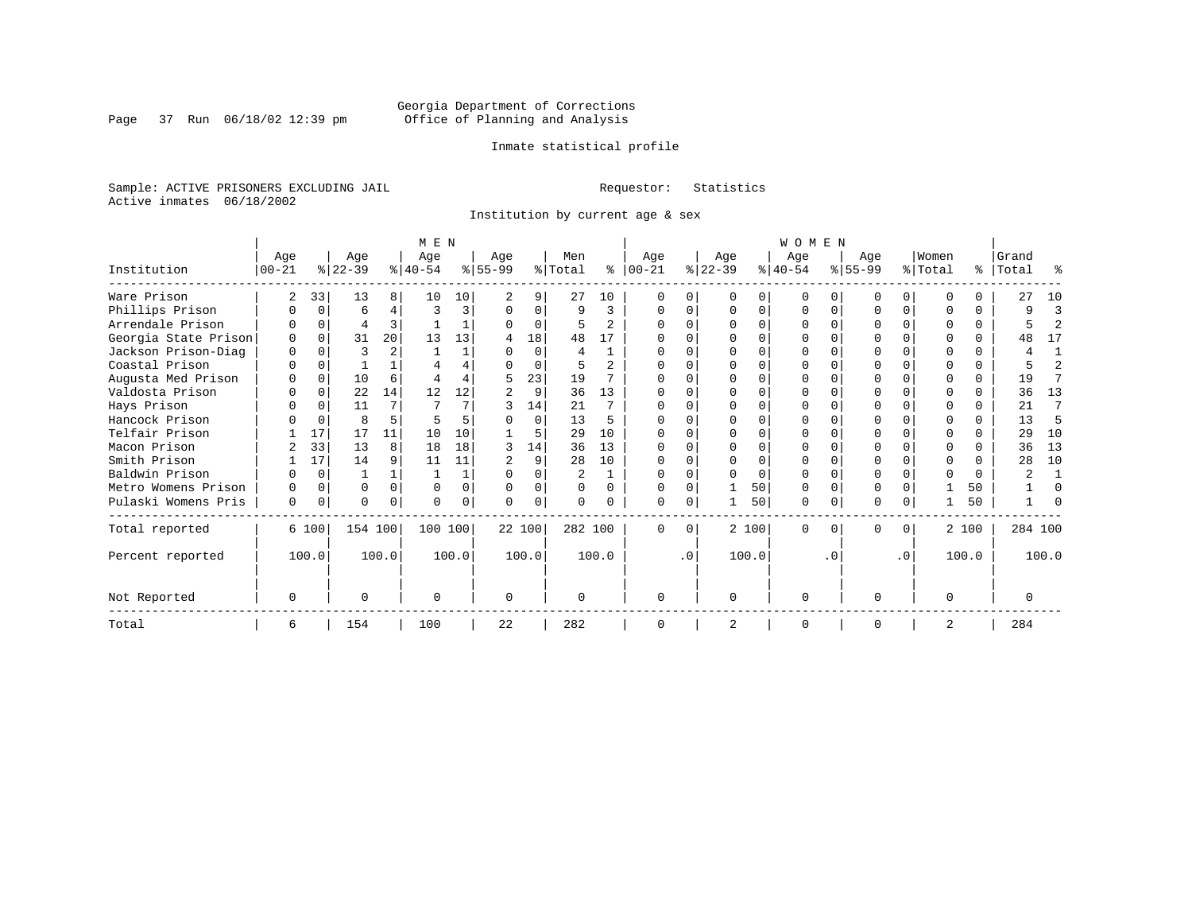Georgia Department of Corrections
Office of Planning and Analysis

Inmate statistical profile

Sample: ACTIVE PRISONERS EXCLUDING JAIL

Requestor: Statistics

Active inmates 06/18/2002

Institution by current age & sex

| Institution | MEN Age 00-21 | % | Age 22-39 | % | Age 40-54 | % | Age 55-99 | % | Men Total | % | WOMEN Age 00-21 | % | Age 22-39 | % | Age 40-54 | % | Age 55-99 | % | Women Total | % | Grand Total | % |
|---|---|---|---|---|---|---|---|---|---|---|---|---|---|---|---|---|---|---|---|---|---|---|
| Ware Prison | 2 | 33 | 13 | 8 | 10 | 10 | 2 | 9 | 27 | 10 | 0 | 0 | 0 | 0 | 0 | 0 | 0 | 0 | 0 | 0 | 27 | 10 |
| Phillips Prison | 0 | 0 | 6 | 4 | 3 | 3 | 0 | 0 | 9 | 3 | 0 | 0 | 0 | 0 | 0 | 0 | 0 | 0 | 0 | 0 | 9 | 3 |
| Arrendale Prison | 0 | 0 | 4 | 3 | 1 | 1 | 0 | 0 | 5 | 2 | 0 | 0 | 0 | 0 | 0 | 0 | 0 | 0 | 0 | 0 | 5 | 2 |
| Georgia State Prison | 0 | 0 | 31 | 20 | 13 | 13 | 4 | 18 | 48 | 17 | 0 | 0 | 0 | 0 | 0 | 0 | 0 | 0 | 0 | 0 | 48 | 17 |
| Jackson Prison-Diag | 0 | 0 | 3 | 2 | 1 | 1 | 0 | 0 | 4 | 1 | 0 | 0 | 0 | 0 | 0 | 0 | 0 | 0 | 0 | 0 | 4 | 1 |
| Coastal Prison | 0 | 0 | 1 | 1 | 4 | 4 | 0 | 0 | 5 | 2 | 0 | 0 | 0 | 0 | 0 | 0 | 0 | 0 | 0 | 0 | 5 | 2 |
| Augusta Med Prison | 0 | 0 | 10 | 6 | 4 | 4 | 5 | 23 | 19 | 7 | 0 | 0 | 0 | 0 | 0 | 0 | 0 | 0 | 0 | 0 | 19 | 7 |
| Valdosta Prison | 0 | 0 | 22 | 14 | 12 | 12 | 2 | 9 | 36 | 13 | 0 | 0 | 0 | 0 | 0 | 0 | 0 | 0 | 0 | 0 | 36 | 13 |
| Hays Prison | 0 | 0 | 11 | 7 | 7 | 7 | 3 | 14 | 21 | 7 | 0 | 0 | 0 | 0 | 0 | 0 | 0 | 0 | 0 | 0 | 21 | 7 |
| Hancock Prison | 0 | 0 | 8 | 5 | 5 | 5 | 0 | 0 | 13 | 5 | 0 | 0 | 0 | 0 | 0 | 0 | 0 | 0 | 0 | 0 | 13 | 5 |
| Telfair Prison | 1 | 17 | 17 | 11 | 10 | 10 | 1 | 5 | 29 | 10 | 0 | 0 | 0 | 0 | 0 | 0 | 0 | 0 | 0 | 0 | 29 | 10 |
| Macon Prison | 2 | 33 | 13 | 8 | 18 | 18 | 3 | 14 | 36 | 13 | 0 | 0 | 0 | 0 | 0 | 0 | 0 | 0 | 0 | 0 | 36 | 13 |
| Smith Prison | 1 | 17 | 14 | 9 | 11 | 11 | 2 | 9 | 28 | 10 | 0 | 0 | 0 | 0 | 0 | 0 | 0 | 0 | 0 | 0 | 28 | 10 |
| Baldwin Prison | 0 | 0 | 1 | 1 | 1 | 1 | 0 | 0 | 2 | 1 | 0 | 0 | 0 | 0 | 0 | 0 | 0 | 0 | 0 | 0 | 2 | 1 |
| Metro Womens Prison | 0 | 0 | 0 | 0 | 0 | 0 | 0 | 0 | 0 | 0 | 0 | 0 | 1 | 50 | 0 | 0 | 0 | 0 | 1 | 50 | 1 | 0 |
| Pulaski Womens Pris | 0 | 0 | 0 | 0 | 0 | 0 | 0 | 0 | 0 | 0 | 0 | 0 | 1 | 50 | 0 | 0 | 0 | 0 | 1 | 50 | 1 | 0 |
| Total reported | 6 | 100 | 154 | 100 | 100 | 100 | 22 | 100 | 282 | 100 | 0 | 0 | 2 | 100 | 0 | 0 | 0 | 0 | 2 | 100 | 284 | 100 |
| Percent reported | | 100.0 | | 100.0 | | 100.0 | | 100.0 | | 100.0 | | .0 | | 100.0 | | .0 | | .0 | | 100.0 | | 100.0 |
| Not Reported | 0 | | 0 | | 0 | | 0 | | 0 | | 0 | | 0 | | 0 | | 0 | | 0 | | 0 | |
| Total | 6 | | 154 | | 100 | | 22 | | 282 | | 0 | | 2 | | 0 | | 0 | | 2 | | 284 | |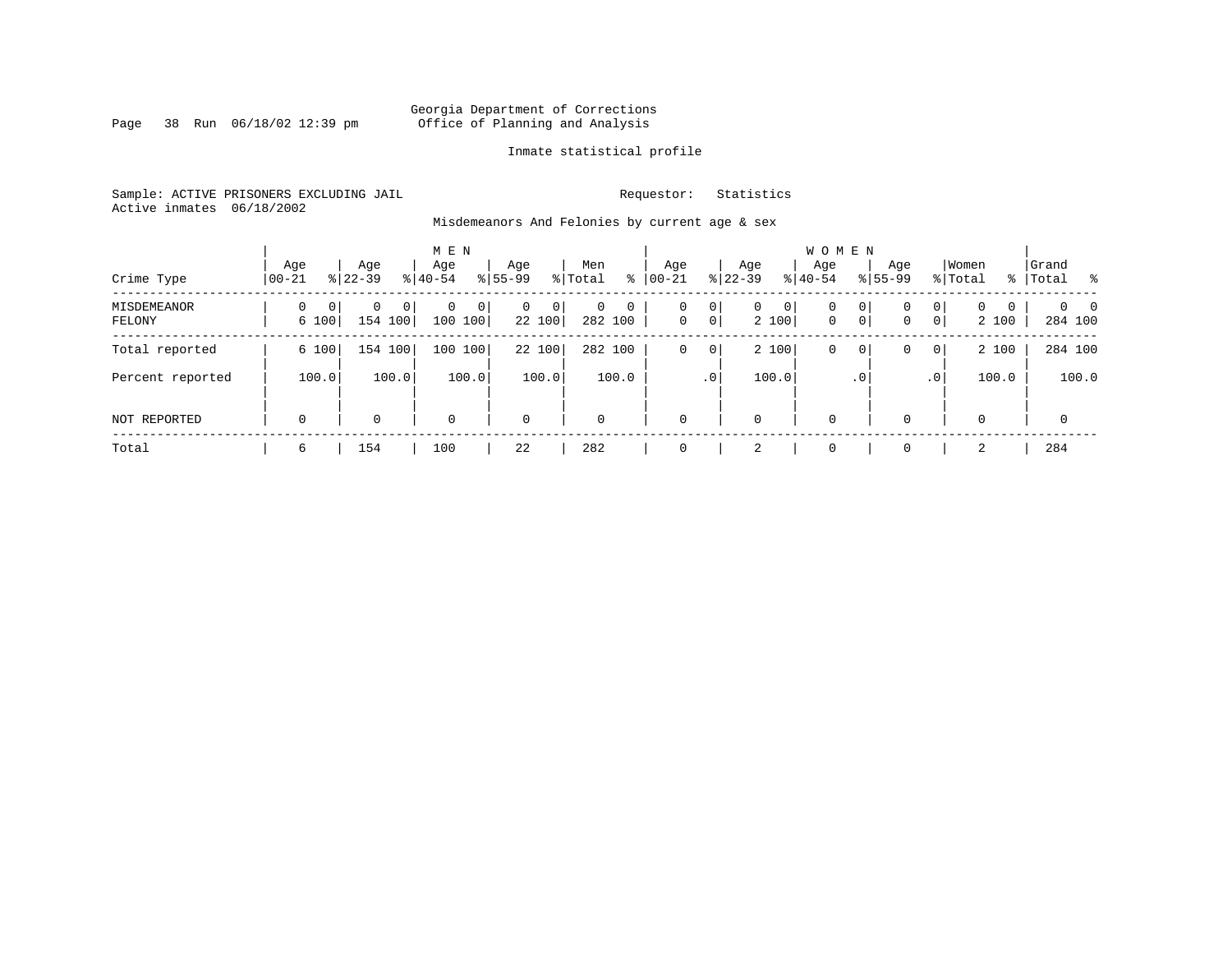Georgia Department of Corrections
Office of Planning and Analysis

Run 06/18/02 12:39 pm

Inmate statistical profile

Sample: ACTIVE PRISONERS EXCLUDING JAIL
Active inmates 06/18/2002

Requestor: Statistics

Misdemeanors And Felonies by current age & sex

| Crime Type | MEN Age 00-21 | % | Age 22-39 | % | Age 40-54 | % | Age 55-99 | % | Men Total | % | WOMEN Age 00-21 | % | Age 22-39 | % | Age 40-54 | % | Age 55-99 | % | Women Total | % | Grand Total | % |
|---|---|---|---|---|---|---|---|---|---|---|---|---|---|---|---|---|---|---|---|---|---|---|
| MISDEMEANOR | 0 | 0 | 0 | 0 | 0 | 0 | 0 | 0 | 0 | 0 | 0 | 0 | 0 | 0 | 0 | 0 | 0 | 0 | 0 | 0 | 0 | 0 |
| FELONY | 6 | 100 | 154 | 100 | 100 | 100 | 22 | 100 | 282 | 100 | 0 | 0 | 2 | 100 | 0 | 0 | 0 | 0 | 2 | 100 | 284 | 100 |
| Total reported | 6 | 100 | 154 | 100 | 100 | 100 | 22 | 100 | 282 | 100 | 0 | 0 | 2 | 100 | 0 | 0 | 0 | 0 | 2 | 100 | 284 | 100 |
| Percent reported | | 100.0 | | 100.0 | | 100.0 | | 100.0 | | 100.0 | | .0 | | 100.0 | | .0 | | .0 | | 100.0 | | 100.0 |
| NOT REPORTED | 0 | | 0 | | 0 | | 0 | | 0 | | 0 | | 0 | | 0 | | 0 | | 0 | | 0 | |
| Total | 6 | | 154 | | 100 | | 22 | | 282 | | 0 | | 2 | | 0 | | 0 | | 2 | | 284 | |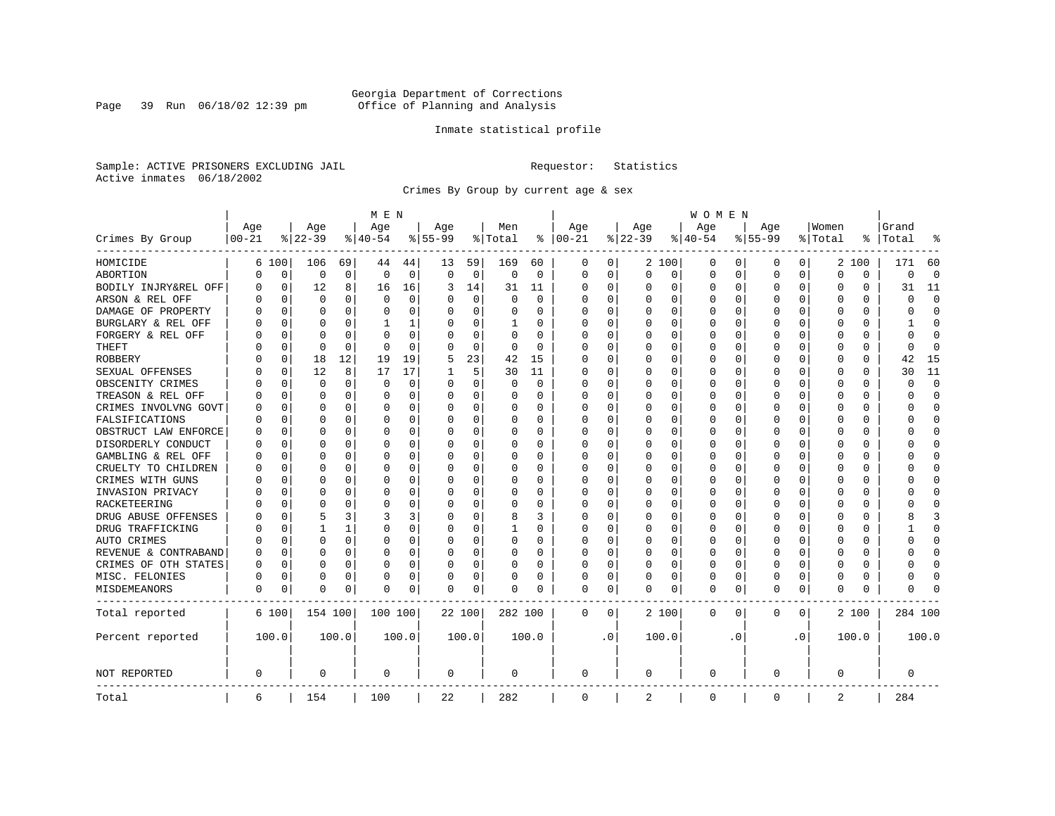Georgia Department of Corrections
Office of Planning and Analysis

Inmate statistical profile

Sample: ACTIVE PRISONERS EXCLUDING JAIL                    Requestor: Statistics
Active inmates 06/18/2002

Crimes By Group by current age & sex

| Crimes By Group | MEN Age 00-21 | % | Age 22-39 | % | Age 40-54 | % | Age 55-99 | % | Men Total | % | WOMEN Age 00-21 | % | Age 22-39 | % | Age 40-54 | % | Age 55-99 | % | Women Total | % | Grand Total | % |
|---|---|---|---|---|---|---|---|---|---|---|---|---|---|---|---|---|---|---|---|---|---|---|
| HOMICIDE | 6 | 100 | 106 | 69 | 44 | 44 | 13 | 59 | 169 | 60 | 0 | 0 | 2 | 100 | 0 | 0 | 0 | 0 | 2 | 100 | 171 | 60 |
| ABORTION | 0 | 0 | 0 | 0 | 0 | 0 | 0 | 0 | 0 | 0 | 0 | 0 | 0 | 0 | 0 | 0 | 0 | 0 | 0 | 0 | 0 | 0 |
| BODILY INJRY&REL OFF | 0 | 0 | 12 | 8 | 16 | 16 | 3 | 14 | 31 | 11 | 0 | 0 | 0 | 0 | 0 | 0 | 0 | 0 | 0 | 0 | 31 | 11 |
| ARSON & REL OFF | 0 | 0 | 0 | 0 | 0 | 0 | 0 | 0 | 0 | 0 | 0 | 0 | 0 | 0 | 0 | 0 | 0 | 0 | 0 | 0 | 0 | 0 |
| DAMAGE OF PROPERTY | 0 | 0 | 0 | 0 | 0 | 0 | 0 | 0 | 0 | 0 | 0 | 0 | 0 | 0 | 0 | 0 | 0 | 0 | 0 | 0 | 0 | 0 |
| BURGLARY & REL OFF | 0 | 0 | 0 | 0 | 1 | 1 | 0 | 0 | 1 | 0 | 0 | 0 | 0 | 0 | 0 | 0 | 0 | 0 | 0 | 0 | 1 | 0 |
| FORGERY & REL OFF | 0 | 0 | 0 | 0 | 0 | 0 | 0 | 0 | 0 | 0 | 0 | 0 | 0 | 0 | 0 | 0 | 0 | 0 | 0 | 0 | 0 | 0 |
| THEFT | 0 | 0 | 0 | 0 | 0 | 0 | 0 | 0 | 0 | 0 | 0 | 0 | 0 | 0 | 0 | 0 | 0 | 0 | 0 | 0 | 0 | 0 |
| ROBBERY | 0 | 0 | 18 | 12 | 19 | 19 | 5 | 23 | 42 | 15 | 0 | 0 | 0 | 0 | 0 | 0 | 0 | 0 | 0 | 0 | 42 | 15 |
| SEXUAL OFFENSES | 0 | 0 | 12 | 8 | 17 | 17 | 1 | 5 | 30 | 11 | 0 | 0 | 0 | 0 | 0 | 0 | 0 | 0 | 0 | 0 | 30 | 11 |
| OBSCENITY CRIMES | 0 | 0 | 0 | 0 | 0 | 0 | 0 | 0 | 0 | 0 | 0 | 0 | 0 | 0 | 0 | 0 | 0 | 0 | 0 | 0 | 0 | 0 |
| TREASON & REL OFF | 0 | 0 | 0 | 0 | 0 | 0 | 0 | 0 | 0 | 0 | 0 | 0 | 0 | 0 | 0 | 0 | 0 | 0 | 0 | 0 | 0 | 0 |
| CRIMES INVOLVNG GOVT | 0 | 0 | 0 | 0 | 0 | 0 | 0 | 0 | 0 | 0 | 0 | 0 | 0 | 0 | 0 | 0 | 0 | 0 | 0 | 0 | 0 | 0 |
| FALSIFICATIONS | 0 | 0 | 0 | 0 | 0 | 0 | 0 | 0 | 0 | 0 | 0 | 0 | 0 | 0 | 0 | 0 | 0 | 0 | 0 | 0 | 0 | 0 |
| OBSTRUCT LAW ENFORCE | 0 | 0 | 0 | 0 | 0 | 0 | 0 | 0 | 0 | 0 | 0 | 0 | 0 | 0 | 0 | 0 | 0 | 0 | 0 | 0 | 0 | 0 |
| DISORDERLY CONDUCT | 0 | 0 | 0 | 0 | 0 | 0 | 0 | 0 | 0 | 0 | 0 | 0 | 0 | 0 | 0 | 0 | 0 | 0 | 0 | 0 | 0 | 0 |
| GAMBLING & REL OFF | 0 | 0 | 0 | 0 | 0 | 0 | 0 | 0 | 0 | 0 | 0 | 0 | 0 | 0 | 0 | 0 | 0 | 0 | 0 | 0 | 0 | 0 |
| CRUELTY TO CHILDREN | 0 | 0 | 0 | 0 | 0 | 0 | 0 | 0 | 0 | 0 | 0 | 0 | 0 | 0 | 0 | 0 | 0 | 0 | 0 | 0 | 0 | 0 |
| CRIMES WITH GUNS | 0 | 0 | 0 | 0 | 0 | 0 | 0 | 0 | 0 | 0 | 0 | 0 | 0 | 0 | 0 | 0 | 0 | 0 | 0 | 0 | 0 | 0 |
| INVASION PRIVACY | 0 | 0 | 0 | 0 | 0 | 0 | 0 | 0 | 0 | 0 | 0 | 0 | 0 | 0 | 0 | 0 | 0 | 0 | 0 | 0 | 0 | 0 |
| RACKETEERING | 0 | 0 | 0 | 0 | 0 | 0 | 0 | 0 | 0 | 0 | 0 | 0 | 0 | 0 | 0 | 0 | 0 | 0 | 0 | 0 | 0 | 0 |
| DRUG ABUSE OFFENSES | 0 | 0 | 5 | 3 | 3 | 3 | 0 | 0 | 8 | 3 | 0 | 0 | 0 | 0 | 0 | 0 | 0 | 0 | 0 | 0 | 8 | 3 |
| DRUG TRAFFICKING | 0 | 0 | 1 | 1 | 0 | 0 | 0 | 0 | 1 | 0 | 0 | 0 | 0 | 0 | 0 | 0 | 0 | 0 | 0 | 0 | 1 | 0 |
| AUTO CRIMES | 0 | 0 | 0 | 0 | 0 | 0 | 0 | 0 | 0 | 0 | 0 | 0 | 0 | 0 | 0 | 0 | 0 | 0 | 0 | 0 | 0 | 0 |
| REVENUE & CONTRABAND | 0 | 0 | 0 | 0 | 0 | 0 | 0 | 0 | 0 | 0 | 0 | 0 | 0 | 0 | 0 | 0 | 0 | 0 | 0 | 0 | 0 | 0 |
| CRIMES OF OTH STATES | 0 | 0 | 0 | 0 | 0 | 0 | 0 | 0 | 0 | 0 | 0 | 0 | 0 | 0 | 0 | 0 | 0 | 0 | 0 | 0 | 0 | 0 |
| MISC. FELONIES | 0 | 0 | 0 | 0 | 0 | 0 | 0 | 0 | 0 | 0 | 0 | 0 | 0 | 0 | 0 | 0 | 0 | 0 | 0 | 0 | 0 | 0 |
| MISDEMEANORS | 0 | 0 | 0 | 0 | 0 | 0 | 0 | 0 | 0 | 0 | 0 | 0 | 0 | 0 | 0 | 0 | 0 | 0 | 0 | 0 | 0 | 0 |
| Total reported | 6 | 100 | 154 | 100 | 100 | 100 | 22 | 100 | 282 | 100 | 0 | 0 | 2 | 100 | 0 | 0 | 0 | 0 | 2 | 100 | 284 | 100 |
| Percent reported | 100.0 | | 100.0 | | 100.0 | | 100.0 | | 100.0 | | .0 | | 100.0 | | .0 | | .0 | | 100.0 | | 100.0 | |
| NOT REPORTED | 0 | | 0 | | 0 | | 0 | | 0 | | 0 | | 0 | | 0 | | 0 | | 0 | | 0 | |
| Total | 6 | | 154 | | 100 | | 22 | | 282 | | 0 | | 2 | | 0 | | 0 | | 2 | | 284 | |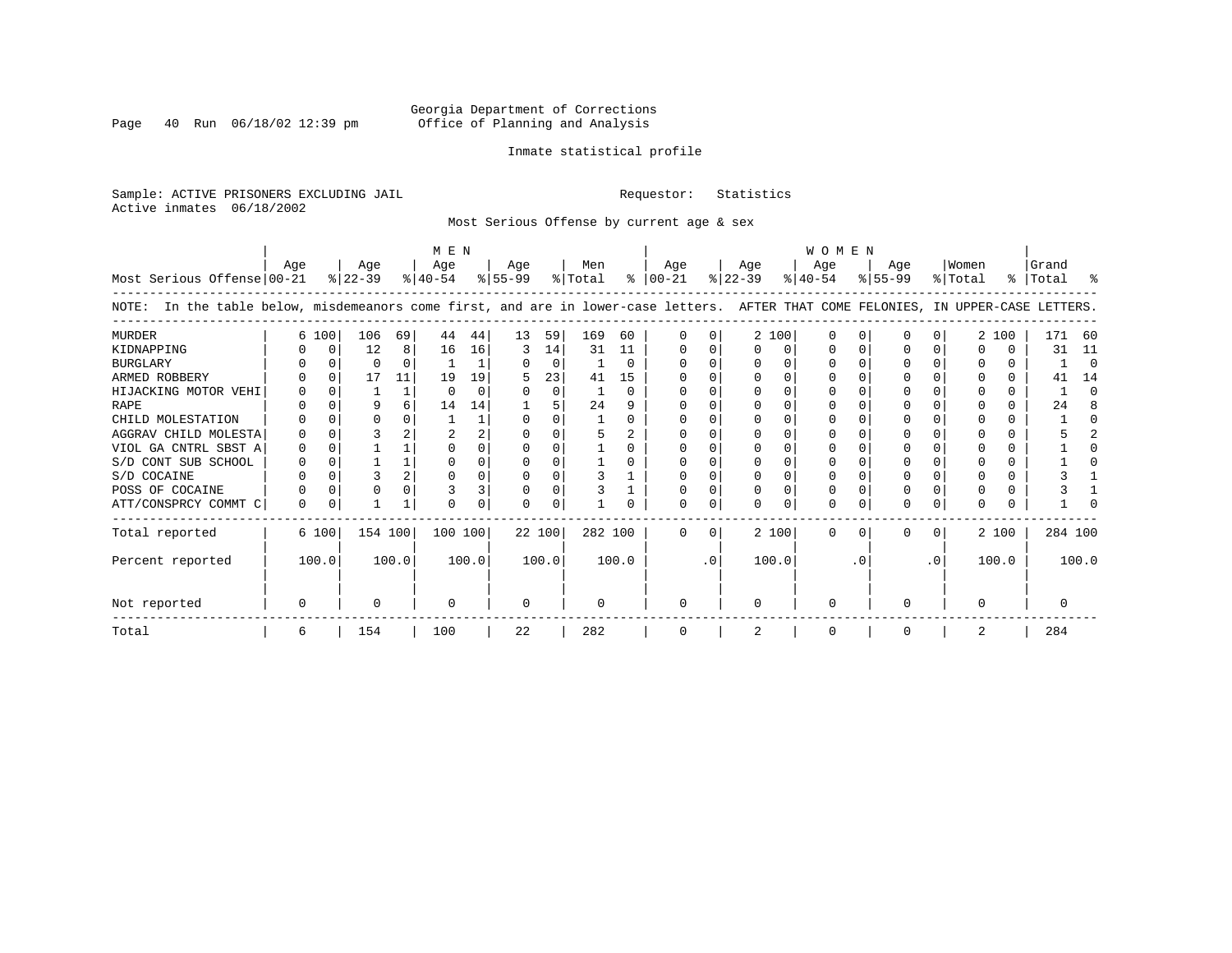Georgia Department of Corrections
Office of Planning and Analysis

Inmate statistical profile

Sample: ACTIVE PRISONERS EXCLUDING JAIL

Requestor: Statistics

Active inmates 06/18/2002

Most Serious Offense by current age & sex

NOTE: In the table below, misdemeanors come first, and are in lower-case letters. AFTER THAT COME FELONIES, IN UPPER-CASE LETTERS.

| Most Serious Offense | MEN Age 00-21 | % | Age 22-39 | % | Age 40-54 | % | Age 55-99 | % | Men Total | % | WOMEN Age 00-21 | % | Age 22-39 | % | Age 40-54 | % | Age 55-99 | % | Women Total | % | Grand Total | % |
|---|---|---|---|---|---|---|---|---|---|---|---|---|---|---|---|---|---|---|---|---|---|---|
| MURDER | 6 | 100 | 106 | 69 | 44 | 44 | 13 | 59 | 169 | 60 | 0 | 0 | 2 | 100 | 0 | 0 | 0 | 0 | 2 | 100 | 171 | 60 |
| KIDNAPPING | 0 | 0 | 12 | 8 | 16 | 16 | 3 | 14 | 31 | 11 | 0 | 0 | 0 | 0 | 0 | 0 | 0 | 0 | 0 | 0 | 31 | 11 |
| BURGLARY | 0 | 0 | 0 | 0 | 1 | 1 | 0 | 0 | 1 | 0 | 0 | 0 | 0 | 0 | 0 | 0 | 0 | 0 | 0 | 0 | 1 | 0 |
| ARMED ROBBERY | 0 | 0 | 17 | 11 | 19 | 19 | 5 | 23 | 41 | 15 | 0 | 0 | 0 | 0 | 0 | 0 | 0 | 0 | 0 | 0 | 41 | 14 |
| HIJACKING MOTOR VEHI | 0 | 0 | 1 | 1 | 0 | 0 | 0 | 0 | 1 | 0 | 0 | 0 | 0 | 0 | 0 | 0 | 0 | 0 | 0 | 0 | 1 | 0 |
| RAPE | 0 | 0 | 9 | 6 | 14 | 14 | 1 | 5 | 24 | 9 | 0 | 0 | 0 | 0 | 0 | 0 | 0 | 0 | 0 | 0 | 24 | 8 |
| CHILD MOLESTATION | 0 | 0 | 0 | 0 | 1 | 1 | 0 | 0 | 1 | 0 | 0 | 0 | 0 | 0 | 0 | 0 | 0 | 0 | 0 | 0 | 1 | 0 |
| AGGRAV CHILD MOLESTA | 0 | 0 | 3 | 2 | 2 | 2 | 0 | 0 | 5 | 2 | 0 | 0 | 0 | 0 | 0 | 0 | 0 | 0 | 0 | 0 | 5 | 2 |
| VIOL GA CNTRL SBST A | 0 | 0 | 1 | 1 | 0 | 0 | 0 | 0 | 1 | 0 | 0 | 0 | 0 | 0 | 0 | 0 | 0 | 0 | 0 | 0 | 1 | 0 |
| S/D CONT SUB SCHOOL | 0 | 0 | 1 | 1 | 0 | 0 | 0 | 0 | 1 | 0 | 0 | 0 | 0 | 0 | 0 | 0 | 0 | 0 | 0 | 0 | 1 | 0 |
| S/D COCAINE | 0 | 0 | 3 | 2 | 0 | 0 | 0 | 0 | 3 | 1 | 0 | 0 | 0 | 0 | 0 | 0 | 0 | 0 | 0 | 0 | 3 | 1 |
| POSS OF COCAINE | 0 | 0 | 0 | 0 | 3 | 3 | 0 | 0 | 3 | 1 | 0 | 0 | 0 | 0 | 0 | 0 | 0 | 0 | 0 | 0 | 3 | 1 |
| ATT/CONSPRCY COMMT C | 0 | 0 | 1 | 1 | 0 | 0 | 0 | 0 | 1 | 0 | 0 | 0 | 0 | 0 | 0 | 0 | 0 | 0 | 0 | 0 | 1 | 0 |
| Total reported | 6 | 100 | 154 | 100 | 100 | 100 | 22 | 100 | 282 | 100 | 0 | 0 | 2 | 100 | 0 | 0 | 0 | 0 | 2 | 100 | 284 | 100 |
| Percent reported | 100.0 | | 100.0 | | 100.0 | | 100.0 | | 100.0 | | .0 | | 100.0 | | .0 | | .0 | | 100.0 | | 100.0 | |
| Not reported | 0 | | 0 | | 0 | | 0 | | 0 | | 0 | | 0 | | 0 | | 0 | | 0 | | 0 | |
| Total | 6 | | 154 | | 100 | | 22 | | 282 | | 0 | | 2 | | 0 | | 0 | | 2 | | 284 | |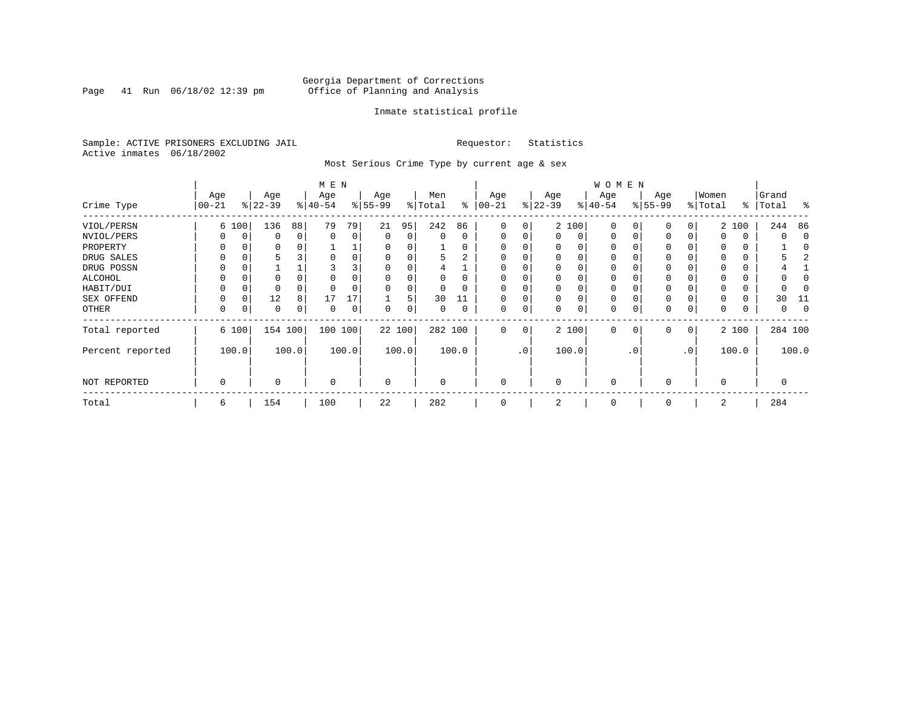Georgia Department of Corrections
Office of Planning and Analysis

Inmate statistical profile

Sample: ACTIVE PRISONERS EXCLUDING JAIL                Requestor: Statistics
Active inmates 06/18/2002

Most Serious Crime Type by current age & sex

| | MEN | | | | | | | | | | WOMEN | | | | | | | | | | | |
|---|---|---|---|---|---|---|---|---|---|---|---|---|---|---|---|---|---|---|---|---|---|---|
| Crime Type | Age 00-21 | % | Age 22-39 | % | Age 40-54 | % | Age 55-99 | % | Men Total | % | Age 00-21 | % | Age 22-39 | % | Age 40-54 | % | Age 55-99 | % | Women Total | % | Grand Total | % |
| VIOL/PERSN | 6 | 100 | 136 | 88 | 79 | 79 | 21 | 95 | 242 | 86 | 0 | 0 | 2 | 100 | 0 | 0 | 0 | 0 | 2 | 100 | 244 | 86 |
| NVIOL/PERS | 0 | 0 | 0 | 0 | 0 | 0 | 0 | 0 | 0 | 0 | 0 | 0 | 0 | 0 | 0 | 0 | 0 | 0 | 0 | 0 | 0 | 0 |
| PROPERTY | 0 | 0 | 0 | 0 | 1 | 1 | 0 | 0 | 1 | 0 | 0 | 0 | 0 | 0 | 0 | 0 | 0 | 0 | 0 | 0 | 1 | 0 |
| DRUG SALES | 0 | 0 | 5 | 3 | 0 | 0 | 0 | 0 | 5 | 2 | 0 | 0 | 0 | 0 | 0 | 0 | 0 | 0 | 0 | 0 | 5 | 2 |
| DRUG POSSN | 0 | 0 | 1 | 1 | 3 | 3 | 0 | 0 | 4 | 1 | 0 | 0 | 0 | 0 | 0 | 0 | 0 | 0 | 0 | 0 | 4 | 1 |
| ALCOHOL | 0 | 0 | 0 | 0 | 0 | 0 | 0 | 0 | 0 | 0 | 0 | 0 | 0 | 0 | 0 | 0 | 0 | 0 | 0 | 0 | 0 | 0 |
| HABIT/DUI | 0 | 0 | 0 | 0 | 0 | 0 | 0 | 0 | 0 | 0 | 0 | 0 | 0 | 0 | 0 | 0 | 0 | 0 | 0 | 0 | 0 | 0 |
| SEX OFFEND | 0 | 0 | 12 | 8 | 17 | 17 | 1 | 5 | 30 | 11 | 0 | 0 | 0 | 0 | 0 | 0 | 0 | 0 | 0 | 0 | 30 | 11 |
| OTHER | 0 | 0 | 0 | 0 | 0 | 0 | 0 | 0 | 0 | 0 | 0 | 0 | 0 | 0 | 0 | 0 | 0 | 0 | 0 | 0 | 0 | 0 |
| Total reported | 6 | 100 | 154 | 100 | 100 | 100 | 22 | 100 | 282 | 100 | 0 | 0 | 2 | 100 | 0 | 0 | 0 | 0 | 2 | 100 | 284 | 100 |
| Percent reported | | 100.0 | | 100.0 | | 100.0 | | 100.0 | | 100.0 | | .0 | | 100.0 | | .0 | | .0 | | 100.0 | | 100.0 |
| NOT REPORTED | 0 | | 0 | | 0 | | 0 | | 0 | | 0 | | 0 | | 0 | | 0 | | 0 | | 0 | |
| Total | 6 | | 154 | | 100 | | 22 | | 282 | | 0 | | 2 | | 0 | | 0 | | 2 | | 284 | |